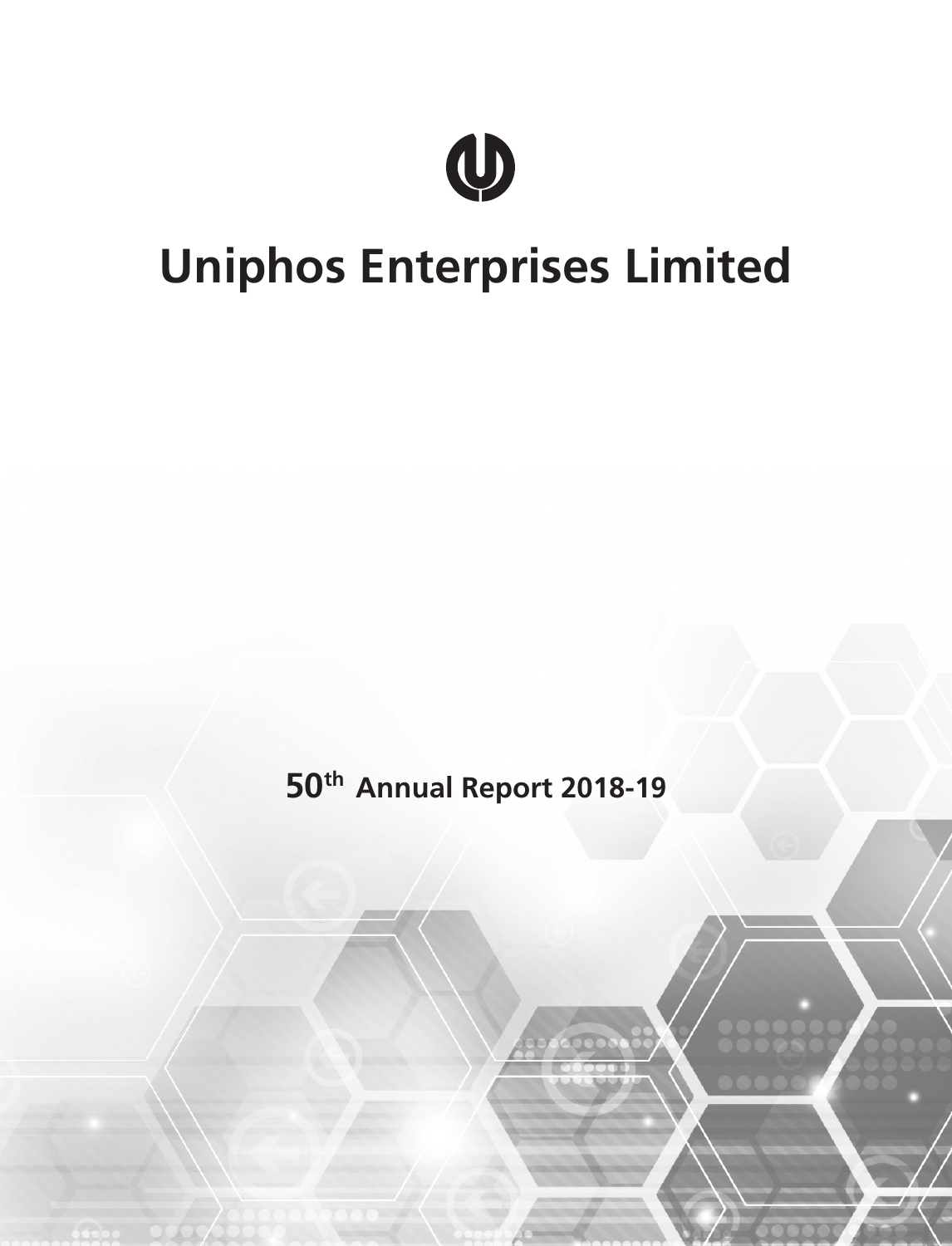# Uniphos Enterprises Limited

**50th Annual Report 2018-19**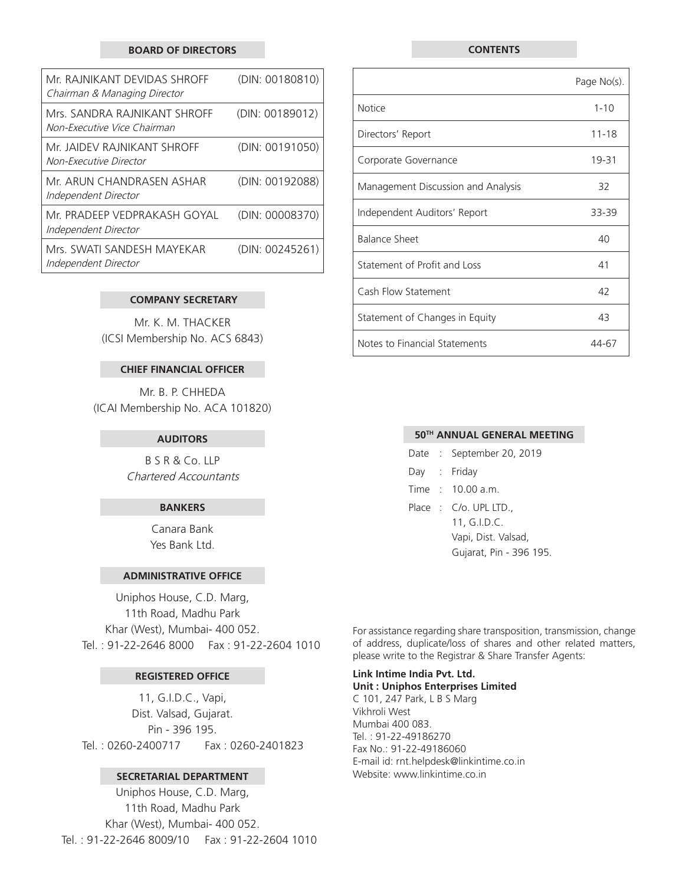## BOARD OF DIRECTORS

| | |
|---|---|
| Mr. RAJNIKANT DEVIDAS SHROFF *Chairman & Managing Director* | (DIN: 00180810) |
| Mrs. SANDRA RAJNIKANT SHROFF *Non-Executive Vice Chairman* | (DIN: 00189012) |
| Mr. JAIDEV RAJNIKANT SHROFF *Non-Executive Director* | (DIN: 00191050) |
| Mr. ARUN CHANDRASEN ASHAR *Independent Director* | (DIN: 00192088) |
| Mr. PRADEEP VEDPRAKASH GOYAL *Independent Director* | (DIN: 00008370) |
| Mrs. SWATI SANDESH MAYEKAR *Independent Director* | (DIN: 00245261) |

## COMPANY SECRETARY

Mr. K. M. THACKER
(ICSI Membership No. ACS 6843)

## CHIEF FINANCIAL OFFICER

Mr. B. P. CHHEDA
(ICAI Membership No. ACA 101820)

## AUDITORS

B S R & Co. LLP
*Chartered Accountants*

## BANKERS

Canara Bank
Yes Bank Ltd.

## ADMINISTRATIVE OFFICE

Uniphos House, C.D. Marg,
11th Road, Madhu Park
Khar (West), Mumbai- 400 052.
Tel. : 91-22-2646 8000 Fax : 91-22-2604 1010

## REGISTERED OFFICE

11, G.I.D.C., Vapi,
Dist. Valsad, Gujarat.
Pin - 396 195.
Tel. : 0260-2400717 Fax : 0260-2401823

## SECRETARIAL DEPARTMENT

Uniphos House, C.D. Marg,
11th Road, Madhu Park
Khar (West), Mumbai- 400 052.
Tel. : 91-22-2646 8009/10 Fax : 91-22-2604 1010

## CONTENTS

| | Page No(s). |
|---|---|
| Notice | 1-10 |
| Directors' Report | 11-18 |
| Corporate Governance | 19-31 |
| Management Discussion and Analysis | 32 |
| Independent Auditors' Report | 33-39 |
| Balance Sheet | 40 |
| Statement of Profit and Loss | 41 |
| Cash Flow Statement | 42 |
| Statement of Changes in Equity | 43 |
| Notes to Financial Statements | 44-67 |

## 50TH ANNUAL GENERAL MEETING

Date : September 20, 2019
Day : Friday
Time : 10.00 a.m.
Place : C/o. UPL LTD.,
11, G.I.D.C.
Vapi, Dist. Valsad,
Gujarat, Pin - 396 195.

For assistance regarding share transposition, transmission, change of address, duplicate/loss of shares and other related matters, please write to the Registrar & Share Transfer Agents:

**Link Intime India Pvt. Ltd.**
**Unit : Uniphos Enterprises Limited**
C 101, 247 Park, L B S Marg
Vikhroli West
Mumbai 400 083.
Tel. : 91-22-49186270
Fax No.: 91-22-49186060
E-mail id: rnt.helpdesk@linkintime.co.in
Website: www.linkintime.co.in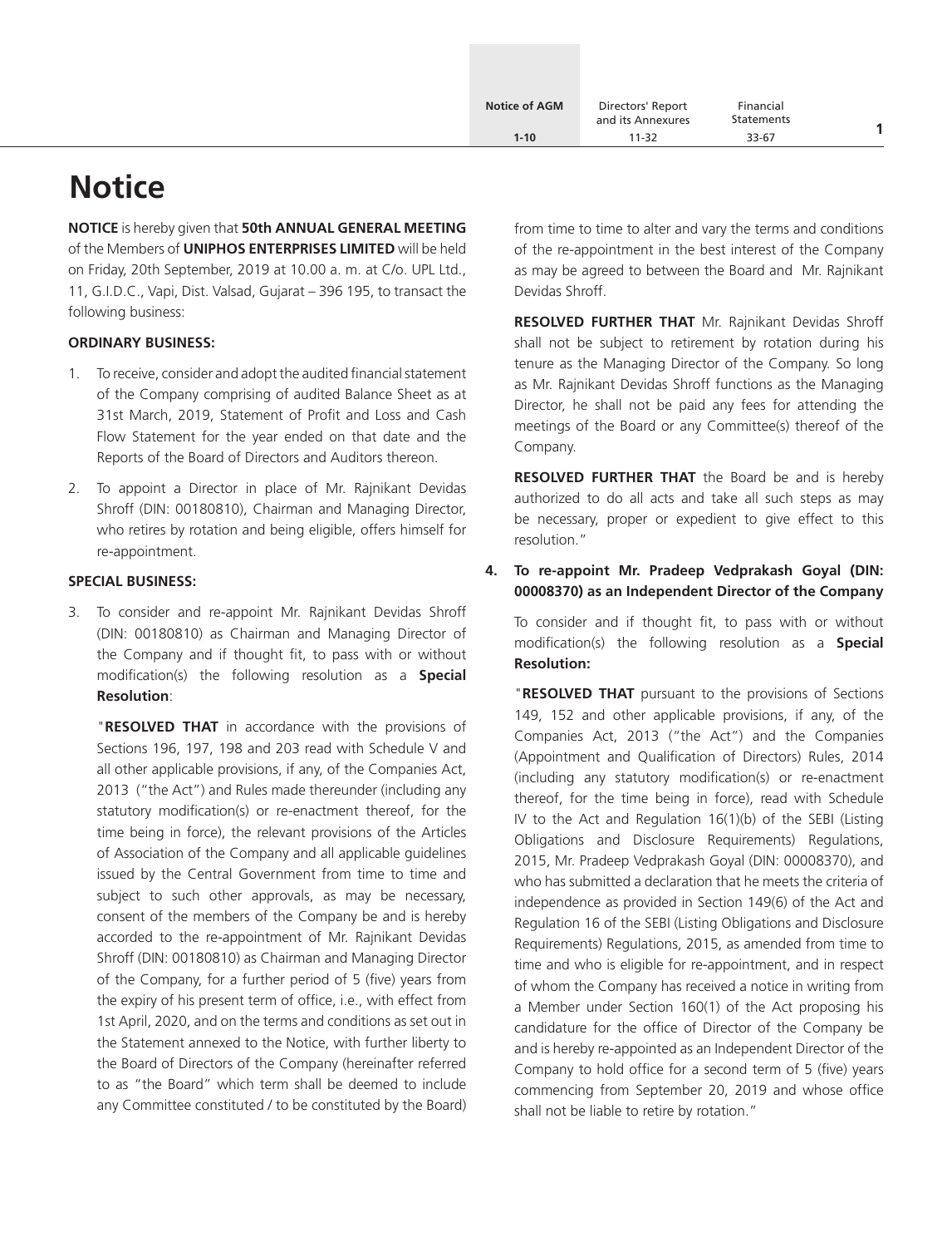# Notice

**NOTICE** is hereby given that **50th ANNUAL GENERAL MEETING** of the Members of **UNIPHOS ENTERPRISES LIMITED** will be held on Friday, 20th September, 2019 at 10.00 a. m. at C/o. UPL Ltd., 11, G.I.D.C., Vapi, Dist. Valsad, Gujarat – 396 195, to transact the following business:

**ORDINARY BUSINESS:**

1. To receive, consider and adopt the audited financial statement of the Company comprising of audited Balance Sheet as at 31st March, 2019, Statement of Profit and Loss and Cash Flow Statement for the year ended on that date and the Reports of the Board of Directors and Auditors thereon.
2. To appoint a Director in place of Mr. Rajnikant Devidas Shroff (DIN: 00180810), Chairman and Managing Director, who retires by rotation and being eligible, offers himself for re-appointment.

**SPECIAL BUSINESS:**

3. To consider and re-appoint Mr. Rajnikant Devidas Shroff (DIN: 00180810) as Chairman and Managing Director of the Company and if thought fit, to pass with or without modification(s) the following resolution as a **Special Resolution**:

   "**RESOLVED THAT** in accordance with the provisions of Sections 196, 197, 198 and 203 read with Schedule V and all other applicable provisions, if any, of the Companies Act, 2013 ("the Act") and Rules made thereunder (including any statutory modification(s) or re-enactment thereof, for the time being in force), the relevant provisions of the Articles of Association of the Company and all applicable guidelines issued by the Central Government from time to time and subject to such other approvals, as may be necessary, consent of the members of the Company be and is hereby accorded to the re-appointment of Mr. Rajnikant Devidas Shroff (DIN: 00180810) as Chairman and Managing Director of the Company, for a further period of 5 (five) years from the expiry of his present term of office, i.e., with effect from 1st April, 2020, and on the terms and conditions as set out in the Statement annexed to the Notice, with further liberty to the Board of Directors of the Company (hereinafter referred to as "the Board" which term shall be deemed to include any Committee constituted / to be constituted by the Board) from time to time to alter and vary the terms and conditions of the re-appointment in the best interest of the Company as may be agreed to between the Board and Mr. Rajnikant Devidas Shroff.

   **RESOLVED FURTHER THAT** Mr. Rajnikant Devidas Shroff shall not be subject to retirement by rotation during his tenure as the Managing Director of the Company. So long as Mr. Rajnikant Devidas Shroff functions as the Managing Director, he shall not be paid any fees for attending the meetings of the Board or any Committee(s) thereof of the Company.

   **RESOLVED FURTHER THAT** the Board be and is hereby authorized to do all acts and take all such steps as may be necessary, proper or expedient to give effect to this resolution."

4. **To re-appoint Mr. Pradeep Vedprakash Goyal (DIN: 00008370) as an Independent Director of the Company**

   To consider and if thought fit, to pass with or without modification(s) the following resolution as a **Special Resolution:**

   "**RESOLVED THAT** pursuant to the provisions of Sections 149, 152 and other applicable provisions, if any, of the Companies Act, 2013 ("the Act") and the Companies (Appointment and Qualification of Directors) Rules, 2014 (including any statutory modification(s) or re-enactment thereof, for the time being in force), read with Schedule IV to the Act and Regulation 16(1)(b) of the SEBI (Listing Obligations and Disclosure Requirements) Regulations, 2015, Mr. Pradeep Vedprakash Goyal (DIN: 00008370), and who has submitted a declaration that he meets the criteria of independence as provided in Section 149(6) of the Act and Regulation 16 of the SEBI (Listing Obligations and Disclosure Requirements) Regulations, 2015, as amended from time to time and who is eligible for re-appointment, and in respect of whom the Company has received a notice in writing from a Member under Section 160(1) of the Act proposing his candidature for the office of Director of the Company be and is hereby re-appointed as an Independent Director of the Company to hold office for a second term of 5 (five) years commencing from September 20, 2019 and whose office shall not be liable to retire by rotation."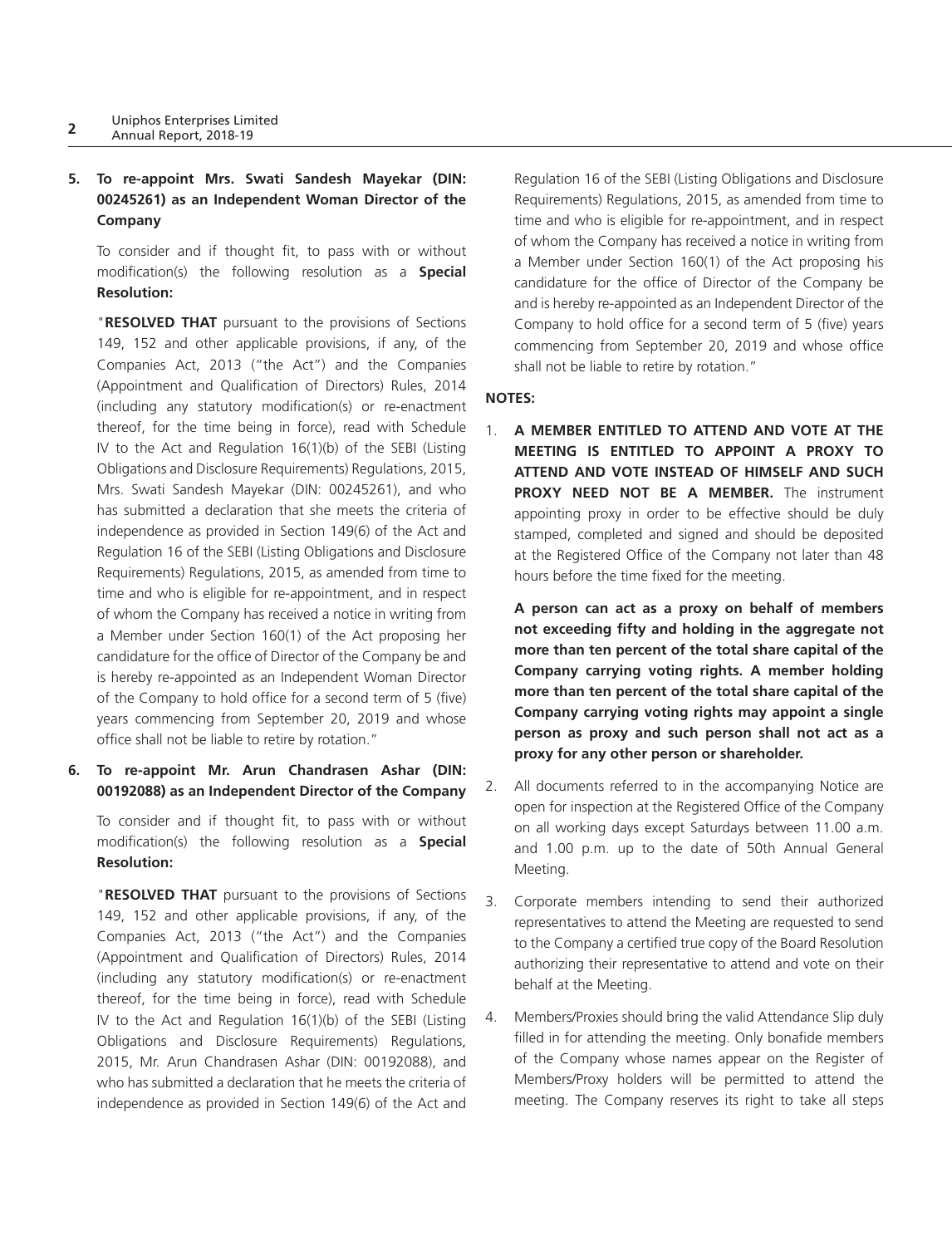**5. To re-appoint Mrs. Swati Sandesh Mayekar (DIN: 00245261) as an Independent Woman Director of the Company**

To consider and if thought fit, to pass with or without modification(s) the following resolution as a **Special Resolution:**

"**RESOLVED THAT** pursuant to the provisions of Sections 149, 152 and other applicable provisions, if any, of the Companies Act, 2013 ("the Act") and the Companies (Appointment and Qualification of Directors) Rules, 2014 (including any statutory modification(s) or re-enactment thereof, for the time being in force), read with Schedule IV to the Act and Regulation 16(1)(b) of the SEBI (Listing Obligations and Disclosure Requirements) Regulations, 2015, Mrs. Swati Sandesh Mayekar (DIN: 00245261), and who has submitted a declaration that she meets the criteria of independence as provided in Section 149(6) of the Act and Regulation 16 of the SEBI (Listing Obligations and Disclosure Requirements) Regulations, 2015, as amended from time to time and who is eligible for re-appointment, and in respect of whom the Company has received a notice in writing from a Member under Section 160(1) of the Act proposing her candidature for the office of Director of the Company be and is hereby re-appointed as an Independent Woman Director of the Company to hold office for a second term of 5 (five) years commencing from September 20, 2019 and whose office shall not be liable to retire by rotation."

**6. To re-appoint Mr. Arun Chandrasen Ashar (DIN: 00192088) as an Independent Director of the Company**

To consider and if thought fit, to pass with or without modification(s) the following resolution as a **Special Resolution:**

"**RESOLVED THAT** pursuant to the provisions of Sections 149, 152 and other applicable provisions, if any, of the Companies Act, 2013 ("the Act") and the Companies (Appointment and Qualification of Directors) Rules, 2014 (including any statutory modification(s) or re-enactment thereof, for the time being in force), read with Schedule IV to the Act and Regulation 16(1)(b) of the SEBI (Listing Obligations and Disclosure Requirements) Regulations, 2015, Mr. Arun Chandrasen Ashar (DIN: 00192088), and who has submitted a declaration that he meets the criteria of independence as provided in Section 149(6) of the Act and Regulation 16 of the SEBI (Listing Obligations and Disclosure Requirements) Regulations, 2015, as amended from time to time and who is eligible for re-appointment, and in respect of whom the Company has received a notice in writing from a Member under Section 160(1) of the Act proposing his candidature for the office of Director of the Company be and is hereby re-appointed as an Independent Director of the Company to hold office for a second term of 5 (five) years commencing from September 20, 2019 and whose office shall not be liable to retire by rotation."

**NOTES:**

1. **A MEMBER ENTITLED TO ATTEND AND VOTE AT THE MEETING IS ENTITLED TO APPOINT A PROXY TO ATTEND AND VOTE INSTEAD OF HIMSELF AND SUCH PROXY NEED NOT BE A MEMBER.** The instrument appointing proxy in order to be effective should be duly stamped, completed and signed and should be deposited at the Registered Office of the Company not later than 48 hours before the time fixed for the meeting.

   **A person can act as a proxy on behalf of members not exceeding fifty and holding in the aggregate not more than ten percent of the total share capital of the Company carrying voting rights. A member holding more than ten percent of the total share capital of the Company carrying voting rights may appoint a single person as proxy and such person shall not act as a proxy for any other person or shareholder.**

2. All documents referred to in the accompanying Notice are open for inspection at the Registered Office of the Company on all working days except Saturdays between 11.00 a.m. and 1.00 p.m. up to the date of 50th Annual General Meeting.

3. Corporate members intending to send their authorized representatives to attend the Meeting are requested to send to the Company a certified true copy of the Board Resolution authorizing their representative to attend and vote on their behalf at the Meeting.

4. Members/Proxies should bring the valid Attendance Slip duly filled in for attending the meeting. Only bonafide members of the Company whose names appear on the Register of Members/Proxy holders will be permitted to attend the meeting. The Company reserves its right to take all steps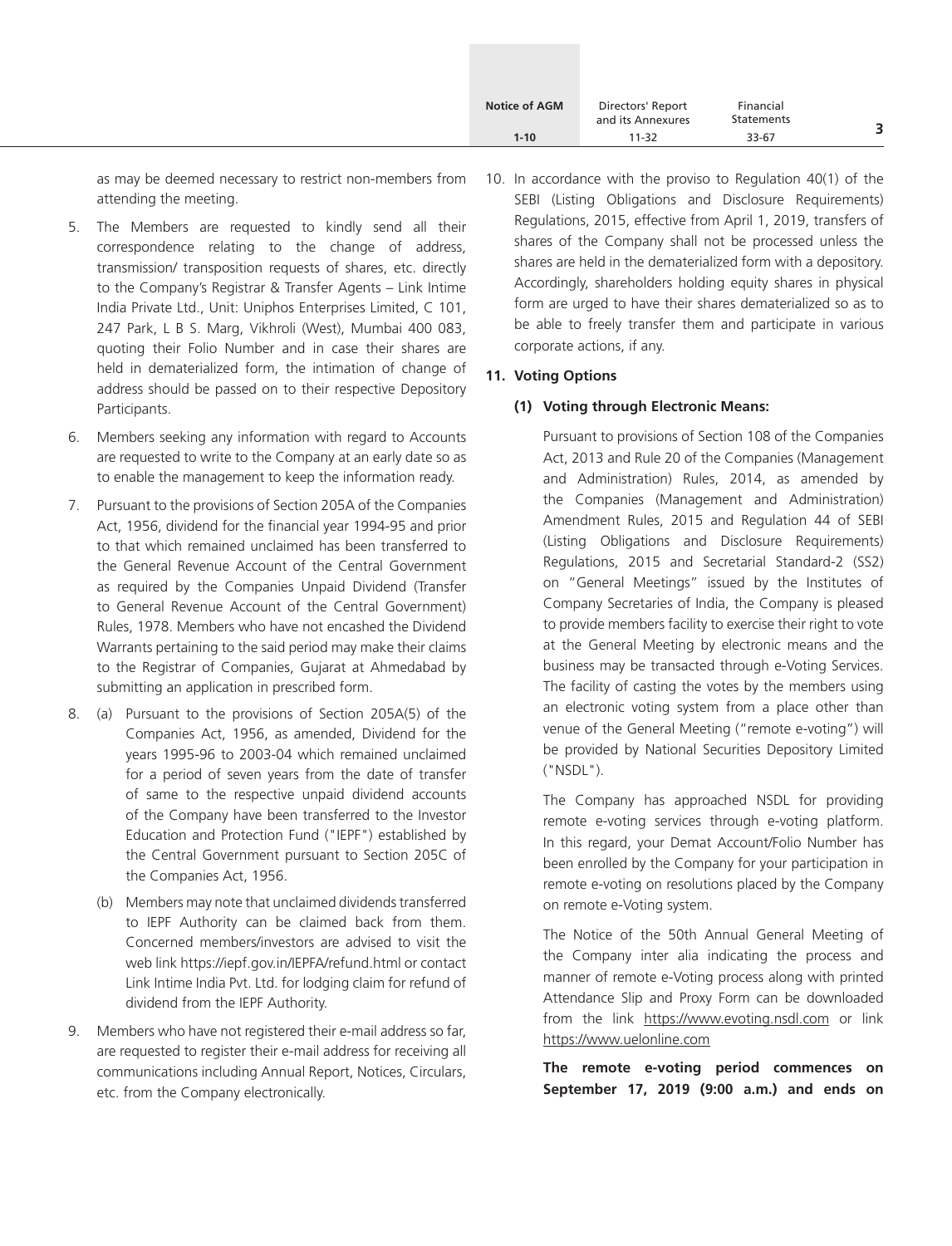as may be deemed necessary to restrict non-members from attending the meeting.

5. The Members are requested to kindly send all their correspondence relating to the change of address, transmission/ transposition requests of shares, etc. directly to the Company's Registrar & Transfer Agents – Link Intime India Private Ltd., Unit: Uniphos Enterprises Limited, C 101, 247 Park, L B S. Marg, Vikhroli (West), Mumbai 400 083, quoting their Folio Number and in case their shares are held in dematerialized form, the intimation of change of address should be passed on to their respective Depository Participants.

6. Members seeking any information with regard to Accounts are requested to write to the Company at an early date so as to enable the management to keep the information ready.

7. Pursuant to the provisions of Section 205A of the Companies Act, 1956, dividend for the financial year 1994-95 and prior to that which remained unclaimed has been transferred to the General Revenue Account of the Central Government as required by the Companies Unpaid Dividend (Transfer to General Revenue Account of the Central Government) Rules, 1978. Members who have not encashed the Dividend Warrants pertaining to the said period may make their claims to the Registrar of Companies, Gujarat at Ahmedabad by submitting an application in prescribed form.

8. (a) Pursuant to the provisions of Section 205A(5) of the Companies Act, 1956, as amended, Dividend for the years 1995-96 to 2003-04 which remained unclaimed for a period of seven years from the date of transfer of same to the respective unpaid dividend accounts of the Company have been transferred to the Investor Education and Protection Fund ("IEPF") established by the Central Government pursuant to Section 205C of the Companies Act, 1956.

   (b) Members may note that unclaimed dividends transferred to IEPF Authority can be claimed back from them. Concerned members/investors are advised to visit the web link https://iepf.gov.in/IEPFA/refund.html or contact Link Intime India Pvt. Ltd. for lodging claim for refund of dividend from the IEPF Authority.

9. Members who have not registered their e-mail address so far, are requested to register their e-mail address for receiving all communications including Annual Report, Notices, Circulars, etc. from the Company electronically.

10. In accordance with the proviso to Regulation 40(1) of the SEBI (Listing Obligations and Disclosure Requirements) Regulations, 2015, effective from April 1, 2019, transfers of shares of the Company shall not be processed unless the shares are held in the dematerialized form with a depository. Accordingly, shareholders holding equity shares in physical form are urged to have their shares dematerialized so as to be able to freely transfer them and participate in various corporate actions, if any.

**11. Voting Options**

**(1) Voting through Electronic Means:**

Pursuant to provisions of Section 108 of the Companies Act, 2013 and Rule 20 of the Companies (Management and Administration) Rules, 2014, as amended by the Companies (Management and Administration) Amendment Rules, 2015 and Regulation 44 of SEBI (Listing Obligations and Disclosure Requirements) Regulations, 2015 and Secretarial Standard-2 (SS2) on "General Meetings" issued by the Institutes of Company Secretaries of India, the Company is pleased to provide members facility to exercise their right to vote at the General Meeting by electronic means and the business may be transacted through e-Voting Services. The facility of casting the votes by the members using an electronic voting system from a place other than venue of the General Meeting ("remote e-voting") will be provided by National Securities Depository Limited ("NSDL").

The Company has approached NSDL for providing remote e-voting services through e-voting platform. In this regard, your Demat Account/Folio Number has been enrolled by the Company for your participation in remote e-voting on resolutions placed by the Company on remote e-Voting system.

The Notice of the 50th Annual General Meeting of the Company inter alia indicating the process and manner of remote e-Voting process along with printed Attendance Slip and Proxy Form can be downloaded from the link https://www.evoting.nsdl.com or link https://www.uelonline.com

**The remote e-voting period commences on September 17, 2019 (9:00 a.m.) and ends on**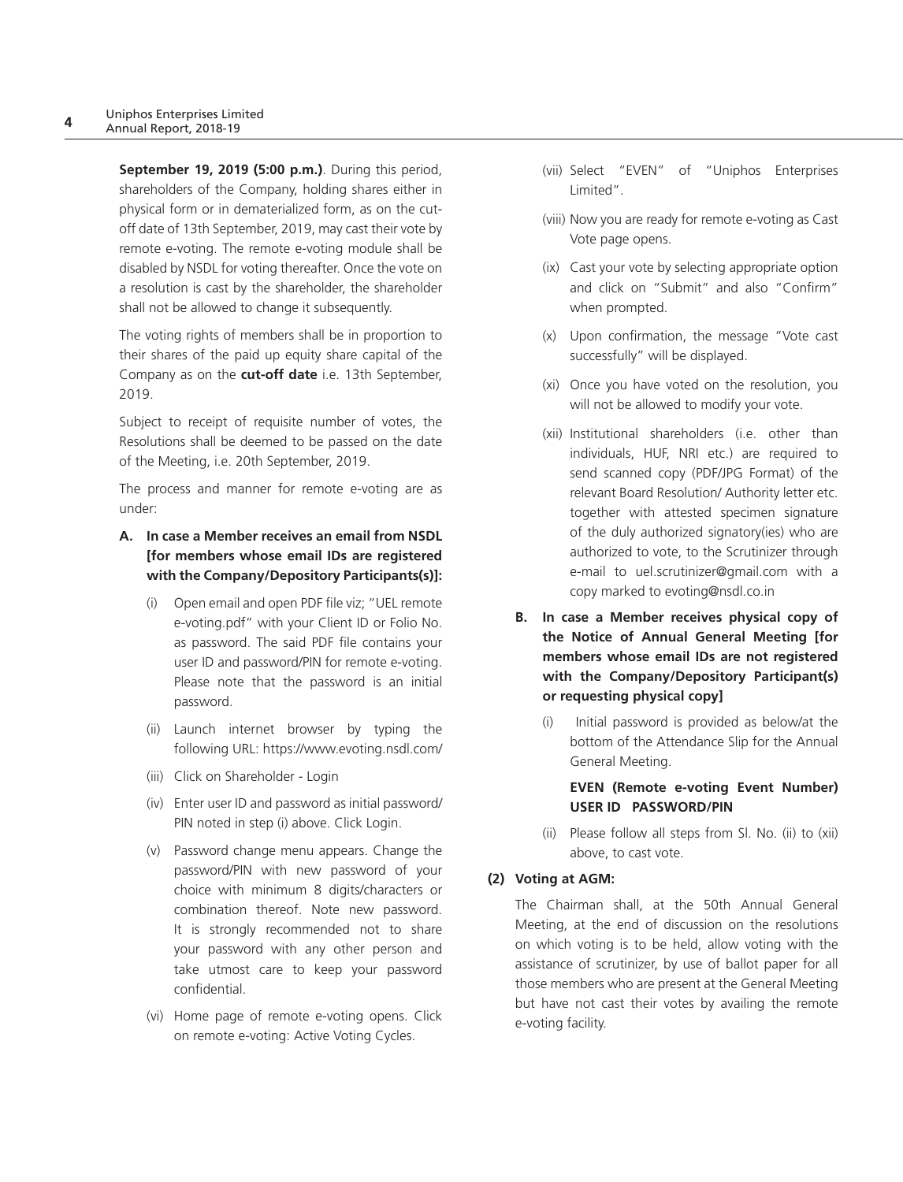**September 19, 2019 (5:00 p.m.)**. During this period, shareholders of the Company, holding shares either in physical form or in dematerialized form, as on the cut-off date of 13th September, 2019, may cast their vote by remote e-voting. The remote e-voting module shall be disabled by NSDL for voting thereafter. Once the vote on a resolution is cast by the shareholder, the shareholder shall not be allowed to change it subsequently.

The voting rights of members shall be in proportion to their shares of the paid up equity share capital of the Company as on the **cut-off date** i.e. 13th September, 2019.

Subject to receipt of requisite number of votes, the Resolutions shall be deemed to be passed on the date of the Meeting, i.e. 20th September, 2019.

The process and manner for remote e-voting are as under:

**A. In case a Member receives an email from NSDL [for members whose email IDs are registered with the Company/Depository Participants(s)]:**

(i) Open email and open PDF file viz; "UEL remote e-voting.pdf" with your Client ID or Folio No. as password. The said PDF file contains your user ID and password/PIN for remote e-voting. Please note that the password is an initial password.

(ii) Launch internet browser by typing the following URL: https://www.evoting.nsdl.com/

(iii) Click on Shareholder - Login

(iv) Enter user ID and password as initial password/ PIN noted in step (i) above. Click Login.

(v) Password change menu appears. Change the password/PIN with new password of your choice with minimum 8 digits/characters or combination thereof. Note new password. It is strongly recommended not to share your password with any other person and take utmost care to keep your password confidential.

(vi) Home page of remote e-voting opens. Click on remote e-voting: Active Voting Cycles.

(vii) Select "EVEN" of "Uniphos Enterprises Limited".

(viii) Now you are ready for remote e-voting as Cast Vote page opens.

(ix) Cast your vote by selecting appropriate option and click on "Submit" and also "Confirm" when prompted.

(x) Upon confirmation, the message "Vote cast successfully" will be displayed.

(xi) Once you have voted on the resolution, you will not be allowed to modify your vote.

(xii) Institutional shareholders (i.e. other than individuals, HUF, NRI etc.) are required to send scanned copy (PDF/JPG Format) of the relevant Board Resolution/ Authority letter etc. together with attested specimen signature of the duly authorized signatory(ies) who are authorized to vote, to the Scrutinizer through e-mail to uel.scrutinizer@gmail.com with a copy marked to evoting@nsdl.co.in

**B. In case a Member receives physical copy of the Notice of Annual General Meeting [for members whose email IDs are not registered with the Company/Depository Participant(s) or requesting physical copy]**

(i) Initial password is provided as below/at the bottom of the Attendance Slip for the Annual General Meeting.

**EVEN (Remote e-voting Event Number) USER ID PASSWORD/PIN**

(ii) Please follow all steps from Sl. No. (ii) to (xii) above, to cast vote.

**(2) Voting at AGM:**

The Chairman shall, at the 50th Annual General Meeting, at the end of discussion on the resolutions on which voting is to be held, allow voting with the assistance of scrutinizer, by use of ballot paper for all those members who are present at the General Meeting but have not cast their votes by availing the remote e-voting facility.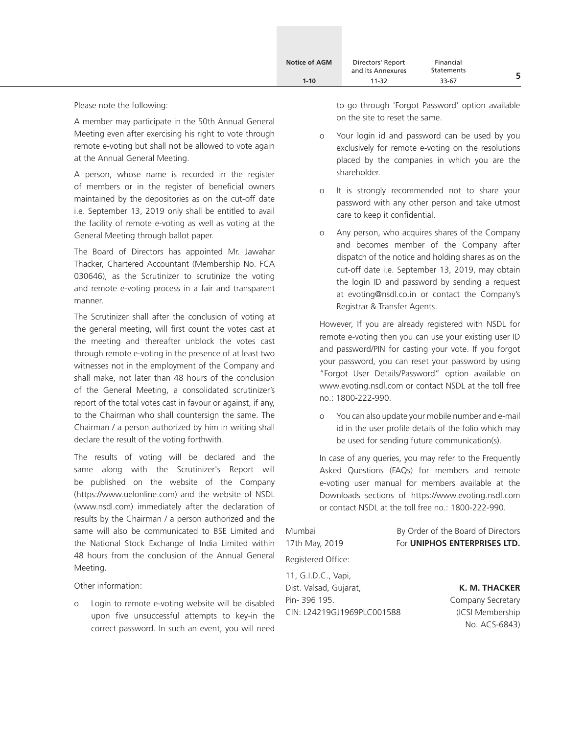Please note the following:

A member may participate in the 50th Annual General Meeting even after exercising his right to vote through remote e-voting but shall not be allowed to vote again at the Annual General Meeting.

A person, whose name is recorded in the register of members or in the register of beneficial owners maintained by the depositories as on the cut-off date i.e. September 13, 2019 only shall be entitled to avail the facility of remote e-voting as well as voting at the General Meeting through ballot paper.

The Board of Directors has appointed Mr. Jawahar Thacker, Chartered Accountant (Membership No. FCA 030646), as the Scrutinizer to scrutinize the voting and remote e-voting process in a fair and transparent manner.

The Scrutinizer shall after the conclusion of voting at the general meeting, will first count the votes cast at the meeting and thereafter unblock the votes cast through remote e-voting in the presence of at least two witnesses not in the employment of the Company and shall make, not later than 48 hours of the conclusion of the General Meeting, a consolidated scrutinizer's report of the total votes cast in favour or against, if any, to the Chairman who shall countersign the same. The Chairman / a person authorized by him in writing shall declare the result of the voting forthwith.

The results of voting will be declared and the same along with the Scrutinizer's Report will be published on the website of the Company (https://www.uelonline.com) and the website of NSDL (www.nsdl.com) immediately after the declaration of results by the Chairman / a person authorized and the same will also be communicated to BSE Limited and the National Stock Exchange of India Limited within 48 hours from the conclusion of the Annual General Meeting.

Other information:

- Login to remote e-voting website will be disabled upon five unsuccessful attempts to key-in the correct password. In such an event, you will need to go through 'Forgot Password' option available on the site to reset the same.
- Your login id and password can be used by you exclusively for remote e-voting on the resolutions placed by the companies in which you are the shareholder.
- It is strongly recommended not to share your password with any other person and take utmost care to keep it confidential.
- Any person, who acquires shares of the Company and becomes member of the Company after dispatch of the notice and holding shares as on the cut-off date i.e. September 13, 2019, may obtain the login ID and password by sending a request at evoting@nsdl.co.in or contact the Company's Registrar & Transfer Agents.

  However, If you are already registered with NSDL for remote e-voting then you can use your existing user ID and password/PIN for casting your vote. If you forgot your password, you can reset your password by using "Forgot User Details/Password" option available on www.evoting.nsdl.com or contact NSDL at the toll free no.: 1800-222-990.

- You can also update your mobile number and e-mail id in the user profile details of the folio which may be used for sending future communication(s).

  In case of any queries, you may refer to the Frequently Asked Questions (FAQs) for members and remote e-voting user manual for members available at the Downloads sections of https://www.evoting.nsdl.com or contact NSDL at the toll free no.: 1800-222-990.

Mumbai
17th May, 2019

By Order of the Board of Directors
For **UNIPHOS ENTERPRISES LTD.**

Registered Office:

11, G.I.D.C., Vapi,
Dist. Valsad, Gujarat,
Pin- 396 195.
CIN: L24219GJ1969PLC001588

**K. M. THACKER**
Company Secretary
(ICSI Membership
No. ACS-6843)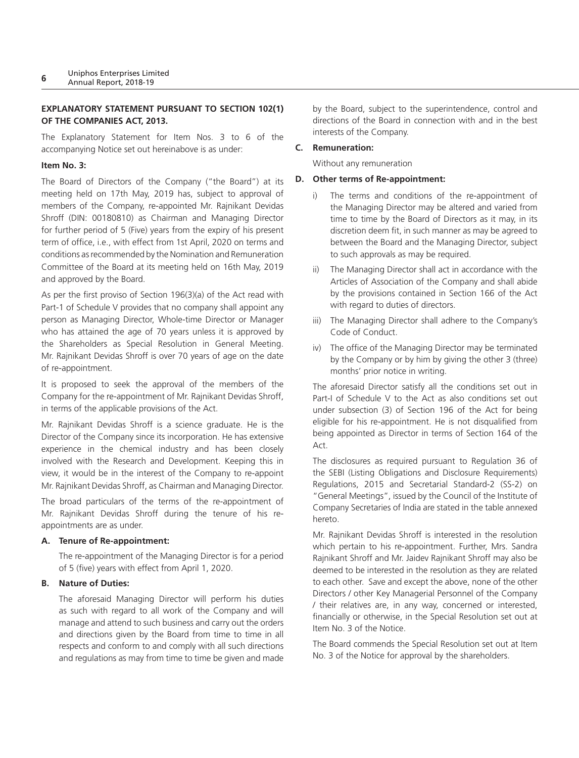**EXPLANATORY STATEMENT PURSUANT TO SECTION 102(1) OF THE COMPANIES ACT, 2013.**

The Explanatory Statement for Item Nos. 3 to 6 of the accompanying Notice set out hereinabove is as under:

**Item No. 3:**

The Board of Directors of the Company ("the Board") at its meeting held on 17th May, 2019 has, subject to approval of members of the Company, re-appointed Mr. Rajnikant Devidas Shroff (DIN: 00180810) as Chairman and Managing Director for further period of 5 (Five) years from the expiry of his present term of office, i.e., with effect from 1st April, 2020 on terms and conditions as recommended by the Nomination and Remuneration Committee of the Board at its meeting held on 16th May, 2019 and approved by the Board.

As per the first proviso of Section 196(3)(a) of the Act read with Part-1 of Schedule V provides that no company shall appoint any person as Managing Director, Whole-time Director or Manager who has attained the age of 70 years unless it is approved by the Shareholders as Special Resolution in General Meeting. Mr. Rajnikant Devidas Shroff is over 70 years of age on the date of re-appointment.

It is proposed to seek the approval of the members of the Company for the re-appointment of Mr. Rajnikant Devidas Shroff, in terms of the applicable provisions of the Act.

Mr. Rajnikant Devidas Shroff is a science graduate. He is the Director of the Company since its incorporation. He has extensive experience in the chemical industry and has been closely involved with the Research and Development. Keeping this in view, it would be in the interest of the Company to re-appoint Mr. Rajnikant Devidas Shroff, as Chairman and Managing Director.

The broad particulars of the terms of the re-appointment of Mr. Rajnikant Devidas Shroff during the tenure of his re-appointments are as under.

**A. Tenure of Re-appointment:**

The re-appointment of the Managing Director is for a period of 5 (five) years with effect from April 1, 2020.

**B. Nature of Duties:**

The aforesaid Managing Director will perform his duties as such with regard to all work of the Company and will manage and attend to such business and carry out the orders and directions given by the Board from time to time in all respects and conform to and comply with all such directions and regulations as may from time to time be given and made by the Board, subject to the superintendence, control and directions of the Board in connection with and in the best interests of the Company.

**C. Remuneration:**

Without any remuneration

**D. Other terms of Re-appointment:**

i) The terms and conditions of the re-appointment of the Managing Director may be altered and varied from time to time by the Board of Directors as it may, in its discretion deem fit, in such manner as may be agreed to between the Board and the Managing Director, subject to such approvals as may be required.

ii) The Managing Director shall act in accordance with the Articles of Association of the Company and shall abide by the provisions contained in Section 166 of the Act with regard to duties of directors.

iii) The Managing Director shall adhere to the Company's Code of Conduct.

iv) The office of the Managing Director may be terminated by the Company or by him by giving the other 3 (three) months' prior notice in writing.

The aforesaid Director satisfy all the conditions set out in Part-I of Schedule V to the Act as also conditions set out under subsection (3) of Section 196 of the Act for being eligible for his re-appointment. He is not disqualified from being appointed as Director in terms of Section 164 of the Act.

The disclosures as required pursuant to Regulation 36 of the SEBI (Listing Obligations and Disclosure Requirements) Regulations, 2015 and Secretarial Standard-2 (SS-2) on "General Meetings", issued by the Council of the Institute of Company Secretaries of India are stated in the table annexed hereto.

Mr. Rajnikant Devidas Shroff is interested in the resolution which pertain to his re-appointment. Further, Mrs. Sandra Rajnikant Shroff and Mr. Jaidev Rajnikant Shroff may also be deemed to be interested in the resolution as they are related to each other. Save and except the above, none of the other Directors / other Key Managerial Personnel of the Company / their relatives are, in any way, concerned or interested, financially or otherwise, in the Special Resolution set out at Item No. 3 of the Notice.

The Board commends the Special Resolution set out at Item No. 3 of the Notice for approval by the shareholders.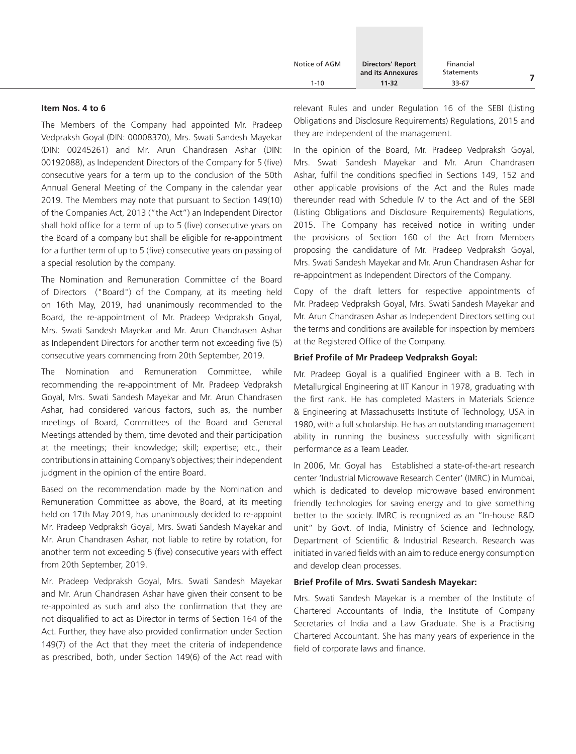**Item Nos. 4 to 6**

The Members of the Company had appointed Mr. Pradeep Vedpraksh Goyal (DIN: 00008370), Mrs. Swati Sandesh Mayekar (DIN: 00245261) and Mr. Arun Chandrasen Ashar (DIN: 00192088), as Independent Directors of the Company for 5 (five) consecutive years for a term up to the conclusion of the 50th Annual General Meeting of the Company in the calendar year 2019. The Members may note that pursuant to Section 149(10) of the Companies Act, 2013 ("the Act") an Independent Director shall hold office for a term of up to 5 (five) consecutive years on the Board of a company but shall be eligible for re-appointment for a further term of up to 5 (five) consecutive years on passing of a special resolution by the company.

The Nomination and Remuneration Committee of the Board of Directors ("Board") of the Company, at its meeting held on 16th May, 2019, had unanimously recommended to the Board, the re-appointment of Mr. Pradeep Vedpraksh Goyal, Mrs. Swati Sandesh Mayekar and Mr. Arun Chandrasen Ashar as Independent Directors for another term not exceeding five (5) consecutive years commencing from 20th September, 2019.

The Nomination and Remuneration Committee, while recommending the re-appointment of Mr. Pradeep Vedpraksh Goyal, Mrs. Swati Sandesh Mayekar and Mr. Arun Chandrasen Ashar, had considered various factors, such as, the number meetings of Board, Committees of the Board and General Meetings attended by them, time devoted and their participation at the meetings; their knowledge; skill; expertise; etc., their contributions in attaining Company's objectives; their independent judgment in the opinion of the entire Board.

Based on the recommendation made by the Nomination and Remuneration Committee as above, the Board, at its meeting held on 17th May 2019, has unanimously decided to re-appoint Mr. Pradeep Vedpraksh Goyal, Mrs. Swati Sandesh Mayekar and Mr. Arun Chandrasen Ashar, not liable to retire by rotation, for another term not exceeding 5 (five) consecutive years with effect from 20th September, 2019.

Mr. Pradeep Vedpraksh Goyal, Mrs. Swati Sandesh Mayekar and Mr. Arun Chandrasen Ashar have given their consent to be re-appointed as such and also the confirmation that they are not disqualified to act as Director in terms of Section 164 of the Act. Further, they have also provided confirmation under Section 149(7) of the Act that they meet the criteria of independence as prescribed, both, under Section 149(6) of the Act read with relevant Rules and under Regulation 16 of the SEBI (Listing Obligations and Disclosure Requirements) Regulations, 2015 and they are independent of the management.

In the opinion of the Board, Mr. Pradeep Vedpraksh Goyal, Mrs. Swati Sandesh Mayekar and Mr. Arun Chandrasen Ashar, fulfil the conditions specified in Sections 149, 152 and other applicable provisions of the Act and the Rules made thereunder read with Schedule IV to the Act and of the SEBI (Listing Obligations and Disclosure Requirements) Regulations, 2015. The Company has received notice in writing under the provisions of Section 160 of the Act from Members proposing the candidature of Mr. Pradeep Vedpraksh Goyal, Mrs. Swati Sandesh Mayekar and Mr. Arun Chandrasen Ashar for re-appointment as Independent Directors of the Company.

Copy of the draft letters for respective appointments of Mr. Pradeep Vedpraksh Goyal, Mrs. Swati Sandesh Mayekar and Mr. Arun Chandrasen Ashar as Independent Directors setting out the terms and conditions are available for inspection by members at the Registered Office of the Company.

**Brief Profile of Mr Pradeep Vedpraksh Goyal:**

Mr. Pradeep Goyal is a qualified Engineer with a B. Tech in Metallurgical Engineering at IIT Kanpur in 1978, graduating with the first rank. He has completed Masters in Materials Science & Engineering at Massachusetts Institute of Technology, USA in 1980, with a full scholarship. He has an outstanding management ability in running the business successfully with significant performance as a Team Leader.

In 2006, Mr. Goyal has Established a state-of-the-art research center 'Industrial Microwave Research Center' (IMRC) in Mumbai, which is dedicated to develop microwave based environment friendly technologies for saving energy and to give something better to the society. IMRC is recognized as an "In-house R&D unit" by Govt. of India, Ministry of Science and Technology, Department of Scientific & Industrial Research. Research was initiated in varied fields with an aim to reduce energy consumption and develop clean processes.

**Brief Profile of Mrs. Swati Sandesh Mayekar:**

Mrs. Swati Sandesh Mayekar is a member of the Institute of Chartered Accountants of India, the Institute of Company Secretaries of India and a Law Graduate. She is a Practising Chartered Accountant. She has many years of experience in the field of corporate laws and finance.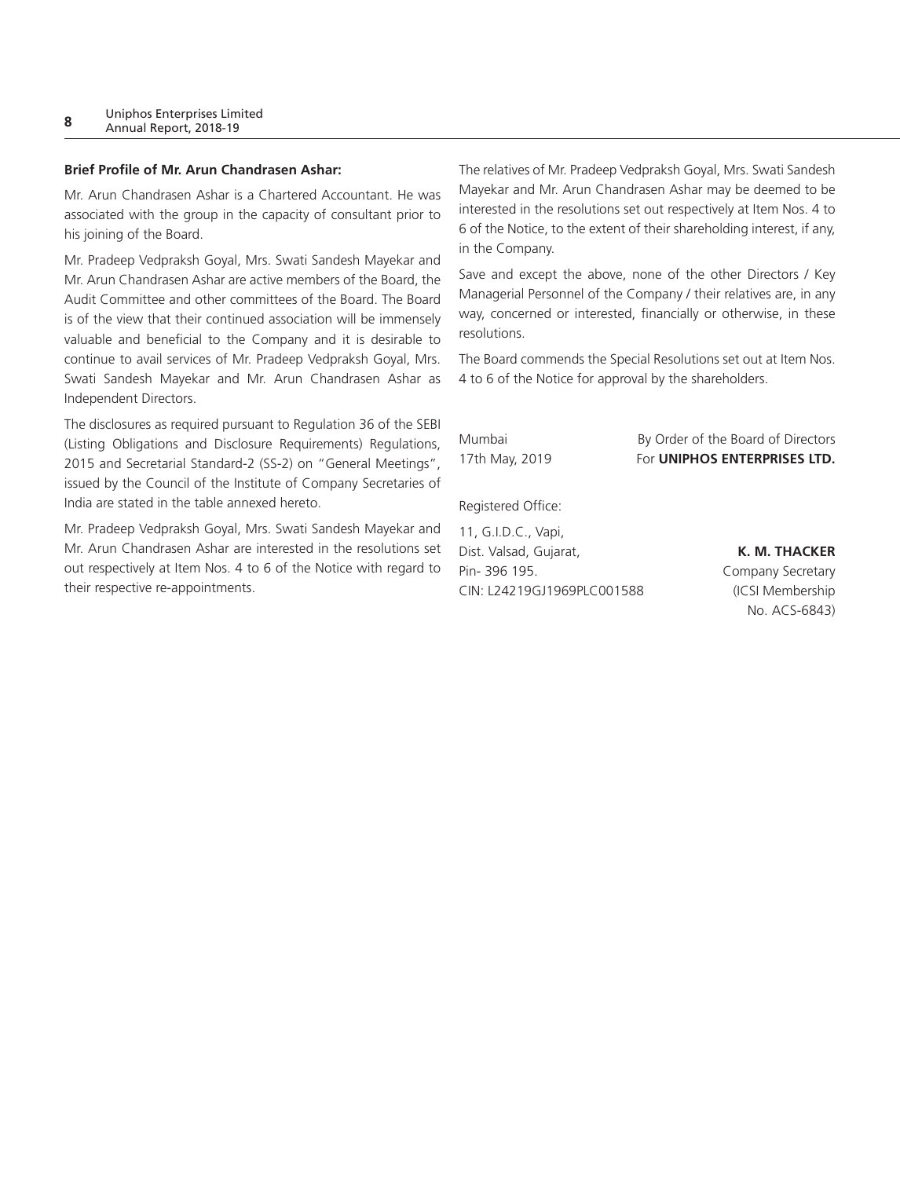**Brief Profile of Mr. Arun Chandrasen Ashar:**

Mr. Arun Chandrasen Ashar is a Chartered Accountant. He was associated with the group in the capacity of consultant prior to his joining of the Board.

Mr. Pradeep Vedpraksh Goyal, Mrs. Swati Sandesh Mayekar and Mr. Arun Chandrasen Ashar are active members of the Board, the Audit Committee and other committees of the Board. The Board is of the view that their continued association will be immensely valuable and beneficial to the Company and it is desirable to continue to avail services of Mr. Pradeep Vedpraksh Goyal, Mrs. Swati Sandesh Mayekar and Mr. Arun Chandrasen Ashar as Independent Directors.

The disclosures as required pursuant to Regulation 36 of the SEBI (Listing Obligations and Disclosure Requirements) Regulations, 2015 and Secretarial Standard-2 (SS-2) on "General Meetings", issued by the Council of the Institute of Company Secretaries of India are stated in the table annexed hereto.

Mr. Pradeep Vedpraksh Goyal, Mrs. Swati Sandesh Mayekar and Mr. Arun Chandrasen Ashar are interested in the resolutions set out respectively at Item Nos. 4 to 6 of the Notice with regard to their respective re-appointments.

The relatives of Mr. Pradeep Vedpraksh Goyal, Mrs. Swati Sandesh Mayekar and Mr. Arun Chandrasen Ashar may be deemed to be interested in the resolutions set out respectively at Item Nos. 4 to 6 of the Notice, to the extent of their shareholding interest, if any, in the Company.

Save and except the above, none of the other Directors / Key Managerial Personnel of the Company / their relatives are, in any way, concerned or interested, financially or otherwise, in these resolutions.

The Board commends the Special Resolutions set out at Item Nos. 4 to 6 of the Notice for approval by the shareholders.

Mumbai
17th May, 2019

By Order of the Board of Directors
For **UNIPHOS ENTERPRISES LTD.**

Registered Office:

11, G.I.D.C., Vapi,
Dist. Valsad, Gujarat,
Pin- 396 195.
CIN: L24219GJ1969PLC001588

**K. M. THACKER**
Company Secretary
(ICSI Membership No. ACS-6843)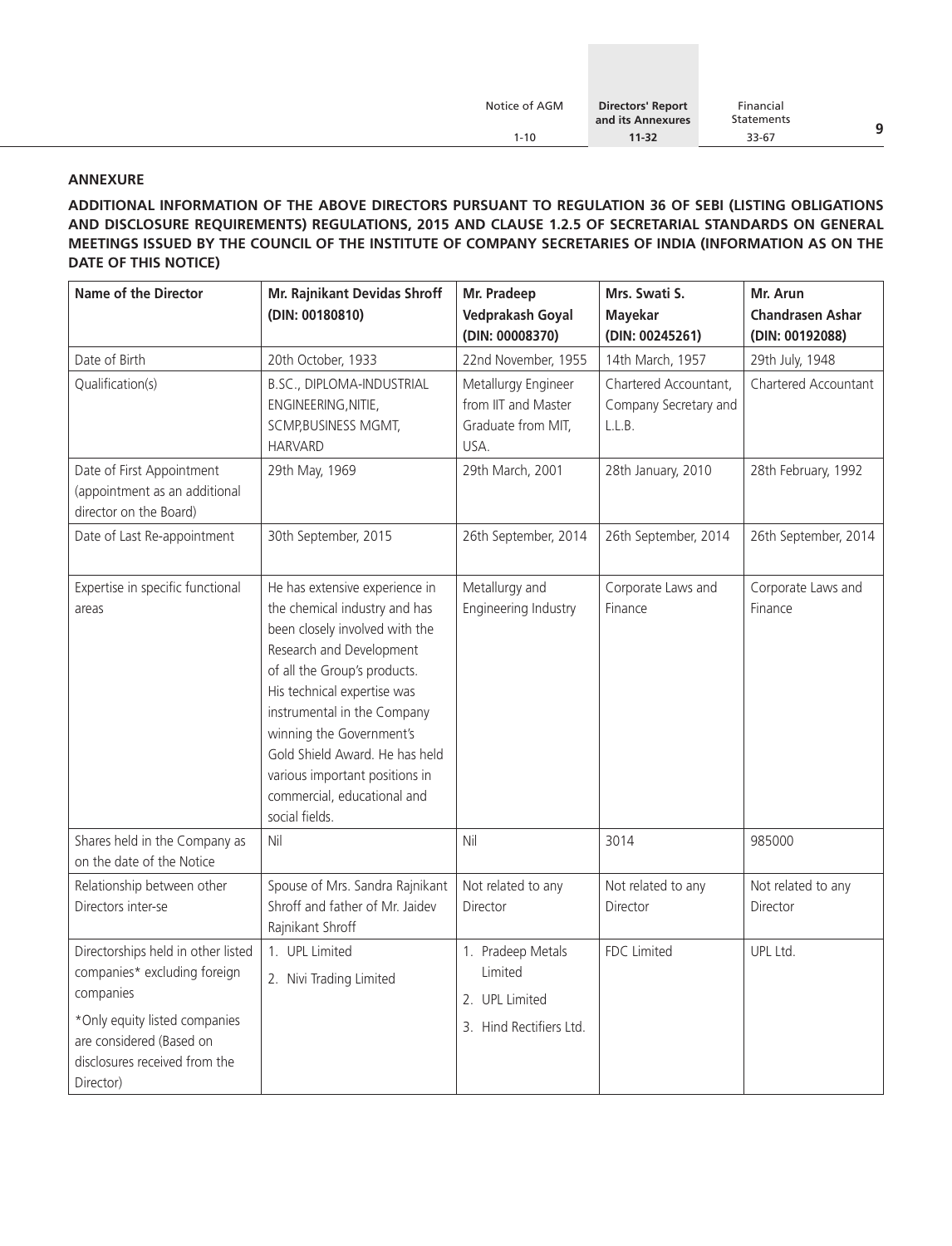## ANNEXURE

**ADDITIONAL INFORMATION OF THE ABOVE DIRECTORS PURSUANT TO REGULATION 36 OF SEBI (LISTING OBLIGATIONS AND DISCLOSURE REQUIREMENTS) REGULATIONS, 2015 AND CLAUSE 1.2.5 OF SECRETARIAL STANDARDS ON GENERAL MEETINGS ISSUED BY THE COUNCIL OF THE INSTITUTE OF COMPANY SECRETARIES OF INDIA (INFORMATION AS ON THE DATE OF THIS NOTICE)**

| Name of the Director | Mr. Rajnikant Devidas Shroff (DIN: 00180810) | Mr. Pradeep Vedprakash Goyal (DIN: 00008370) | Mrs. Swati S. Mayekar (DIN: 00245261) | Mr. Arun Chandrasen Ashar (DIN: 00192088) |
|---|---|---|---|---|
| Date of Birth | 20th October, 1933 | 22nd November, 1955 | 14th March, 1957 | 29th July, 1948 |
| Qualification(s) | B.SC., DIPLOMA-INDUSTRIAL ENGINEERING,NITIE, SCMP,BUSINESS MGMT, HARVARD | Metallurgy Engineer from IIT and Master Graduate from MIT, USA. | Chartered Accountant, Company Secretary and L.L.B. | Chartered Accountant |
| Date of First Appointment (appointment as an additional director on the Board) | 29th May, 1969 | 29th March, 2001 | 28th January, 2010 | 28th February, 1992 |
| Date of Last Re-appointment | 30th September, 2015 | 26th September, 2014 | 26th September, 2014 | 26th September, 2014 |
| Expertise in specific functional areas | He has extensive experience in the chemical industry and has been closely involved with the Research and Development of all the Group's products. His technical expertise was instrumental in the Company winning the Government's Gold Shield Award. He has held various important positions in commercial, educational and social fields. | Metallurgy and Engineering Industry | Corporate Laws and Finance | Corporate Laws and Finance |
| Shares held in the Company as on the date of the Notice | Nil | Nil | 3014 | 985000 |
| Relationship between other Directors inter-se | Spouse of Mrs. Sandra Rajnikant Shroff and father of Mr. Jaidev Rajnikant Shroff | Not related to any Director | Not related to any Director | Not related to any Director |
| Directorships held in other listed companies* excluding foreign companies<br><br>*Only equity listed companies are considered (Based on disclosures received from the Director) | 1. UPL Limited<br>2. Nivi Trading Limited | 1. Pradeep Metals Limited<br>2. UPL Limited<br>3. Hind Rectifiers Ltd. | FDC Limited | UPL Ltd. |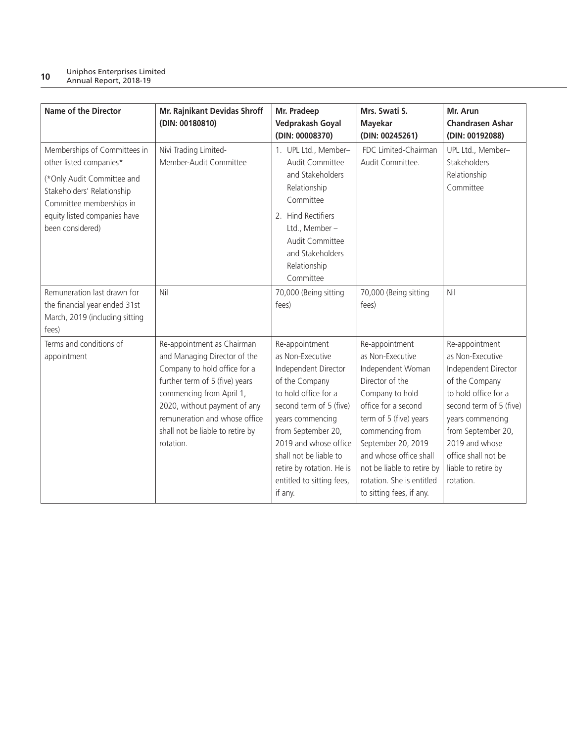| Name of the Director | Mr. Rajnikant Devidas Shroff (DIN: 00180810) | Mr. Pradeep Vedprakash Goyal (DIN: 00008370) | Mrs. Swati S. Mayekar (DIN: 00245261) | Mr. Arun Chandrasen Ashar (DIN: 00192088) |
|---|---|---|---|---|
| Memberships of Committees in other listed companies* (*Only Audit Committee and Stakeholders' Relationship Committee memberships in equity listed companies have been considered) | Nivi Trading Limited- Member-Audit Committee | 1. UPL Ltd., Member– Audit Committee and Stakeholders Relationship Committee 2. Hind Rectifiers Ltd., Member – Audit Committee and Stakeholders Relationship Committee | FDC Limited-Chairman Audit Committee. | UPL Ltd., Member– Stakeholders Relationship Committee |
| Remuneration last drawn for the financial year ended 31st March, 2019 (including sitting fees) | Nil | 70,000 (Being sitting fees) | 70,000 (Being sitting fees) | Nil |
| Terms and conditions of appointment | Re-appointment as Chairman and Managing Director of the Company to hold office for a further term of 5 (five) years commencing from April 1, 2020, without payment of any remuneration and whose office shall not be liable to retire by rotation. | Re-appointment as Non-Executive Independent Director of the Company to hold office for a second term of 5 (five) years commencing from September 20, 2019 and whose office shall not be liable to retire by rotation. He is entitled to sitting fees, if any. | Re-appointment as Non-Executive Independent Woman Director of the Company to hold office for a second term of 5 (five) years commencing from September 20, 2019 and whose office shall not be liable to retire by rotation. She is entitled to sitting fees, if any. | Re-appointment as Non-Executive Independent Director of the Company to hold office for a second term of 5 (five) years commencing from September 20, 2019 and whose office shall not be liable to retire by rotation. |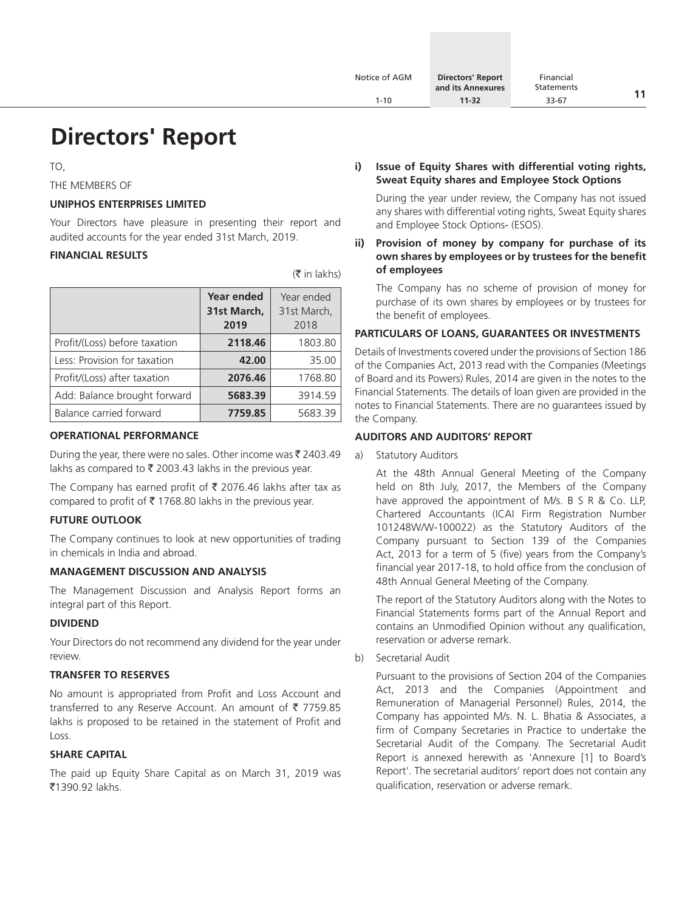# Directors' Report

TO,

THE MEMBERS OF

**UNIPHOS ENTERPRISES LIMITED**

Your Directors have pleasure in presenting their report and audited accounts for the year ended 31st March, 2019.

**FINANCIAL RESULTS**

(₹ in lakhs)

| | **Year ended 31st March, 2019** | Year ended 31st March, 2018 |
|---|---|---|
| Profit/(Loss) before taxation | **2118.46** | 1803.80 |
| Less: Provision for taxation | **42.00** | 35.00 |
| Profit/(Loss) after taxation | **2076.46** | 1768.80 |
| Add: Balance brought forward | **5683.39** | 3914.59 |
| Balance carried forward | **7759.85** | 5683.39 |

**OPERATIONAL PERFORMANCE**

During the year, there were no sales. Other income was ₹ 2403.49 lakhs as compared to ₹ 2003.43 lakhs in the previous year.

The Company has earned profit of ₹ 2076.46 lakhs after tax as compared to profit of ₹ 1768.80 lakhs in the previous year.

**FUTURE OUTLOOK**

The Company continues to look at new opportunities of trading in chemicals in India and abroad.

**MANAGEMENT DISCUSSION AND ANALYSIS**

The Management Discussion and Analysis Report forms an integral part of this Report.

**DIVIDEND**

Your Directors do not recommend any dividend for the year under review.

**TRANSFER TO RESERVES**

No amount is appropriated from Profit and Loss Account and transferred to any Reserve Account. An amount of ₹ 7759.85 lakhs is proposed to be retained in the statement of Profit and Loss.

**SHARE CAPITAL**

The paid up Equity Share Capital as on March 31, 2019 was ₹1390.92 lakhs.

**i) Issue of Equity Shares with differential voting rights, Sweat Equity shares and Employee Stock Options**

During the year under review, the Company has not issued any shares with differential voting rights, Sweat Equity shares and Employee Stock Options- (ESOS).

**ii) Provision of money by company for purchase of its own shares by employees or by trustees for the benefit of employees**

The Company has no scheme of provision of money for purchase of its own shares by employees or by trustees for the benefit of employees.

**PARTICULARS OF LOANS, GUARANTEES OR INVESTMENTS**

Details of Investments covered under the provisions of Section 186 of the Companies Act, 2013 read with the Companies (Meetings of Board and its Powers) Rules, 2014 are given in the notes to the Financial Statements. The details of loan given are provided in the notes to Financial Statements. There are no guarantees issued by the Company.

**AUDITORS AND AUDITORS' REPORT**

a) Statutory Auditors

At the 48th Annual General Meeting of the Company held on 8th July, 2017, the Members of the Company have approved the appointment of M/s. B S R & Co. LLP, Chartered Accountants (ICAI Firm Registration Number 101248W/W-100022) as the Statutory Auditors of the Company pursuant to Section 139 of the Companies Act, 2013 for a term of 5 (five) years from the Company's financial year 2017-18, to hold office from the conclusion of 48th Annual General Meeting of the Company.

The report of the Statutory Auditors along with the Notes to Financial Statements forms part of the Annual Report and contains an Unmodified Opinion without any qualification, reservation or adverse remark.

b) Secretarial Audit

Pursuant to the provisions of Section 204 of the Companies Act, 2013 and the Companies (Appointment and Remuneration of Managerial Personnel) Rules, 2014, the Company has appointed M/s. N. L. Bhatia & Associates, a firm of Company Secretaries in Practice to undertake the Secretarial Audit of the Company. The Secretarial Audit Report is annexed herewith as 'Annexure [1] to Board's Report'. The secretarial auditors' report does not contain any qualification, reservation or adverse remark.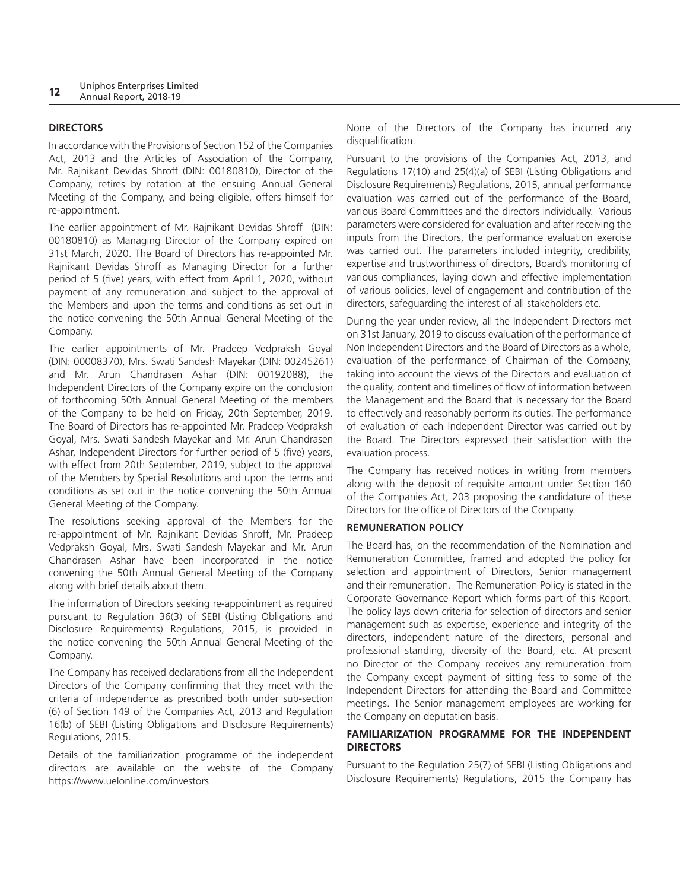## DIRECTORS

In accordance with the Provisions of Section 152 of the Companies Act, 2013 and the Articles of Association of the Company, Mr. Rajnikant Devidas Shroff (DIN: 00180810), Director of the Company, retires by rotation at the ensuing Annual General Meeting of the Company, and being eligible, offers himself for re-appointment.

The earlier appointment of Mr. Rajnikant Devidas Shroff (DIN: 00180810) as Managing Director of the Company expired on 31st March, 2020. The Board of Directors has re-appointed Mr. Rajnikant Devidas Shroff as Managing Director for a further period of 5 (five) years, with effect from April 1, 2020, without payment of any remuneration and subject to the approval of the Members and upon the terms and conditions as set out in the notice convening the 50th Annual General Meeting of the Company.

The earlier appointments of Mr. Pradeep Vedpraksh Goyal (DIN: 00008370), Mrs. Swati Sandesh Mayekar (DIN: 00245261) and Mr. Arun Chandrasen Ashar (DIN: 00192088), the Independent Directors of the Company expire on the conclusion of forthcoming 50th Annual General Meeting of the members of the Company to be held on Friday, 20th September, 2019. The Board of Directors has re-appointed Mr. Pradeep Vedpraksh Goyal, Mrs. Swati Sandesh Mayekar and Mr. Arun Chandrasen Ashar, Independent Directors for further period of 5 (five) years, with effect from 20th September, 2019, subject to the approval of the Members by Special Resolutions and upon the terms and conditions as set out in the notice convening the 50th Annual General Meeting of the Company.

The resolutions seeking approval of the Members for the re-appointment of Mr. Rajnikant Devidas Shroff, Mr. Pradeep Vedpraksh Goyal, Mrs. Swati Sandesh Mayekar and Mr. Arun Chandrasen Ashar have been incorporated in the notice convening the 50th Annual General Meeting of the Company along with brief details about them.

The information of Directors seeking re-appointment as required pursuant to Regulation 36(3) of SEBI (Listing Obligations and Disclosure Requirements) Regulations, 2015, is provided in the notice convening the 50th Annual General Meeting of the Company.

The Company has received declarations from all the Independent Directors of the Company confirming that they meet with the criteria of independence as prescribed both under sub-section (6) of Section 149 of the Companies Act, 2013 and Regulation 16(b) of SEBI (Listing Obligations and Disclosure Requirements) Regulations, 2015.

Details of the familiarization programme of the independent directors are available on the website of the Company https://www.uelonline.com/investors

None of the Directors of the Company has incurred any disqualification.

Pursuant to the provisions of the Companies Act, 2013, and Regulations 17(10) and 25(4)(a) of SEBI (Listing Obligations and Disclosure Requirements) Regulations, 2015, annual performance evaluation was carried out of the performance of the Board, various Board Committees and the directors individually. Various parameters were considered for evaluation and after receiving the inputs from the Directors, the performance evaluation exercise was carried out. The parameters included integrity, credibility, expertise and trustworthiness of directors, Board's monitoring of various compliances, laying down and effective implementation of various policies, level of engagement and contribution of the directors, safeguarding the interest of all stakeholders etc.

During the year under review, all the Independent Directors met on 31st January, 2019 to discuss evaluation of the performance of Non Independent Directors and the Board of Directors as a whole, evaluation of the performance of Chairman of the Company, taking into account the views of the Directors and evaluation of the quality, content and timelines of flow of information between the Management and the Board that is necessary for the Board to effectively and reasonably perform its duties. The performance of evaluation of each Independent Director was carried out by the Board. The Directors expressed their satisfaction with the evaluation process.

The Company has received notices in writing from members along with the deposit of requisite amount under Section 160 of the Companies Act, 203 proposing the candidature of these Directors for the office of Directors of the Company.

## REMUNERATION POLICY

The Board has, on the recommendation of the Nomination and Remuneration Committee, framed and adopted the policy for selection and appointment of Directors, Senior management and their remuneration. The Remuneration Policy is stated in the Corporate Governance Report which forms part of this Report. The policy lays down criteria for selection of directors and senior management such as expertise, experience and integrity of the directors, independent nature of the directors, personal and professional standing, diversity of the Board, etc. At present no Director of the Company receives any remuneration from the Company except payment of sitting fess to some of the Independent Directors for attending the Board and Committee meetings. The Senior management employees are working for the Company on deputation basis.

## FAMILIARIZATION PROGRAMME FOR THE INDEPENDENT DIRECTORS

Pursuant to the Regulation 25(7) of SEBI (Listing Obligations and Disclosure Requirements) Regulations, 2015 the Company has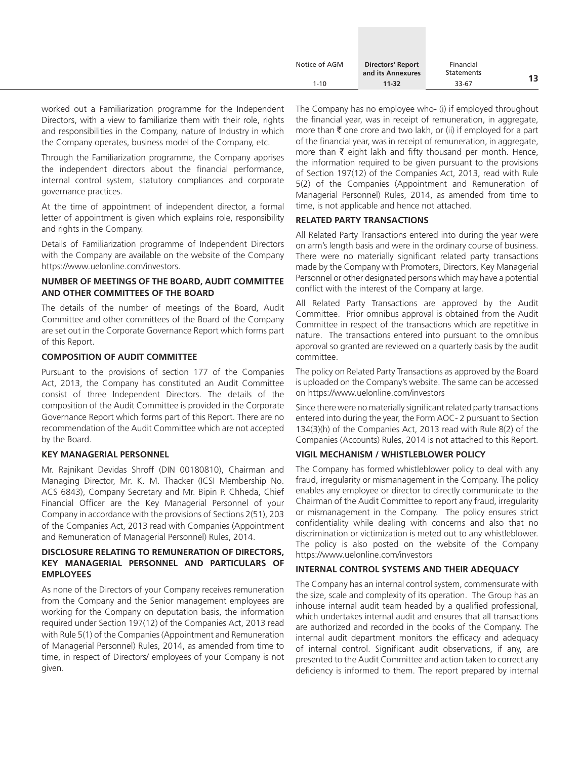worked out a Familiarization programme for the Independent Directors, with a view to familiarize them with their role, rights and responsibilities in the Company, nature of Industry in which the Company operates, business model of the Company, etc.

Through the Familiarization programme, the Company apprises the independent directors about the financial performance, internal control system, statutory compliances and corporate governance practices.

At the time of appointment of independent director, a formal letter of appointment is given which explains role, responsibility and rights in the Company.

Details of Familiarization programme of Independent Directors with the Company are available on the website of the Company https://www.uelonline.com/investors.

## NUMBER OF MEETINGS OF THE BOARD, AUDIT COMMITTEE AND OTHER COMMITTEES OF THE BOARD

The details of the number of meetings of the Board, Audit Committee and other committees of the Board of the Company are set out in the Corporate Governance Report which forms part of this Report.

## COMPOSITION OF AUDIT COMMITTEE

Pursuant to the provisions of section 177 of the Companies Act, 2013, the Company has constituted an Audit Committee consist of three Independent Directors. The details of the composition of the Audit Committee is provided in the Corporate Governance Report which forms part of this Report. There are no recommendation of the Audit Committee which are not accepted by the Board.

## KEY MANAGERIAL PERSONNEL

Mr. Rajnikant Devidas Shroff (DIN 00180810), Chairman and Managing Director, Mr. K. M. Thacker (ICSI Membership No. ACS 6843), Company Secretary and Mr. Bipin P. Chheda, Chief Financial Officer are the Key Managerial Personnel of your Company in accordance with the provisions of Sections 2(51), 203 of the Companies Act, 2013 read with Companies (Appointment and Remuneration of Managerial Personnel) Rules, 2014.

## DISCLOSURE RELATING TO REMUNERATION OF DIRECTORS, KEY MANAGERIAL PERSONNEL AND PARTICULARS OF EMPLOYEES

As none of the Directors of your Company receives remuneration from the Company and the Senior management employees are working for the Company on deputation basis, the information required under Section 197(12) of the Companies Act, 2013 read with Rule 5(1) of the Companies (Appointment and Remuneration of Managerial Personnel) Rules, 2014, as amended from time to time, in respect of Directors/ employees of your Company is not given.

The Company has no employee who- (i) if employed throughout the financial year, was in receipt of remuneration, in aggregate, more than ₹ one crore and two lakh, or (ii) if employed for a part of the financial year, was in receipt of remuneration, in aggregate, more than ₹ eight lakh and fifty thousand per month. Hence, the information required to be given pursuant to the provisions of Section 197(12) of the Companies Act, 2013, read with Rule 5(2) of the Companies (Appointment and Remuneration of Managerial Personnel) Rules, 2014, as amended from time to time, is not applicable and hence not attached.

## RELATED PARTY TRANSACTIONS

All Related Party Transactions entered into during the year were on arm's length basis and were in the ordinary course of business. There were no materially significant related party transactions made by the Company with Promoters, Directors, Key Managerial Personnel or other designated persons which may have a potential conflict with the interest of the Company at large.

All Related Party Transactions are approved by the Audit Committee. Prior omnibus approval is obtained from the Audit Committee in respect of the transactions which are repetitive in nature. The transactions entered into pursuant to the omnibus approval so granted are reviewed on a quarterly basis by the audit committee.

The policy on Related Party Transactions as approved by the Board is uploaded on the Company's website. The same can be accessed on https://www.uelonline.com/investors

Since there were no materially significant related party transactions entered into during the year, the Form AOC- 2 pursuant to Section 134(3)(h) of the Companies Act, 2013 read with Rule 8(2) of the Companies (Accounts) Rules, 2014 is not attached to this Report.

## VIGIL MECHANISM / WHISTLEBLOWER POLICY

The Company has formed whistleblower policy to deal with any fraud, irregularity or mismanagement in the Company. The policy enables any employee or director to directly communicate to the Chairman of the Audit Committee to report any fraud, irregularity or mismanagement in the Company. The policy ensures strict confidentiality while dealing with concerns and also that no discrimination or victimization is meted out to any whistleblower. The policy is also posted on the website of the Company https://www.uelonline.com/investors

## INTERNAL CONTROL SYSTEMS AND THEIR ADEQUACY

The Company has an internal control system, commensurate with the size, scale and complexity of its operation. The Group has an inhouse internal audit team headed by a qualified professional, which undertakes internal audit and ensures that all transactions are authorized and recorded in the books of the Company. The internal audit department monitors the efficacy and adequacy of internal control. Significant audit observations, if any, are presented to the Audit Committee and action taken to correct any deficiency is informed to them. The report prepared by internal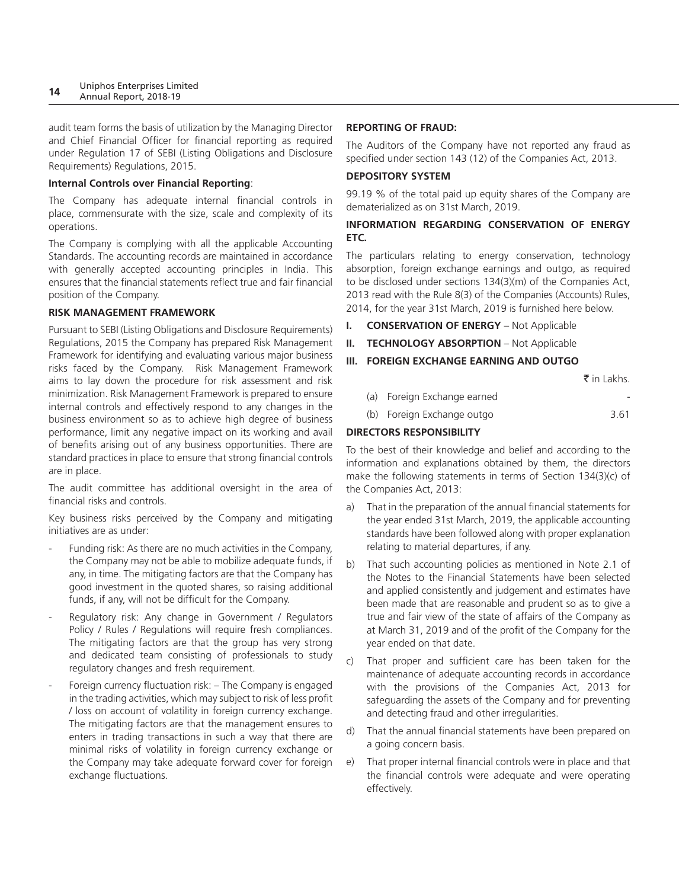audit team forms the basis of utilization by the Managing Director and Chief Financial Officer for financial reporting as required under Regulation 17 of SEBI (Listing Obligations and Disclosure Requirements) Regulations, 2015.

**Internal Controls over Financial Reporting**:

The Company has adequate internal financial controls in place, commensurate with the size, scale and complexity of its operations.

The Company is complying with all the applicable Accounting Standards. The accounting records are maintained in accordance with generally accepted accounting principles in India. This ensures that the financial statements reflect true and fair financial position of the Company.

**RISK MANAGEMENT FRAMEWORK**

Pursuant to SEBI (Listing Obligations and Disclosure Requirements) Regulations, 2015 the Company has prepared Risk Management Framework for identifying and evaluating various major business risks faced by the Company. Risk Management Framework aims to lay down the procedure for risk assessment and risk minimization. Risk Management Framework is prepared to ensure internal controls and effectively respond to any changes in the business environment so as to achieve high degree of business performance, limit any negative impact on its working and avail of benefits arising out of any business opportunities. There are standard practices in place to ensure that strong financial controls are in place.

The audit committee has additional oversight in the area of financial risks and controls.

Key business risks perceived by the Company and mitigating initiatives are as under:

- Funding risk: As there are no much activities in the Company, the Company may not be able to mobilize adequate funds, if any, in time. The mitigating factors are that the Company has good investment in the quoted shares, so raising additional funds, if any, will not be difficult for the Company.
- Regulatory risk: Any change in Government / Regulators Policy / Rules / Regulations will require fresh compliances. The mitigating factors are that the group has very strong and dedicated team consisting of professionals to study regulatory changes and fresh requirement.
- Foreign currency fluctuation risk: – The Company is engaged in the trading activities, which may subject to risk of less profit / loss on account of volatility in foreign currency exchange. The mitigating factors are that the management ensures to enters in trading transactions in such a way that there are minimal risks of volatility in foreign currency exchange or the Company may take adequate forward cover for foreign exchange fluctuations.

**REPORTING OF FRAUD:**

The Auditors of the Company have not reported any fraud as specified under section 143 (12) of the Companies Act, 2013.

**DEPOSITORY SYSTEM**

99.19 % of the total paid up equity shares of the Company are dematerialized as on 31st March, 2019.

**INFORMATION REGARDING CONSERVATION OF ENERGY ETC.**

The particulars relating to energy conservation, technology absorption, foreign exchange earnings and outgo, as required to be disclosed under sections 134(3)(m) of the Companies Act, 2013 read with the Rule 8(3) of the Companies (Accounts) Rules, 2014, for the year 31st March, 2019 is furnished here below.

**I. CONSERVATION OF ENERGY** – Not Applicable

**II. TECHNOLOGY ABSORPTION** – Not Applicable

**III. FOREIGN EXCHANGE EARNING AND OUTGO**

| | ₹ in Lakhs. |
|---|---|
| (a) Foreign Exchange earned | - |
| (b) Foreign Exchange outgo | 3.61 |

**DIRECTORS RESPONSIBILITY**

To the best of their knowledge and belief and according to the information and explanations obtained by them, the directors make the following statements in terms of Section 134(3)(c) of the Companies Act, 2013:

a) That in the preparation of the annual financial statements for the year ended 31st March, 2019, the applicable accounting standards have been followed along with proper explanation relating to material departures, if any.

b) That such accounting policies as mentioned in Note 2.1 of the Notes to the Financial Statements have been selected and applied consistently and judgement and estimates have been made that are reasonable and prudent so as to give a true and fair view of the state of affairs of the Company as at March 31, 2019 and of the profit of the Company for the year ended on that date.

c) That proper and sufficient care has been taken for the maintenance of adequate accounting records in accordance with the provisions of the Companies Act, 2013 for safeguarding the assets of the Company and for preventing and detecting fraud and other irregularities.

d) That the annual financial statements have been prepared on a going concern basis.

e) That proper internal financial controls were in place and that the financial controls were adequate and were operating effectively.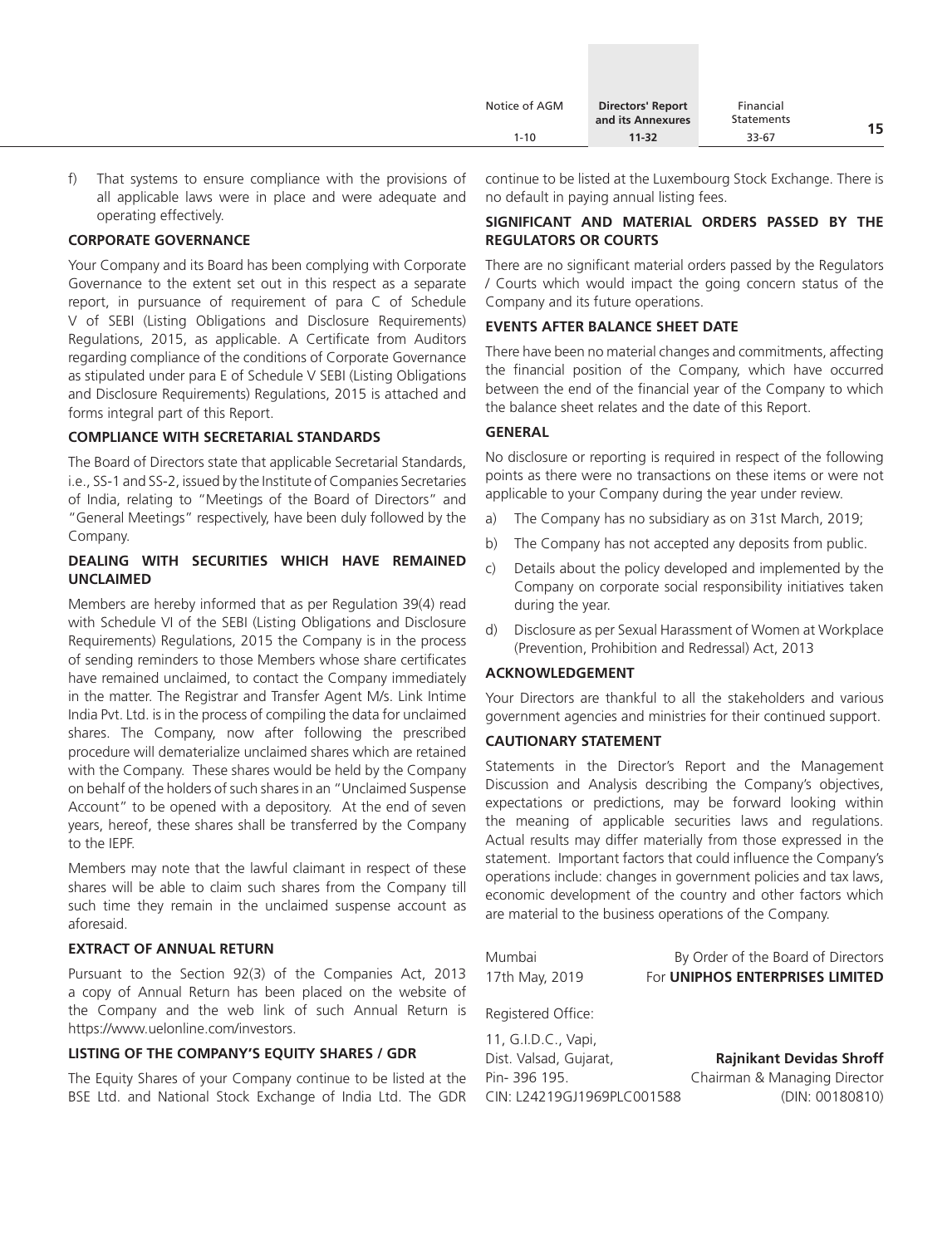f) That systems to ensure compliance with the provisions of all applicable laws were in place and were adequate and operating effectively.

## CORPORATE GOVERNANCE

Your Company and its Board has been complying with Corporate Governance to the extent set out in this respect as a separate report, in pursuance of requirement of para C of Schedule V of SEBI (Listing Obligations and Disclosure Requirements) Regulations, 2015, as applicable. A Certificate from Auditors regarding compliance of the conditions of Corporate Governance as stipulated under para E of Schedule V SEBI (Listing Obligations and Disclosure Requirements) Regulations, 2015 is attached and forms integral part of this Report.

## COMPLIANCE WITH SECRETARIAL STANDARDS

The Board of Directors state that applicable Secretarial Standards, i.e., SS-1 and SS-2, issued by the Institute of Companies Secretaries of India, relating to "Meetings of the Board of Directors" and "General Meetings" respectively, have been duly followed by the Company.

## DEALING WITH SECURITIES WHICH HAVE REMAINED UNCLAIMED

Members are hereby informed that as per Regulation 39(4) read with Schedule VI of the SEBI (Listing Obligations and Disclosure Requirements) Regulations, 2015 the Company is in the process of sending reminders to those Members whose share certificates have remained unclaimed, to contact the Company immediately in the matter. The Registrar and Transfer Agent M/s. Link Intime India Pvt. Ltd. is in the process of compiling the data for unclaimed shares. The Company, now after following the prescribed procedure will dematerialize unclaimed shares which are retained with the Company. These shares would be held by the Company on behalf of the holders of such shares in an "Unclaimed Suspense Account" to be opened with a depository. At the end of seven years, hereof, these shares shall be transferred by the Company to the IEPF.

Members may note that the lawful claimant in respect of these shares will be able to claim such shares from the Company till such time they remain in the unclaimed suspense account as aforesaid.

## EXTRACT OF ANNUAL RETURN

Pursuant to the Section 92(3) of the Companies Act, 2013 a copy of Annual Return has been placed on the website of the Company and the web link of such Annual Return is https://www.uelonline.com/investors.

## LISTING OF THE COMPANY'S EQUITY SHARES / GDR

The Equity Shares of your Company continue to be listed at the BSE Ltd. and National Stock Exchange of India Ltd. The GDR continue to be listed at the Luxembourg Stock Exchange. There is no default in paying annual listing fees.

## SIGNIFICANT AND MATERIAL ORDERS PASSED BY THE REGULATORS OR COURTS

There are no significant material orders passed by the Regulators / Courts which would impact the going concern status of the Company and its future operations.

## EVENTS AFTER BALANCE SHEET DATE

There have been no material changes and commitments, affecting the financial position of the Company, which have occurred between the end of the financial year of the Company to which the balance sheet relates and the date of this Report.

## GENERAL

No disclosure or reporting is required in respect of the following points as there were no transactions on these items or were not applicable to your Company during the year under review.

a) The Company has no subsidiary as on 31st March, 2019;

b) The Company has not accepted any deposits from public.

c) Details about the policy developed and implemented by the Company on corporate social responsibility initiatives taken during the year.

d) Disclosure as per Sexual Harassment of Women at Workplace (Prevention, Prohibition and Redressal) Act, 2013

## ACKNOWLEDGEMENT

Your Directors are thankful to all the stakeholders and various government agencies and ministries for their continued support.

## CAUTIONARY STATEMENT

Statements in the Director's Report and the Management Discussion and Analysis describing the Company's objectives, expectations or predictions, may be forward looking within the meaning of applicable securities laws and regulations. Actual results may differ materially from those expressed in the statement. Important factors that could influence the Company's operations include: changes in government policies and tax laws, economic development of the country and other factors which are material to the business operations of the Company.

Mumbai
17th May, 2019

By Order of the Board of Directors
For **UNIPHOS ENTERPRISES LIMITED**

Registered Office:

11, G.I.D.C., Vapi,
Dist. Valsad, Gujarat,
Pin- 396 195.
CIN: L24219GJ1969PLC001588

**Rajnikant Devidas Shroff**
Chairman & Managing Director
(DIN: 00180810)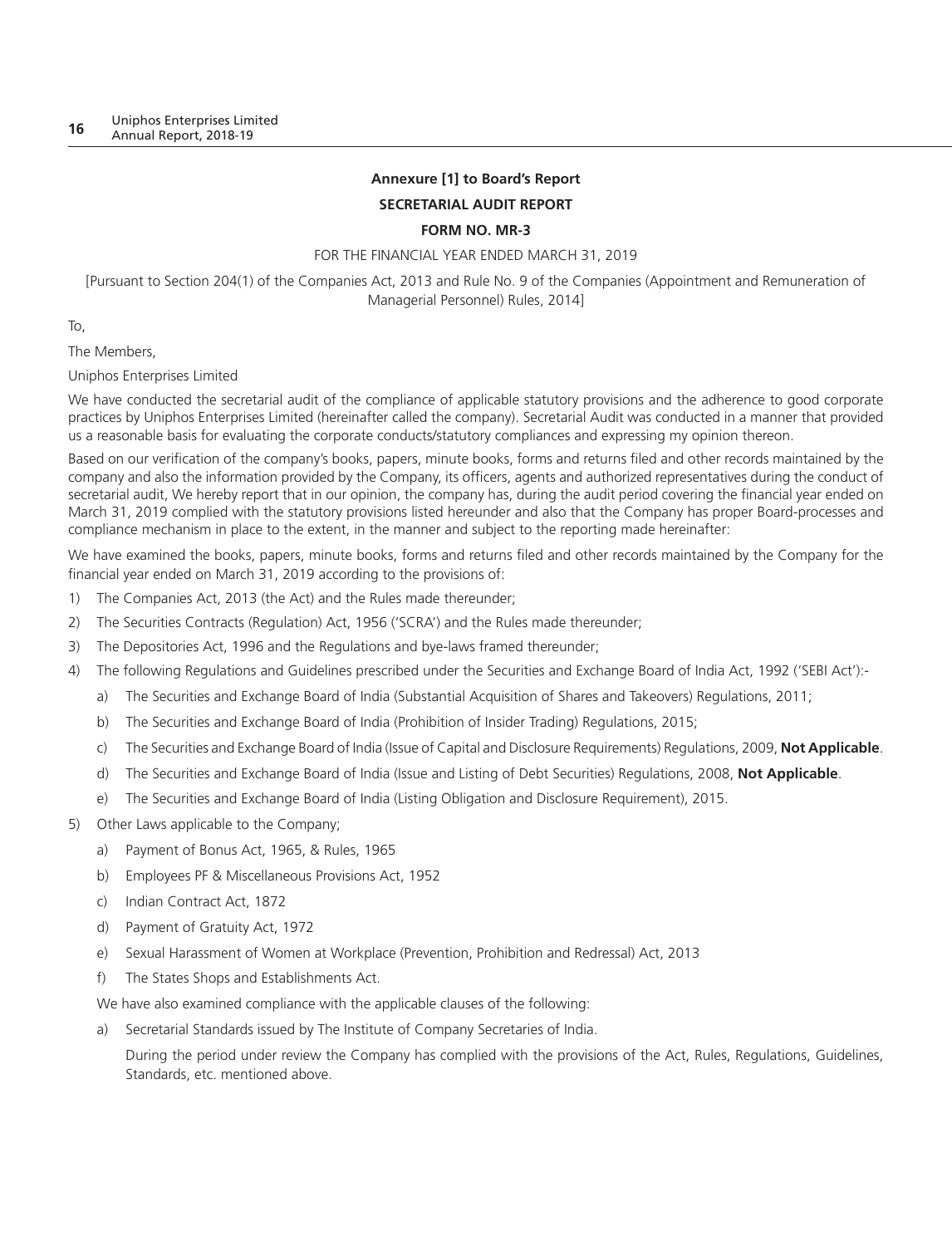**Annexure [1] to Board's Report**

**SECRETARIAL AUDIT REPORT**

**FORM NO. MR-3**

FOR THE FINANCIAL YEAR ENDED MARCH 31, 2019

[Pursuant to Section 204(1) of the Companies Act, 2013 and Rule No. 9 of the Companies (Appointment and Remuneration of Managerial Personnel) Rules, 2014]

To,

The Members,

Uniphos Enterprises Limited

We have conducted the secretarial audit of the compliance of applicable statutory provisions and the adherence to good corporate practices by Uniphos Enterprises Limited (hereinafter called the company). Secretarial Audit was conducted in a manner that provided us a reasonable basis for evaluating the corporate conducts/statutory compliances and expressing my opinion thereon.

Based on our verification of the company's books, papers, minute books, forms and returns filed and other records maintained by the company and also the information provided by the Company, its officers, agents and authorized representatives during the conduct of secretarial audit, We hereby report that in our opinion, the company has, during the audit period covering the financial year ended on March 31, 2019 complied with the statutory provisions listed hereunder and also that the Company has proper Board-processes and compliance mechanism in place to the extent, in the manner and subject to the reporting made hereinafter:

We have examined the books, papers, minute books, forms and returns filed and other records maintained by the Company for the financial year ended on March 31, 2019 according to the provisions of:

1) The Companies Act, 2013 (the Act) and the Rules made thereunder;
2) The Securities Contracts (Regulation) Act, 1956 ('SCRA') and the Rules made thereunder;
3) The Depositories Act, 1996 and the Regulations and bye-laws framed thereunder;
4) The following Regulations and Guidelines prescribed under the Securities and Exchange Board of India Act, 1992 ('SEBI Act'):-
   a) The Securities and Exchange Board of India (Substantial Acquisition of Shares and Takeovers) Regulations, 2011;
   b) The Securities and Exchange Board of India (Prohibition of Insider Trading) Regulations, 2015;
   c) The Securities and Exchange Board of India (Issue of Capital and Disclosure Requirements) Regulations, 2009, **Not Applicable**.
   d) The Securities and Exchange Board of India (Issue and Listing of Debt Securities) Regulations, 2008, **Not Applicable**.
   e) The Securities and Exchange Board of India (Listing Obligation and Disclosure Requirement), 2015.
5) Other Laws applicable to the Company;
   a) Payment of Bonus Act, 1965, & Rules, 1965
   b) Employees PF & Miscellaneous Provisions Act, 1952
   c) Indian Contract Act, 1872
   d) Payment of Gratuity Act, 1972
   e) Sexual Harassment of Women at Workplace (Prevention, Prohibition and Redressal) Act, 2013
   f) The States Shops and Establishments Act.

   We have also examined compliance with the applicable clauses of the following:

   a) Secretarial Standards issued by The Institute of Company Secretaries of India.

      During the period under review the Company has complied with the provisions of the Act, Rules, Regulations, Guidelines, Standards, etc. mentioned above.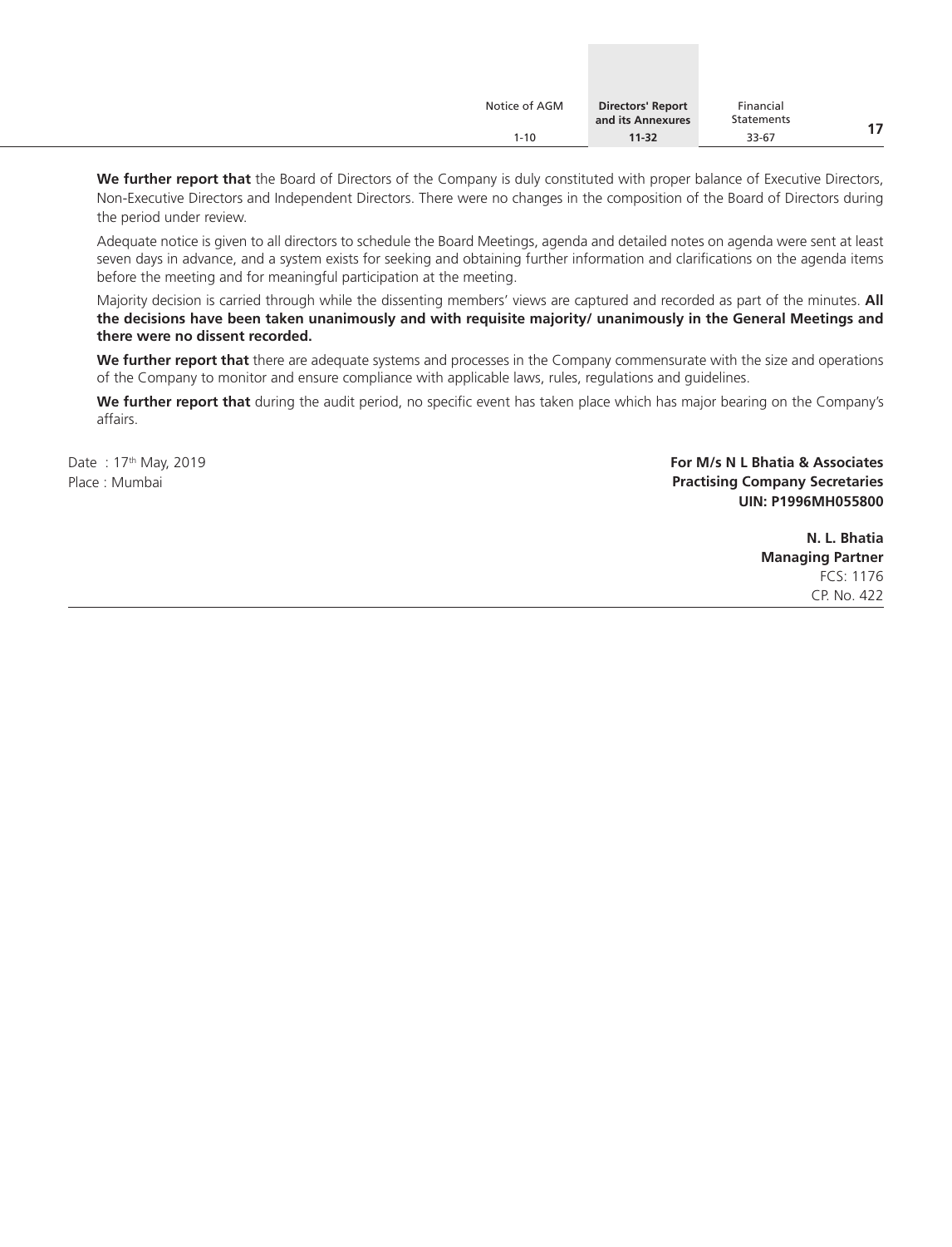**We further report that** the Board of Directors of the Company is duly constituted with proper balance of Executive Directors, Non-Executive Directors and Independent Directors. There were no changes in the composition of the Board of Directors during the period under review.

Adequate notice is given to all directors to schedule the Board Meetings, agenda and detailed notes on agenda were sent at least seven days in advance, and a system exists for seeking and obtaining further information and clarifications on the agenda items before the meeting and for meaningful participation at the meeting.

Majority decision is carried through while the dissenting members' views are captured and recorded as part of the minutes. **All the decisions have been taken unanimously and with requisite majority/ unanimously in the General Meetings and there were no dissent recorded.**

**We further report that** there are adequate systems and processes in the Company commensurate with the size and operations of the Company to monitor and ensure compliance with applicable laws, rules, regulations and guidelines.

**We further report that** during the audit period, no specific event has taken place which has major bearing on the Company's affairs.

Date : 17th May, 2019
Place : Mumbai

**For M/s N L Bhatia & Associates**
**Practising Company Secretaries**
**UIN: P1996MH055800**

**N. L. Bhatia**
**Managing Partner**
FCS: 1176
CP. No. 422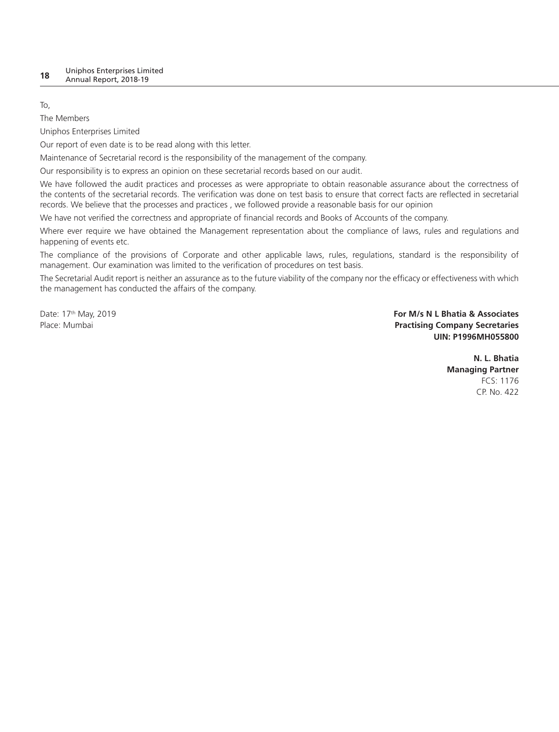To,

The Members

Uniphos Enterprises Limited

Our report of even date is to be read along with this letter.

Maintenance of Secretarial record is the responsibility of the management of the company.

Our responsibility is to express an opinion on these secretarial records based on our audit.

We have followed the audit practices and processes as were appropriate to obtain reasonable assurance about the correctness of the contents of the secretarial records. The verification was done on test basis to ensure that correct facts are reflected in secretarial records. We believe that the processes and practices , we followed provide a reasonable basis for our opinion

We have not verified the correctness and appropriate of financial records and Books of Accounts of the company.

Where ever require we have obtained the Management representation about the compliance of laws, rules and regulations and happening of events etc.

The compliance of the provisions of Corporate and other applicable laws, rules, regulations, standard is the responsibility of management. Our examination was limited to the verification of procedures on test basis.

The Secretarial Audit report is neither an assurance as to the future viability of the company nor the efficacy or effectiveness with which the management has conducted the affairs of the company.

Date: 17th May, 2019

Place: Mumbai

**For M/s N L Bhatia & Associates**
**Practising Company Secretaries**
**UIN: P1996MH055800**

**N. L. Bhatia**
**Managing Partner**
FCS: 1176
CP. No. 422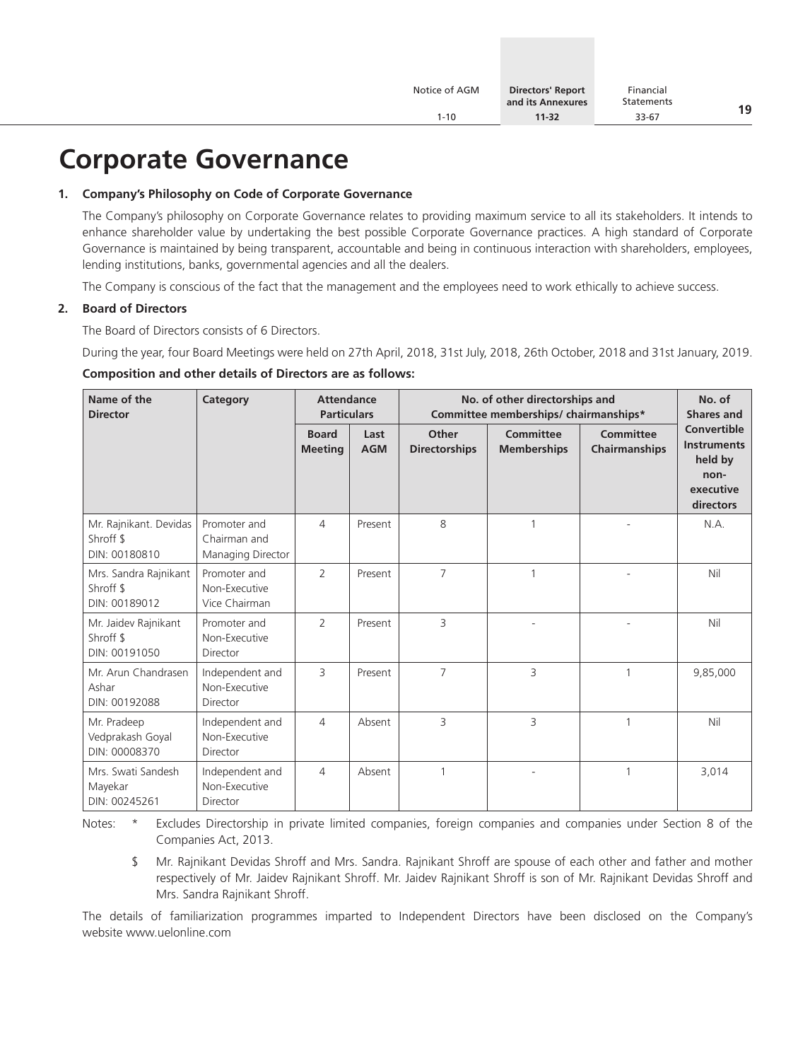# Corporate Governance

## 1. Company's Philosophy on Code of Corporate Governance

The Company's philosophy on Corporate Governance relates to providing maximum service to all its stakeholders. It intends to enhance shareholder value by undertaking the best possible Corporate Governance practices. A high standard of Corporate Governance is maintained by being transparent, accountable and being in continuous interaction with shareholders, employees, lending institutions, banks, governmental agencies and all the dealers.

The Company is conscious of the fact that the management and the employees need to work ethically to achieve success.

## 2. Board of Directors

The Board of Directors consists of 6 Directors.

During the year, four Board Meetings were held on 27th April, 2018, 31st July, 2018, 26th October, 2018 and 31st January, 2019.

**Composition and other details of Directors are as follows:**

| Name of the Director | Category | Attendance Particulars | | No. of other directorships and Committee memberships/ chairmanships* | | | No. of Shares and Convertible Instruments held by non-executive directors |
|---|---|---|---|---|---|---|---|
| | | Board Meeting | Last AGM | Other Directorships | Committee Memberships | Committee Chairmanships | |
| Mr. Rajnikant. Devidas Shroff $ DIN: 00180810 | Promoter and Chairman and Managing Director | 4 | Present | 8 | 1 | - | N.A. |
| Mrs. Sandra Rajnikant Shroff $ DIN: 00189012 | Promoter and Non-Executive Vice Chairman | 2 | Present | 7 | 1 | - | Nil |
| Mr. Jaidev Rajnikant Shroff $ DIN: 00191050 | Promoter and Non-Executive Director | 2 | Present | 3 | - | - | Nil |
| Mr. Arun Chandrasen Ashar DIN: 00192088 | Independent and Non-Executive Director | 3 | Present | 7 | 3 | 1 | 9,85,000 |
| Mr. Pradeep Vedprakash Goyal DIN: 00008370 | Independent and Non-Executive Director | 4 | Absent | 3 | 3 | 1 | Nil |
| Mrs. Swati Sandesh Mayekar DIN: 00245261 | Independent and Non-Executive Director | 4 | Absent | 1 | - | 1 | 3,014 |

Notes: * Excludes Directorship in private limited companies, foreign companies and companies under Section 8 of the Companies Act, 2013.

$ Mr. Rajnikant Devidas Shroff and Mrs. Sandra. Rajnikant Shroff are spouse of each other and father and mother respectively of Mr. Jaidev Rajnikant Shroff. Mr. Jaidev Rajnikant Shroff is son of Mr. Rajnikant Devidas Shroff and Mrs. Sandra Rajnikant Shroff.

The details of familiarization programmes imparted to Independent Directors have been disclosed on the Company's website www.uelonline.com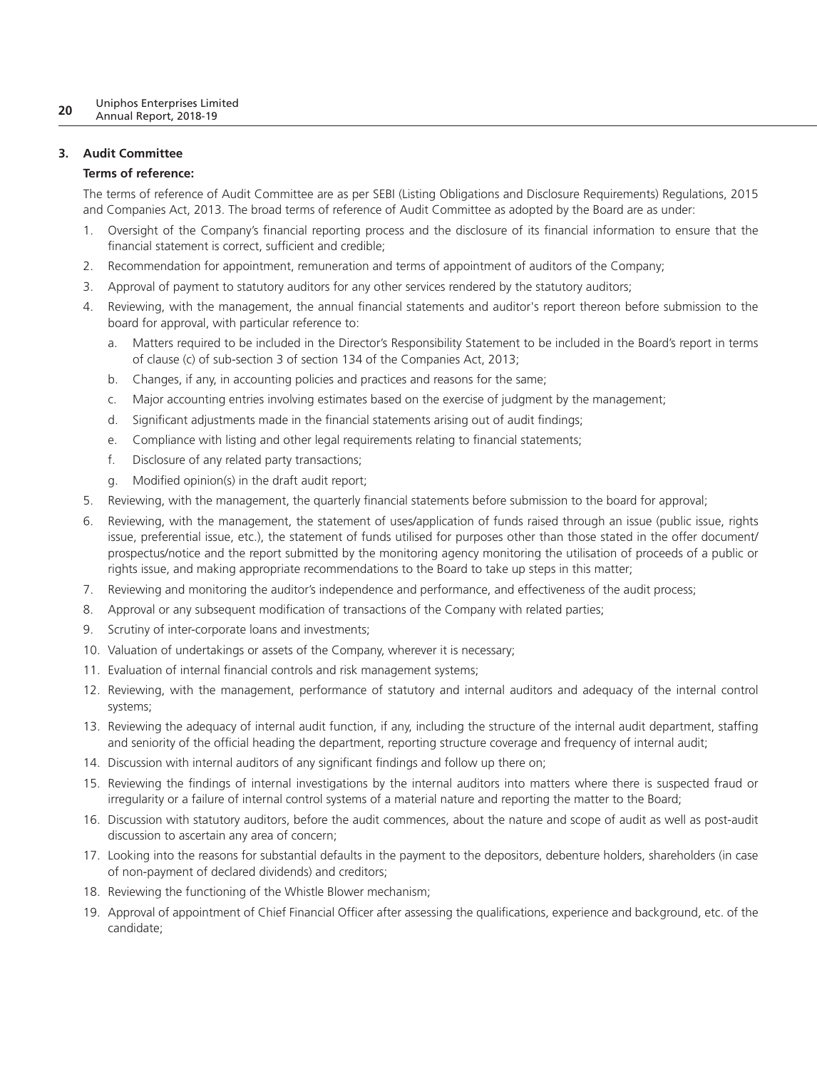## 3. Audit Committee

**Terms of reference:**

The terms of reference of Audit Committee are as per SEBI (Listing Obligations and Disclosure Requirements) Regulations, 2015 and Companies Act, 2013. The broad terms of reference of Audit Committee as adopted by the Board are as under:

1. Oversight of the Company's financial reporting process and the disclosure of its financial information to ensure that the financial statement is correct, sufficient and credible;
2. Recommendation for appointment, remuneration and terms of appointment of auditors of the Company;
3. Approval of payment to statutory auditors for any other services rendered by the statutory auditors;
4. Reviewing, with the management, the annual financial statements and auditor's report thereon before submission to the board for approval, with particular reference to:
   a. Matters required to be included in the Director's Responsibility Statement to be included in the Board's report in terms of clause (c) of sub-section 3 of section 134 of the Companies Act, 2013;
   b. Changes, if any, in accounting policies and practices and reasons for the same;
   c. Major accounting entries involving estimates based on the exercise of judgment by the management;
   d. Significant adjustments made in the financial statements arising out of audit findings;
   e. Compliance with listing and other legal requirements relating to financial statements;
   f. Disclosure of any related party transactions;
   g. Modified opinion(s) in the draft audit report;
5. Reviewing, with the management, the quarterly financial statements before submission to the board for approval;
6. Reviewing, with the management, the statement of uses/application of funds raised through an issue (public issue, rights issue, preferential issue, etc.), the statement of funds utilised for purposes other than those stated in the offer document/ prospectus/notice and the report submitted by the monitoring agency monitoring the utilisation of proceeds of a public or rights issue, and making appropriate recommendations to the Board to take up steps in this matter;
7. Reviewing and monitoring the auditor's independence and performance, and effectiveness of the audit process;
8. Approval or any subsequent modification of transactions of the Company with related parties;
9. Scrutiny of inter-corporate loans and investments;
10. Valuation of undertakings or assets of the Company, wherever it is necessary;
11. Evaluation of internal financial controls and risk management systems;
12. Reviewing, with the management, performance of statutory and internal auditors and adequacy of the internal control systems;
13. Reviewing the adequacy of internal audit function, if any, including the structure of the internal audit department, staffing and seniority of the official heading the department, reporting structure coverage and frequency of internal audit;
14. Discussion with internal auditors of any significant findings and follow up there on;
15. Reviewing the findings of internal investigations by the internal auditors into matters where there is suspected fraud or irregularity or a failure of internal control systems of a material nature and reporting the matter to the Board;
16. Discussion with statutory auditors, before the audit commences, about the nature and scope of audit as well as post-audit discussion to ascertain any area of concern;
17. Looking into the reasons for substantial defaults in the payment to the depositors, debenture holders, shareholders (in case of non-payment of declared dividends) and creditors;
18. Reviewing the functioning of the Whistle Blower mechanism;
19. Approval of appointment of Chief Financial Officer after assessing the qualifications, experience and background, etc. of the candidate;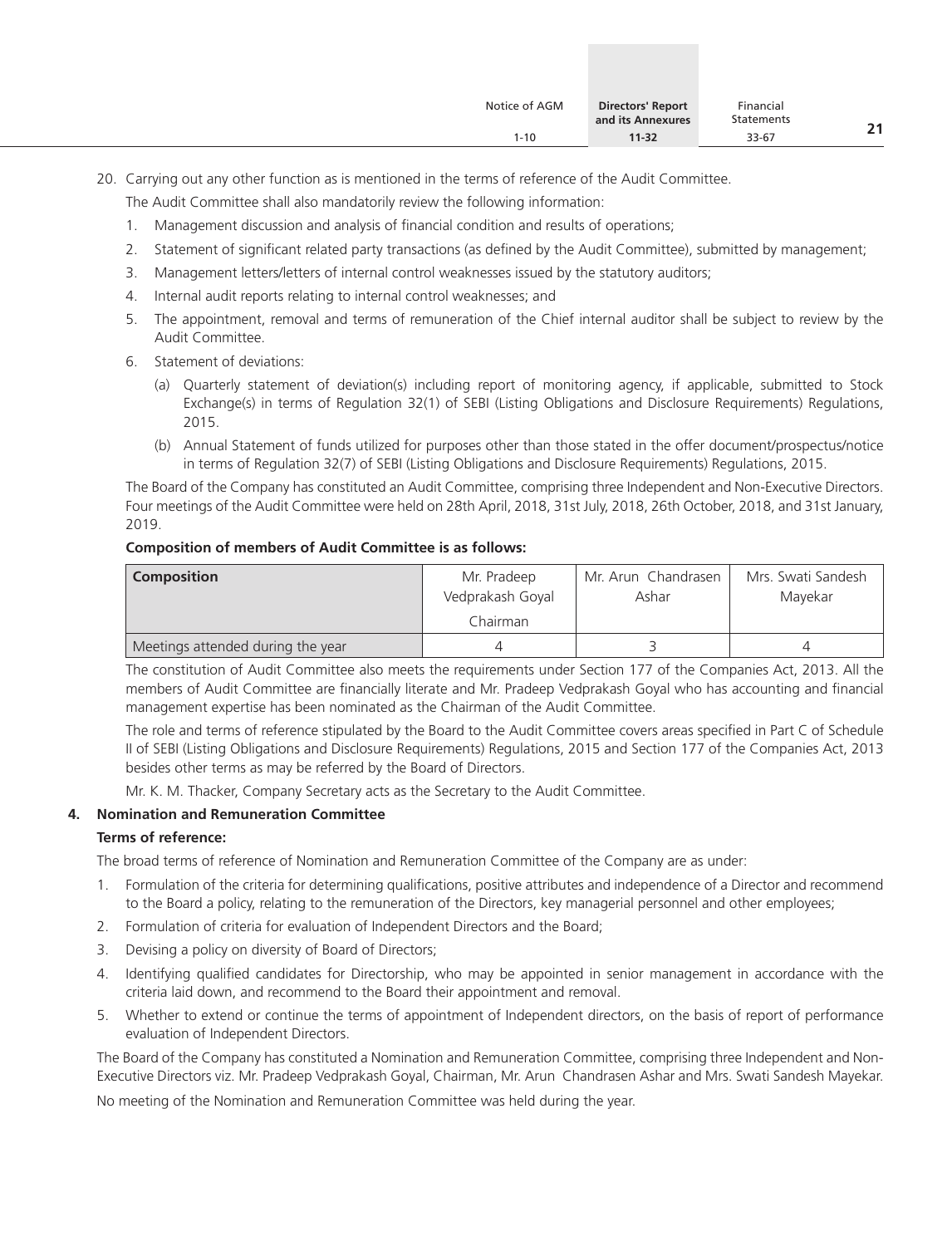20. Carrying out any other function as is mentioned in the terms of reference of the Audit Committee.

The Audit Committee shall also mandatorily review the following information:

1. Management discussion and analysis of financial condition and results of operations;
2. Statement of significant related party transactions (as defined by the Audit Committee), submitted by management;
3. Management letters/letters of internal control weaknesses issued by the statutory auditors;
4. Internal audit reports relating to internal control weaknesses; and
5. The appointment, removal and terms of remuneration of the Chief internal auditor shall be subject to review by the Audit Committee.
6. Statement of deviations:
   (a) Quarterly statement of deviation(s) including report of monitoring agency, if applicable, submitted to Stock Exchange(s) in terms of Regulation 32(1) of SEBI (Listing Obligations and Disclosure Requirements) Regulations, 2015.
   (b) Annual Statement of funds utilized for purposes other than those stated in the offer document/prospectus/notice in terms of Regulation 32(7) of SEBI (Listing Obligations and Disclosure Requirements) Regulations, 2015.

The Board of the Company has constituted an Audit Committee, comprising three Independent and Non-Executive Directors. Four meetings of the Audit Committee were held on 28th April, 2018, 31st July, 2018, 26th October, 2018, and 31st January, 2019.

**Composition of members of Audit Committee is as follows:**

| Composition | Mr. Pradeep Vedprakash Goyal Chairman | Mr. Arun Chandrasen Ashar | Mrs. Swati Sandesh Mayekar |
|---|---|---|---|
| Meetings attended during the year | 4 | 3 | 4 |

The constitution of Audit Committee also meets the requirements under Section 177 of the Companies Act, 2013. All the members of Audit Committee are financially literate and Mr. Pradeep Vedprakash Goyal who has accounting and financial management expertise has been nominated as the Chairman of the Audit Committee.

The role and terms of reference stipulated by the Board to the Audit Committee covers areas specified in Part C of Schedule II of SEBI (Listing Obligations and Disclosure Requirements) Regulations, 2015 and Section 177 of the Companies Act, 2013 besides other terms as may be referred by the Board of Directors.

Mr. K. M. Thacker, Company Secretary acts as the Secretary to the Audit Committee.

**4. Nomination and Remuneration Committee**

**Terms of reference:**

The broad terms of reference of Nomination and Remuneration Committee of the Company are as under:

1. Formulation of the criteria for determining qualifications, positive attributes and independence of a Director and recommend to the Board a policy, relating to the remuneration of the Directors, key managerial personnel and other employees;
2. Formulation of criteria for evaluation of Independent Directors and the Board;
3. Devising a policy on diversity of Board of Directors;
4. Identifying qualified candidates for Directorship, who may be appointed in senior management in accordance with the criteria laid down, and recommend to the Board their appointment and removal.
5. Whether to extend or continue the terms of appointment of Independent directors, on the basis of report of performance evaluation of Independent Directors.

The Board of the Company has constituted a Nomination and Remuneration Committee, comprising three Independent and Non-Executive Directors viz. Mr. Pradeep Vedprakash Goyal, Chairman, Mr. Arun Chandrasen Ashar and Mrs. Swati Sandesh Mayekar.

No meeting of the Nomination and Remuneration Committee was held during the year.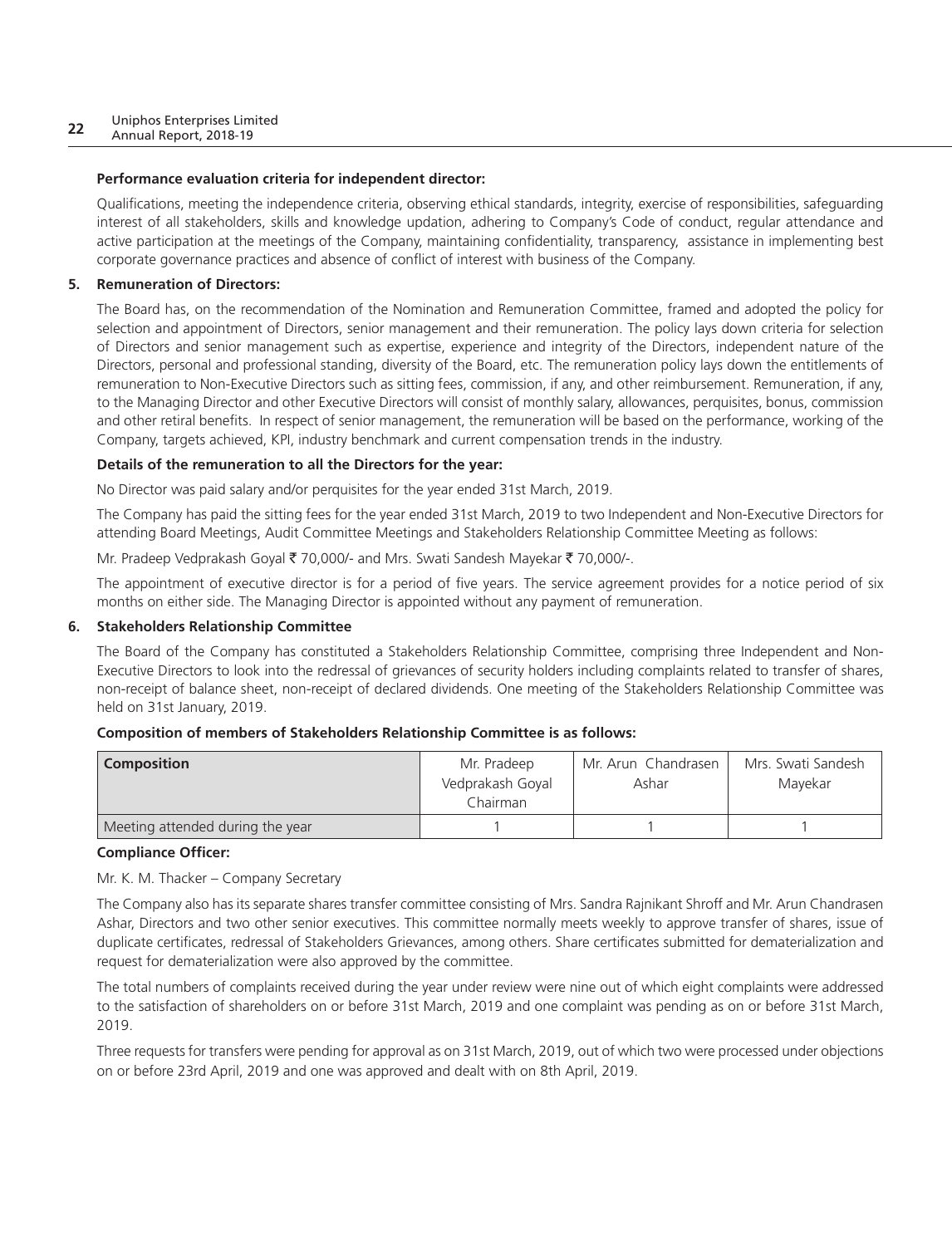**Performance evaluation criteria for independent director:**

Qualifications, meeting the independence criteria, observing ethical standards, integrity, exercise of responsibilities, safeguarding interest of all stakeholders, skills and knowledge updation, adhering to Company's Code of conduct, regular attendance and active participation at the meetings of the Company, maintaining confidentiality, transparency, assistance in implementing best corporate governance practices and absence of conflict of interest with business of the Company.

**5. Remuneration of Directors:**

The Board has, on the recommendation of the Nomination and Remuneration Committee, framed and adopted the policy for selection and appointment of Directors, senior management and their remuneration. The policy lays down criteria for selection of Directors and senior management such as expertise, experience and integrity of the Directors, independent nature of the Directors, personal and professional standing, diversity of the Board, etc. The remuneration policy lays down the entitlements of remuneration to Non-Executive Directors such as sitting fees, commission, if any, and other reimbursement. Remuneration, if any, to the Managing Director and other Executive Directors will consist of monthly salary, allowances, perquisites, bonus, commission and other retiral benefits. In respect of senior management, the remuneration will be based on the performance, working of the Company, targets achieved, KPI, industry benchmark and current compensation trends in the industry.

**Details of the remuneration to all the Directors for the year:**

No Director was paid salary and/or perquisites for the year ended 31st March, 2019.

The Company has paid the sitting fees for the year ended 31st March, 2019 to two Independent and Non-Executive Directors for attending Board Meetings, Audit Committee Meetings and Stakeholders Relationship Committee Meeting as follows:

Mr. Pradeep Vedprakash Goyal ₹ 70,000/- and Mrs. Swati Sandesh Mayekar ₹ 70,000/-.

The appointment of executive director is for a period of five years. The service agreement provides for a notice period of six months on either side. The Managing Director is appointed without any payment of remuneration.

**6. Stakeholders Relationship Committee**

The Board of the Company has constituted a Stakeholders Relationship Committee, comprising three Independent and Non-Executive Directors to look into the redressal of grievances of security holders including complaints related to transfer of shares, non-receipt of balance sheet, non-receipt of declared dividends. One meeting of the Stakeholders Relationship Committee was held on 31st January, 2019.

**Composition of members of Stakeholders Relationship Committee is as follows:**

| **Composition** | Mr. Pradeep Vedprakash Goyal Chairman | Mr. Arun Chandrasen Ashar | Mrs. Swati Sandesh Mayekar |
|---|---|---|---|
| Meeting attended during the year | 1 | 1 | 1 |

**Compliance Officer:**

Mr. K. M. Thacker – Company Secretary

The Company also has its separate shares transfer committee consisting of Mrs. Sandra Rajnikant Shroff and Mr. Arun Chandrasen Ashar, Directors and two other senior executives. This committee normally meets weekly to approve transfer of shares, issue of duplicate certificates, redressal of Stakeholders Grievances, among others. Share certificates submitted for dematerialization and request for dematerialization were also approved by the committee.

The total numbers of complaints received during the year under review were nine out of which eight complaints were addressed to the satisfaction of shareholders on or before 31st March, 2019 and one complaint was pending as on or before 31st March, 2019.

Three requests for transfers were pending for approval as on 31st March, 2019, out of which two were processed under objections on or before 23rd April, 2019 and one was approved and dealt with on 8th April, 2019.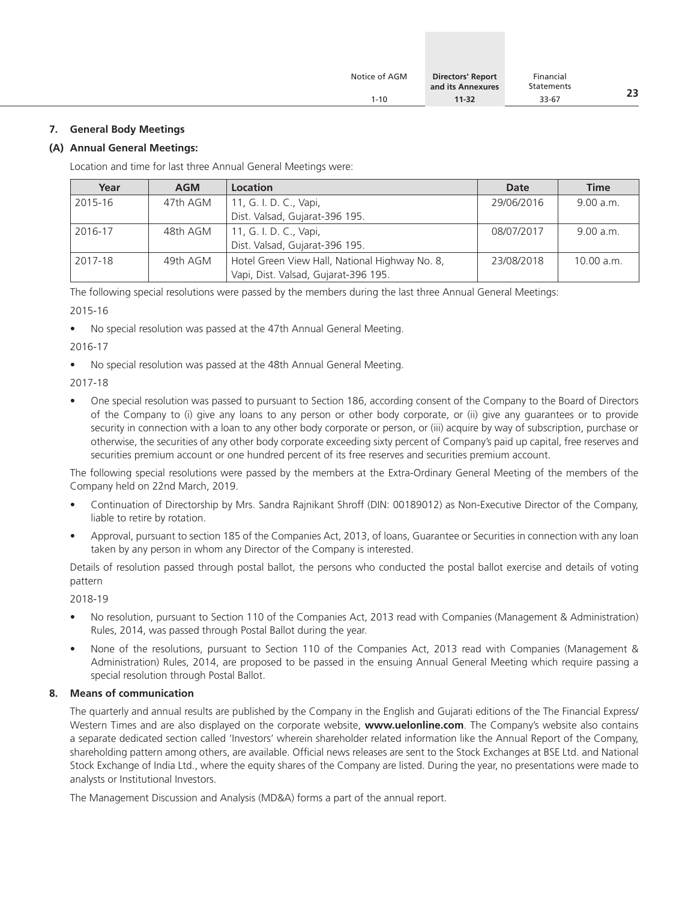## 7. General Body Meetings

### (A) Annual General Meetings:

Location and time for last three Annual General Meetings were:

| Year | AGM | Location | Date | Time |
|---|---|---|---|---|
| 2015-16 | 47th AGM | 11, G. I. D. C., Vapi, Dist. Valsad, Gujarat-396 195. | 29/06/2016 | 9.00 a.m. |
| 2016-17 | 48th AGM | 11, G. I. D. C., Vapi, Dist. Valsad, Gujarat-396 195. | 08/07/2017 | 9.00 a.m. |
| 2017-18 | 49th AGM | Hotel Green View Hall, National Highway No. 8, Vapi, Dist. Valsad, Gujarat-396 195. | 23/08/2018 | 10.00 a.m. |

The following special resolutions were passed by the members during the last three Annual General Meetings:

2015-16

- No special resolution was passed at the 47th Annual General Meeting.

2016-17

- No special resolution was passed at the 48th Annual General Meeting.

2017-18

- One special resolution was passed to pursuant to Section 186, according consent of the Company to the Board of Directors of the Company to (i) give any loans to any person or other body corporate, or (ii) give any guarantees or to provide security in connection with a loan to any other body corporate or person, or (iii) acquire by way of subscription, purchase or otherwise, the securities of any other body corporate exceeding sixty percent of Company's paid up capital, free reserves and securities premium account or one hundred percent of its free reserves and securities premium account.

The following special resolutions were passed by the members at the Extra-Ordinary General Meeting of the members of the Company held on 22nd March, 2019.

- Continuation of Directorship by Mrs. Sandra Rajnikant Shroff (DIN: 00189012) as Non-Executive Director of the Company, liable to retire by rotation.
- Approval, pursuant to section 185 of the Companies Act, 2013, of loans, Guarantee or Securities in connection with any loan taken by any person in whom any Director of the Company is interested.

Details of resolution passed through postal ballot, the persons who conducted the postal ballot exercise and details of voting pattern

2018-19

- No resolution, pursuant to Section 110 of the Companies Act, 2013 read with Companies (Management & Administration) Rules, 2014, was passed through Postal Ballot during the year.
- None of the resolutions, pursuant to Section 110 of the Companies Act, 2013 read with Companies (Management & Administration) Rules, 2014, are proposed to be passed in the ensuing Annual General Meeting which require passing a special resolution through Postal Ballot.

## 8. Means of communication

The quarterly and annual results are published by the Company in the English and Gujarati editions of the The Financial Express/ Western Times and are also displayed on the corporate website, **www.uelonline.com**. The Company's website also contains a separate dedicated section called 'Investors' wherein shareholder related information like the Annual Report of the Company, shareholding pattern among others, are available. Official news releases are sent to the Stock Exchanges at BSE Ltd. and National Stock Exchange of India Ltd., where the equity shares of the Company are listed. During the year, no presentations were made to analysts or Institutional Investors.

The Management Discussion and Analysis (MD&A) forms a part of the annual report.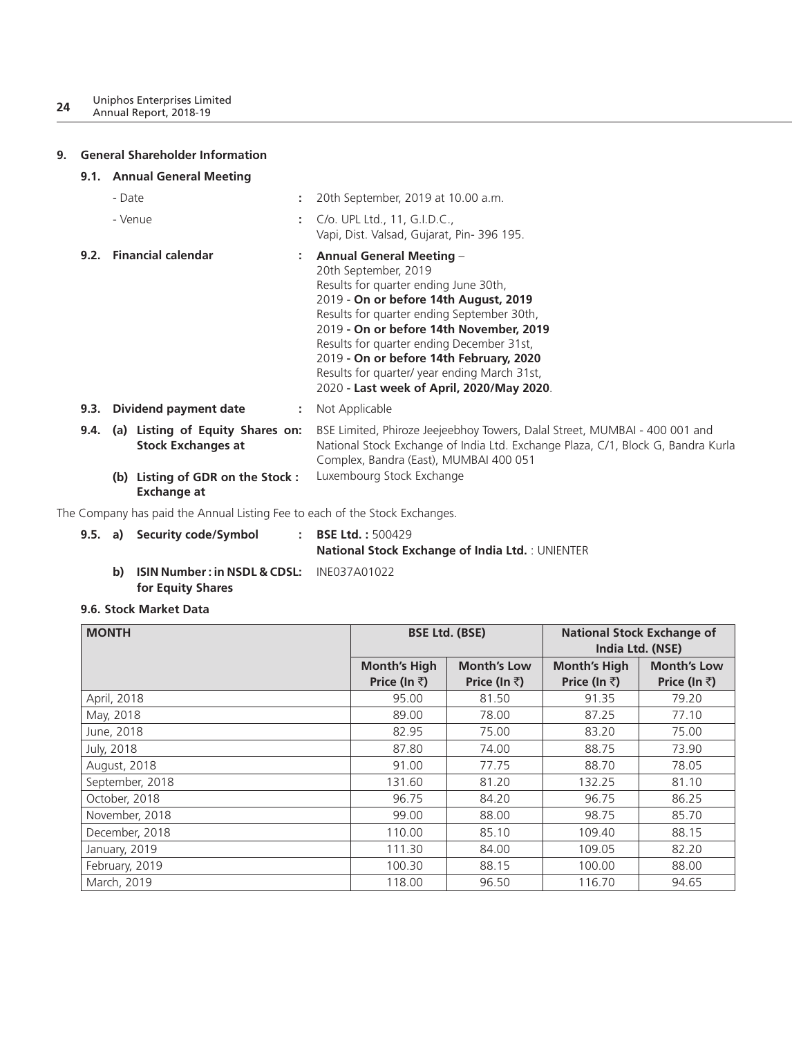## 9. General Shareholder Information

### 9.1. Annual General Meeting

- Date : 20th September, 2019 at 10.00 a.m.
- Venue : C/o. UPL Ltd., 11, G.I.D.C., Vapi, Dist. Valsad, Gujarat, Pin- 396 195.

### 9.2. Financial calendar :

**Annual General Meeting** – 20th September, 2019

Results for quarter ending June 30th, 2019 - **On or before 14th August, 2019**

Results for quarter ending September 30th, 2019 **- On or before 14th November, 2019**

Results for quarter ending December 31st, 2019 **- On or before 14th February, 2020**

Results for quarter/ year ending March 31st, 2020 **- Last week of April, 2020/May 2020**.

### 9.3. Dividend payment date : Not Applicable

### 9.4. (a) Listing of Equity Shares on Stock Exchanges at : 

BSE Limited, Phiroze Jeejeebhoy Towers, Dalal Street, MUMBAI - 400 001 and National Stock Exchange of India Ltd. Exchange Plaza, C/1, Block G, Bandra Kurla Complex, Bandra (East), MUMBAI 400 051

**(b) Listing of GDR on the Stock Exchange at :** Luxembourg Stock Exchange

The Company has paid the Annual Listing Fee to each of the Stock Exchanges.

### 9.5. a) Security code/Symbol : 

**BSE Ltd. :** 500429

**National Stock Exchange of India Ltd.** : UNIENTER

**b) ISIN Number : in NSDL & CDSL: for Equity Shares** INE037A01022

### 9.6. Stock Market Data

| MONTH | BSE Ltd. (BSE) | | National Stock Exchange of India Ltd. (NSE) | |
|---|---|---|---|---|
| | Month's High Price (In ₹) | Month's Low Price (In ₹) | Month's High Price (In ₹) | Month's Low Price (In ₹) |
| April, 2018 | 95.00 | 81.50 | 91.35 | 79.20 |
| May, 2018 | 89.00 | 78.00 | 87.25 | 77.10 |
| June, 2018 | 82.95 | 75.00 | 83.20 | 75.00 |
| July, 2018 | 87.80 | 74.00 | 88.75 | 73.90 |
| August, 2018 | 91.00 | 77.75 | 88.70 | 78.05 |
| September, 2018 | 131.60 | 81.20 | 132.25 | 81.10 |
| October, 2018 | 96.75 | 84.20 | 96.75 | 86.25 |
| November, 2018 | 99.00 | 88.00 | 98.75 | 85.70 |
| December, 2018 | 110.00 | 85.10 | 109.40 | 88.15 |
| January, 2019 | 111.30 | 84.00 | 109.05 | 82.20 |
| February, 2019 | 100.30 | 88.15 | 100.00 | 88.00 |
| March, 2019 | 118.00 | 96.50 | 116.70 | 94.65 |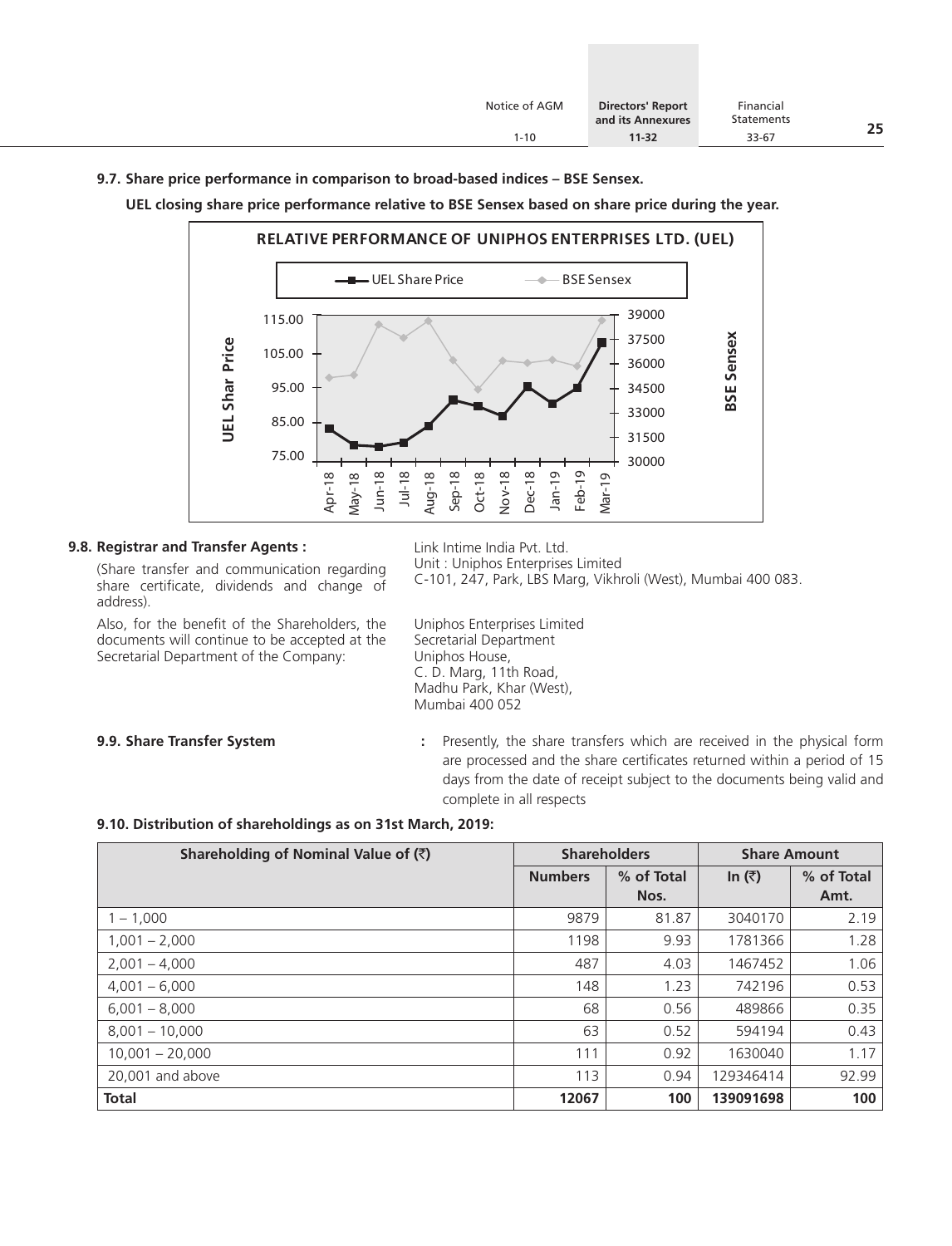**9.7. Share price performance in comparison to broad-based indices – BSE Sensex.**

**UEL closing share price performance relative to BSE Sensex based on share price during the year.**

**9.8. Registrar and Transfer Agents :**

(Share transfer and communication regarding share certificate, dividends and change of address).

Link Intime India Pvt. Ltd.
Unit : Uniphos Enterprises Limited
C-101, 247, Park, LBS Marg, Vikhroli (West), Mumbai 400 083.

Also, for the benefit of the Shareholders, the documents will continue to be accepted at the Secretarial Department of the Company:

Uniphos Enterprises Limited
Secretarial Department
Uniphos House,
C. D. Marg, 11th Road,
Madhu Park, Khar (West),
Mumbai 400 052

**9.9. Share Transfer System** : Presently, the share transfers which are received in the physical form are processed and the share certificates returned within a period of 15 days from the date of receipt subject to the documents being valid and complete in all respects

**9.10. Distribution of shareholdings as on 31st March, 2019:**

| Shareholding of Nominal Value of (₹) | Shareholders | | Share Amount | |
|---|---|---|---|---|
| | Numbers | % of Total Nos. | In (₹) | % of Total Amt. |
| 1 – 1,000 | 9879 | 81.87 | 3040170 | 2.19 |
| 1,001 – 2,000 | 1198 | 9.93 | 1781366 | 1.28 |
| 2,001 – 4,000 | 487 | 4.03 | 1467452 | 1.06 |
| 4,001 – 6,000 | 148 | 1.23 | 742196 | 0.53 |
| 6,001 – 8,000 | 68 | 0.56 | 489866 | 0.35 |
| 8,001 – 10,000 | 63 | 0.52 | 594194 | 0.43 |
| 10,001 – 20,000 | 111 | 0.92 | 1630040 | 1.17 |
| 20,001 and above | 113 | 0.94 | 129346414 | 92.99 |
| **Total** | **12067** | **100** | **139091698** | **100** |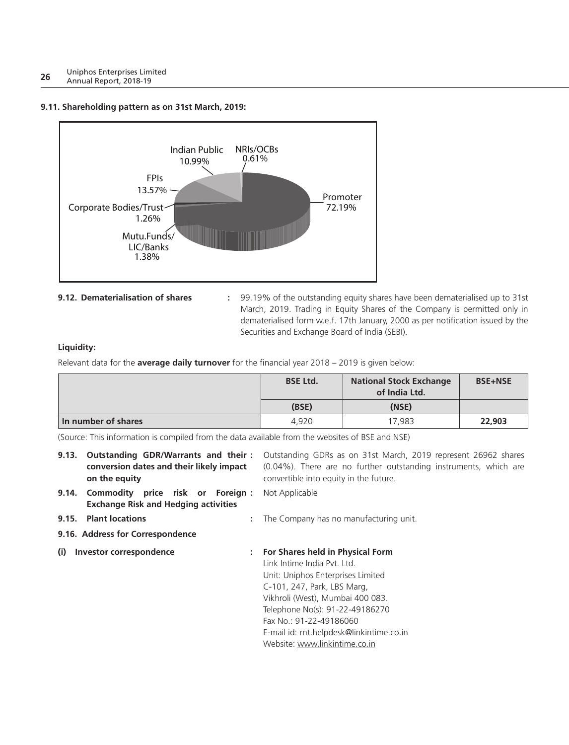**9.11. Shareholding pattern as on 31st March, 2019:**

Indian Public 10.99%
NRIs/OCBs 0.61%
FPIs 13.57%
Promoter 72.19%
Corporate Bodies/Trust 1.26%
Mutu.Funds/ LIC/Banks 1.38%

**9.12. Dematerialisation of shares** : 99.19% of the outstanding equity shares have been dematerialised up to 31st March, 2019. Trading in Equity Shares of the Company is permitted only in dematerialised form w.e.f. 17th January, 2000 as per notification issued by the Securities and Exchange Board of India (SEBI).

**Liquidity:**

Relevant data for the **average daily turnover** for the financial year 2018 – 2019 is given below:

| | BSE Ltd. | National Stock Exchange of India Ltd. | BSE+NSE |
|---|---|---|---|
| | (BSE) | (NSE) | |
| In number of shares | 4,920 | 17,983 | **22,903** |

(Source: This information is compiled from the data available from the websites of BSE and NSE)

**9.13. Outstanding GDR/Warrants and their conversion dates and their likely impact on the equity** : Outstanding GDRs as on 31st March, 2019 represent 26962 shares (0.04%). There are no further outstanding instruments, which are convertible into equity in the future.

**9.14. Commodity price risk or Foreign Exchange Risk and Hedging activities** : Not Applicable

**9.15. Plant locations** : The Company has no manufacturing unit.

**9.16. Address for Correspondence**

**(i) Investor correspondence** : **For Shares held in Physical Form**

Link Intime India Pvt. Ltd.
Unit: Uniphos Enterprises Limited
C-101, 247, Park, LBS Marg,
Vikhroli (West), Mumbai 400 083.
Telephone No(s): 91-22-49186270
Fax No.: 91-22-49186060
E-mail id: rnt.helpdesk@linkintime.co.in
Website: www.linkintime.co.in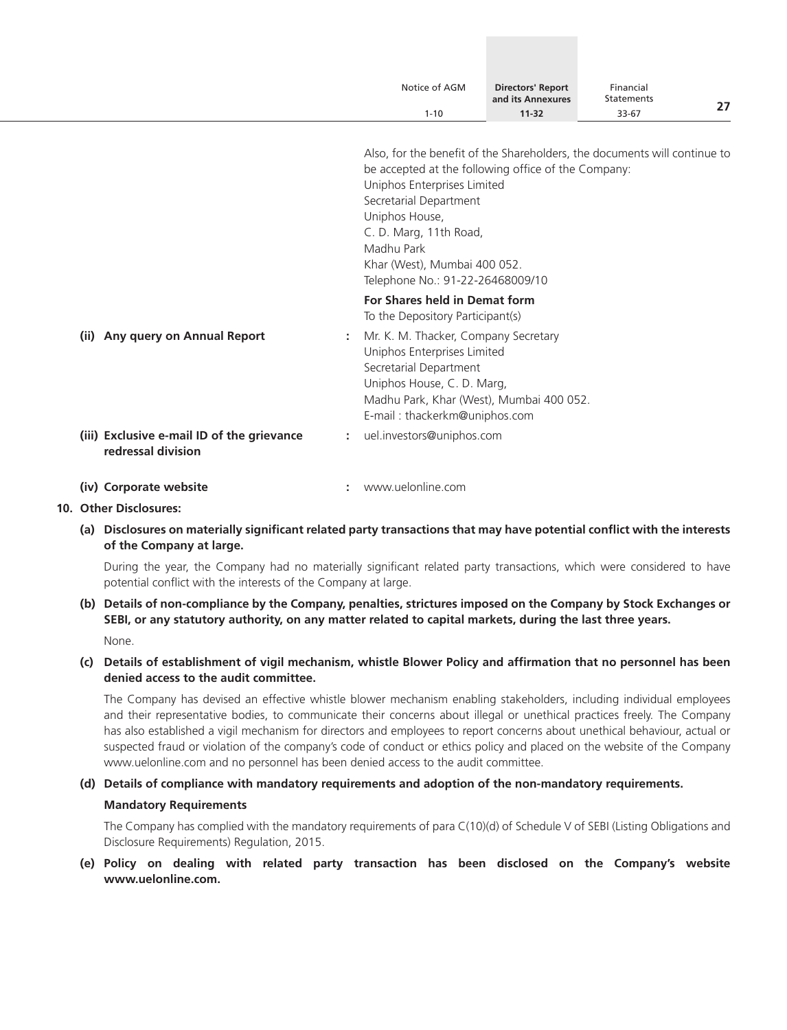Also, for the benefit of the Shareholders, the documents will continue to be accepted at the following office of the Company:
Uniphos Enterprises Limited
Secretarial Department
Uniphos House,
C. D. Marg, 11th Road,
Madhu Park
Khar (West), Mumbai 400 052.
Telephone No.: 91-22-26468009/10

**For Shares held in Demat form**
To the Depository Participant(s)

**(ii) Any query on Annual Report** : Mr. K. M. Thacker, Company Secretary
Uniphos Enterprises Limited
Secretarial Department
Uniphos House, C. D. Marg,
Madhu Park, Khar (West), Mumbai 400 052.
E-mail : thackerkm@uniphos.com

**(iii) Exclusive e-mail ID of the grievance redressal division** : uel.investors@uniphos.com

**(iv) Corporate website** : www.uelonline.com

**10. Other Disclosures:**

**(a) Disclosures on materially significant related party transactions that may have potential conflict with the interests of the Company at large.**

During the year, the Company had no materially significant related party transactions, which were considered to have potential conflict with the interests of the Company at large.

**(b) Details of non-compliance by the Company, penalties, strictures imposed on the Company by Stock Exchanges or SEBI, or any statutory authority, on any matter related to capital markets, during the last three years.**

None.

**(c) Details of establishment of vigil mechanism, whistle Blower Policy and affirmation that no personnel has been denied access to the audit committee.**

The Company has devised an effective whistle blower mechanism enabling stakeholders, including individual employees and their representative bodies, to communicate their concerns about illegal or unethical practices freely. The Company has also established a vigil mechanism for directors and employees to report concerns about unethical behaviour, actual or suspected fraud or violation of the company's code of conduct or ethics policy and placed on the website of the Company www.uelonline.com and no personnel has been denied access to the audit committee.

**(d) Details of compliance with mandatory requirements and adoption of the non-mandatory requirements.**

**Mandatory Requirements**

The Company has complied with the mandatory requirements of para C(10)(d) of Schedule V of SEBI (Listing Obligations and Disclosure Requirements) Regulation, 2015.

**(e) Policy on dealing with related party transaction has been disclosed on the Company's website www.uelonline.com.**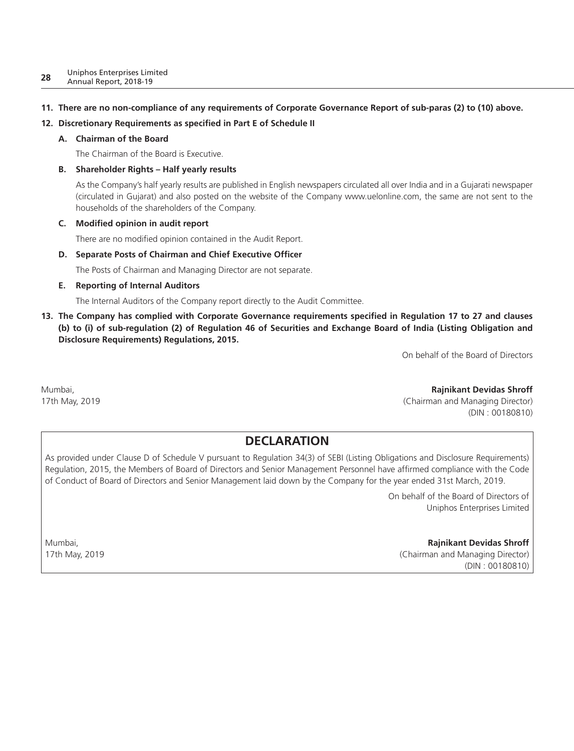**11. There are no non-compliance of any requirements of Corporate Governance Report of sub-paras (2) to (10) above.**

**12. Discretionary Requirements as specified in Part E of Schedule II**

**A. Chairman of the Board**

The Chairman of the Board is Executive.

**B. Shareholder Rights – Half yearly results**

As the Company's half yearly results are published in English newspapers circulated all over India and in a Gujarati newspaper (circulated in Gujarat) and also posted on the website of the Company www.uelonline.com, the same are not sent to the households of the shareholders of the Company.

**C. Modified opinion in audit report**

There are no modified opinion contained in the Audit Report.

**D. Separate Posts of Chairman and Chief Executive Officer**

The Posts of Chairman and Managing Director are not separate.

**E. Reporting of Internal Auditors**

The Internal Auditors of the Company report directly to the Audit Committee.

**13. The Company has complied with Corporate Governance requirements specified in Regulation 17 to 27 and clauses (b) to (i) of sub-regulation (2) of Regulation 46 of Securities and Exchange Board of India (Listing Obligation and Disclosure Requirements) Regulations, 2015.**

On behalf of the Board of Directors

Mumbai,
17th May, 2019

**Rajnikant Devidas Shroff**
(Chairman and Managing Director)
(DIN : 00180810)

## DECLARATION

As provided under Clause D of Schedule V pursuant to Regulation 34(3) of SEBI (Listing Obligations and Disclosure Requirements) Regulation, 2015, the Members of Board of Directors and Senior Management Personnel have affirmed compliance with the Code of Conduct of Board of Directors and Senior Management laid down by the Company for the year ended 31st March, 2019.

On behalf of the Board of Directors of
Uniphos Enterprises Limited

Mumbai,
17th May, 2019

**Rajnikant Devidas Shroff**
(Chairman and Managing Director)
(DIN : 00180810)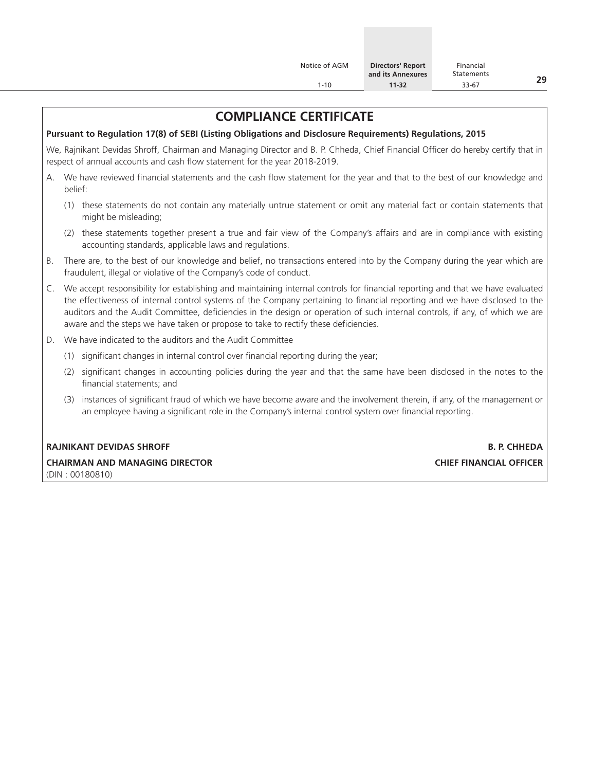# COMPLIANCE CERTIFICATE

**Pursuant to Regulation 17(8) of SEBI (Listing Obligations and Disclosure Requirements) Regulations, 2015**

We, Rajnikant Devidas Shroff, Chairman and Managing Director and B. P. Chheda, Chief Financial Officer do hereby certify that in respect of annual accounts and cash flow statement for the year 2018-2019.

A. We have reviewed financial statements and the cash flow statement for the year and that to the best of our knowledge and belief:

   (1) these statements do not contain any materially untrue statement or omit any material fact or contain statements that might be misleading;

   (2) these statements together present a true and fair view of the Company's affairs and are in compliance with existing accounting standards, applicable laws and regulations.

B. There are, to the best of our knowledge and belief, no transactions entered into by the Company during the year which are fraudulent, illegal or violative of the Company's code of conduct.

C. We accept responsibility for establishing and maintaining internal controls for financial reporting and that we have evaluated the effectiveness of internal control systems of the Company pertaining to financial reporting and we have disclosed to the auditors and the Audit Committee, deficiencies in the design or operation of such internal controls, if any, of which we are aware and the steps we have taken or propose to take to rectify these deficiencies.

D. We have indicated to the auditors and the Audit Committee

   (1) significant changes in internal control over financial reporting during the year;

   (2) significant changes in accounting policies during the year and that the same have been disclosed in the notes to the financial statements; and

   (3) instances of significant fraud of which we have become aware and the involvement therein, if any, of the management or an employee having a significant role in the Company's internal control system over financial reporting.

**RAJNIKANT DEVIDAS SHROFF**
**CHAIRMAN AND MANAGING DIRECTOR**
(DIN : 00180810)

**B. P. CHHEDA**
**CHIEF FINANCIAL OFFICER**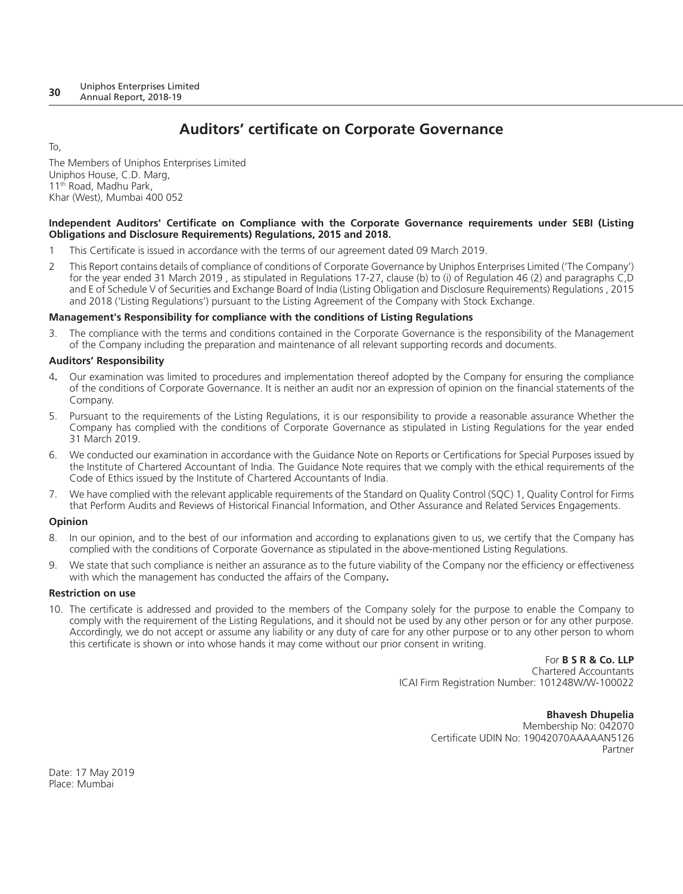# Auditors' certificate on Corporate Governance

To,

The Members of Uniphos Enterprises Limited
Uniphos House, C.D. Marg,
11th Road, Madhu Park,
Khar (West), Mumbai 400 052

**Independent Auditors' Certificate on Compliance with the Corporate Governance requirements under SEBI (Listing Obligations and Disclosure Requirements) Regulations, 2015 and 2018.**

1 This Certificate is issued in accordance with the terms of our agreement dated 09 March 2019.

2 This Report contains details of compliance of conditions of Corporate Governance by Uniphos Enterprises Limited ('The Company') for the year ended 31 March 2019 , as stipulated in Regulations 17-27, clause (b) to (i) of Regulation 46 (2) and paragraphs C,D and E of Schedule V of Securities and Exchange Board of India (Listing Obligation and Disclosure Requirements) Regulations , 2015 and 2018 ('Listing Regulations') pursuant to the Listing Agreement of the Company with Stock Exchange.

**Management's Responsibility for compliance with the conditions of Listing Regulations**

3. The compliance with the terms and conditions contained in the Corporate Governance is the responsibility of the Management of the Company including the preparation and maintenance of all relevant supporting records and documents.

**Auditors' Responsibility**

4**.** Our examination was limited to procedures and implementation thereof adopted by the Company for ensuring the compliance of the conditions of Corporate Governance. It is neither an audit nor an expression of opinion on the financial statements of the Company.

5. Pursuant to the requirements of the Listing Regulations, it is our responsibility to provide a reasonable assurance Whether the Company has complied with the conditions of Corporate Governance as stipulated in Listing Regulations for the year ended 31 March 2019.

6. We conducted our examination in accordance with the Guidance Note on Reports or Certifications for Special Purposes issued by the Institute of Chartered Accountant of India. The Guidance Note requires that we comply with the ethical requirements of the Code of Ethics issued by the Institute of Chartered Accountants of India.

7. We have complied with the relevant applicable requirements of the Standard on Quality Control (SQC) 1, Quality Control for Firms that Perform Audits and Reviews of Historical Financial Information, and Other Assurance and Related Services Engagements.

**Opinion**

8. In our opinion, and to the best of our information and according to explanations given to us, we certify that the Company has complied with the conditions of Corporate Governance as stipulated in the above-mentioned Listing Regulations.

9. We state that such compliance is neither an assurance as to the future viability of the Company nor the efficiency or effectiveness with which the management has conducted the affairs of the Company**.**

**Restriction on use**

10. The certificate is addressed and provided to the members of the Company solely for the purpose to enable the Company to comply with the requirement of the Listing Regulations, and it should not be used by any other person or for any other purpose. Accordingly, we do not accept or assume any liability or any duty of care for any other purpose or to any other person to whom this certificate is shown or into whose hands it may come without our prior consent in writing.

For **B S R & Co. LLP**
Chartered Accountants
ICAI Firm Registration Number: 101248W/W-100022

**Bhavesh Dhupelia**
Membership No: 042070
Certificate UDIN No: 19042070AAAAAN5126
Partner

Date: 17 May 2019
Place: Mumbai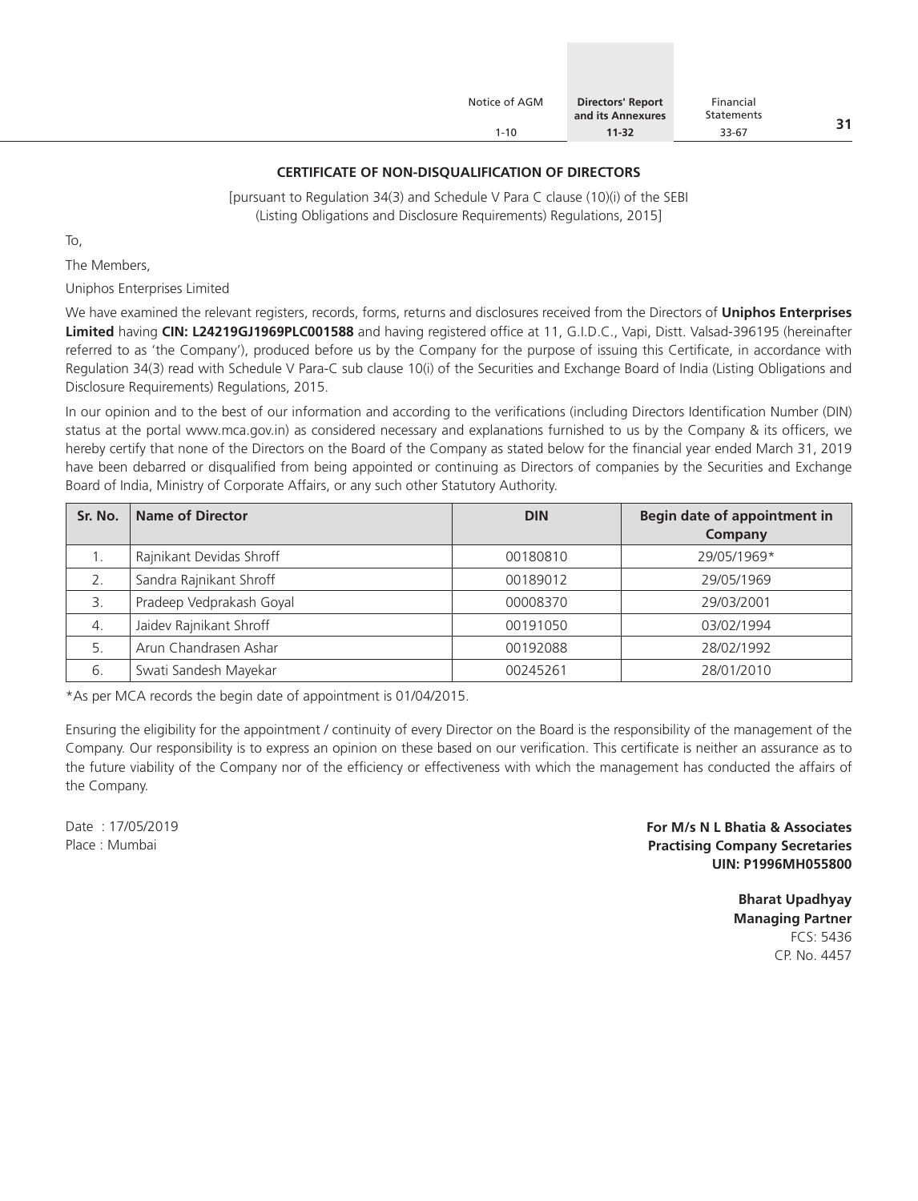## CERTIFICATE OF NON-DISQUALIFICATION OF DIRECTORS

[pursuant to Regulation 34(3) and Schedule V Para C clause (10)(i) of the SEBI (Listing Obligations and Disclosure Requirements) Regulations, 2015]

To,

The Members,

Uniphos Enterprises Limited

We have examined the relevant registers, records, forms, returns and disclosures received from the Directors of **Uniphos Enterprises Limited** having **CIN: L24219GJ1969PLC001588** and having registered office at 11, G.I.D.C., Vapi, Distt. Valsad-396195 (hereinafter referred to as 'the Company'), produced before us by the Company for the purpose of issuing this Certificate, in accordance with Regulation 34(3) read with Schedule V Para-C sub clause 10(i) of the Securities and Exchange Board of India (Listing Obligations and Disclosure Requirements) Regulations, 2015.

In our opinion and to the best of our information and according to the verifications (including Directors Identification Number (DIN) status at the portal www.mca.gov.in) as considered necessary and explanations furnished to us by the Company & its officers, we hereby certify that none of the Directors on the Board of the Company as stated below for the financial year ended March 31, 2019 have been debarred or disqualified from being appointed or continuing as Directors of companies by the Securities and Exchange Board of India, Ministry of Corporate Affairs, or any such other Statutory Authority.

| Sr. No. | Name of Director | DIN | Begin date of appointment in Company |
|---|---|---|---|
| 1. | Rajnikant Devidas Shroff | 00180810 | 29/05/1969* |
| 2. | Sandra Rajnikant Shroff | 00189012 | 29/05/1969 |
| 3. | Pradeep Vedprakash Goyal | 00008370 | 29/03/2001 |
| 4. | Jaidev Rajnikant Shroff | 00191050 | 03/02/1994 |
| 5. | Arun Chandrasen Ashar | 00192088 | 28/02/1992 |
| 6. | Swati Sandesh Mayekar | 00245261 | 28/01/2010 |

*As per MCA records the begin date of appointment is 01/04/2015.

Ensuring the eligibility for the appointment / continuity of every Director on the Board is the responsibility of the management of the Company. Our responsibility is to express an opinion on these based on our verification. This certificate is neither an assurance as to the future viability of the Company nor of the efficiency or effectiveness with which the management has conducted the affairs of the Company.

Date : 17/05/2019

Place : Mumbai

**For M/s N L Bhatia & Associates**
**Practising Company Secretaries**
**UIN: P1996MH055800**

**Bharat Upadhyay**
**Managing Partner**
FCS: 5436
CP. No. 4457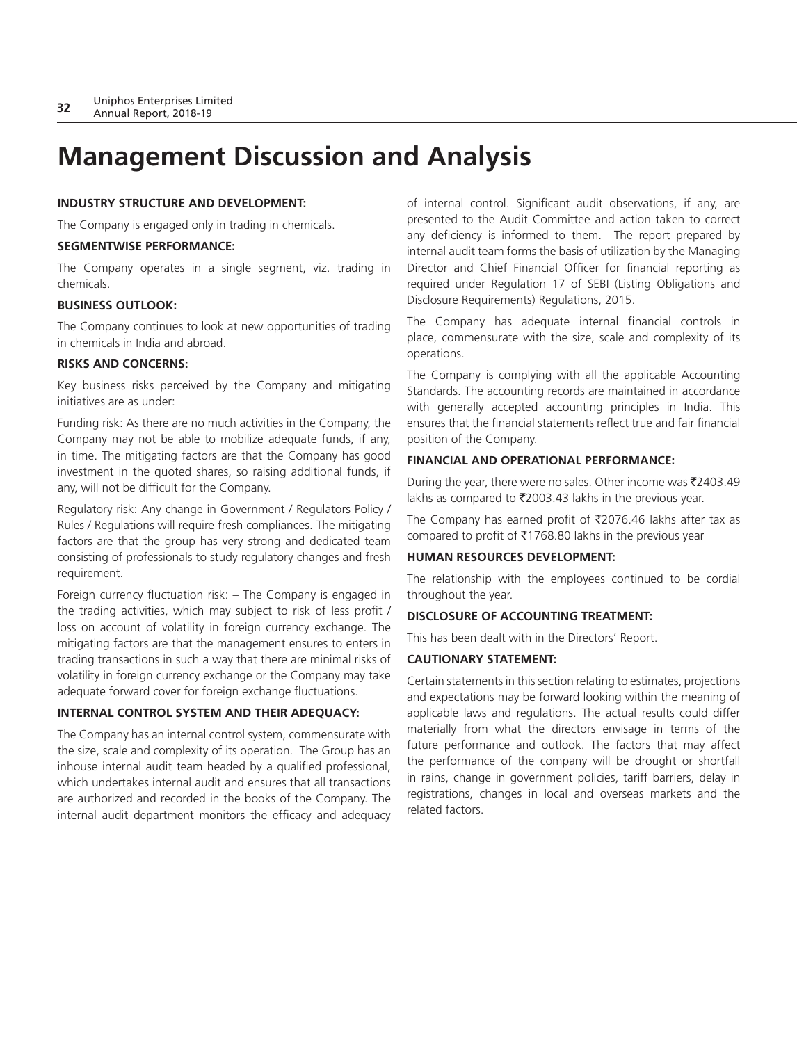# Management Discussion and Analysis

**INDUSTRY STRUCTURE AND DEVELOPMENT:**

The Company is engaged only in trading in chemicals.

**SEGMENTWISE PERFORMANCE:**

The Company operates in a single segment, viz. trading in chemicals.

**BUSINESS OUTLOOK:**

The Company continues to look at new opportunities of trading in chemicals in India and abroad.

**RISKS AND CONCERNS:**

Key business risks perceived by the Company and mitigating initiatives are as under:

Funding risk: As there are no much activities in the Company, the Company may not be able to mobilize adequate funds, if any, in time. The mitigating factors are that the Company has good investment in the quoted shares, so raising additional funds, if any, will not be difficult for the Company.

Regulatory risk: Any change in Government / Regulators Policy / Rules / Regulations will require fresh compliances. The mitigating factors are that the group has very strong and dedicated team consisting of professionals to study regulatory changes and fresh requirement.

Foreign currency fluctuation risk: – The Company is engaged in the trading activities, which may subject to risk of less profit / loss on account of volatility in foreign currency exchange. The mitigating factors are that the management ensures to enters in trading transactions in such a way that there are minimal risks of volatility in foreign currency exchange or the Company may take adequate forward cover for foreign exchange fluctuations.

**INTERNAL CONTROL SYSTEM AND THEIR ADEQUACY:**

The Company has an internal control system, commensurate with the size, scale and complexity of its operation. The Group has an inhouse internal audit team headed by a qualified professional, which undertakes internal audit and ensures that all transactions are authorized and recorded in the books of the Company. The internal audit department monitors the efficacy and adequacy of internal control. Significant audit observations, if any, are presented to the Audit Committee and action taken to correct any deficiency is informed to them. The report prepared by internal audit team forms the basis of utilization by the Managing Director and Chief Financial Officer for financial reporting as required under Regulation 17 of SEBI (Listing Obligations and Disclosure Requirements) Regulations, 2015.

The Company has adequate internal financial controls in place, commensurate with the size, scale and complexity of its operations.

The Company is complying with all the applicable Accounting Standards. The accounting records are maintained in accordance with generally accepted accounting principles in India. This ensures that the financial statements reflect true and fair financial position of the Company.

**FINANCIAL AND OPERATIONAL PERFORMANCE:**

During the year, there were no sales. Other income was ₹2403.49 lakhs as compared to ₹2003.43 lakhs in the previous year.

The Company has earned profit of ₹2076.46 lakhs after tax as compared to profit of ₹1768.80 lakhs in the previous year

**HUMAN RESOURCES DEVELOPMENT:**

The relationship with the employees continued to be cordial throughout the year.

**DISCLOSURE OF ACCOUNTING TREATMENT:**

This has been dealt with in the Directors' Report.

**CAUTIONARY STATEMENT:**

Certain statements in this section relating to estimates, projections and expectations may be forward looking within the meaning of applicable laws and regulations. The actual results could differ materially from what the directors envisage in terms of the future performance and outlook. The factors that may affect the performance of the company will be drought or shortfall in rains, change in government policies, tariff barriers, delay in registrations, changes in local and overseas markets and the related factors.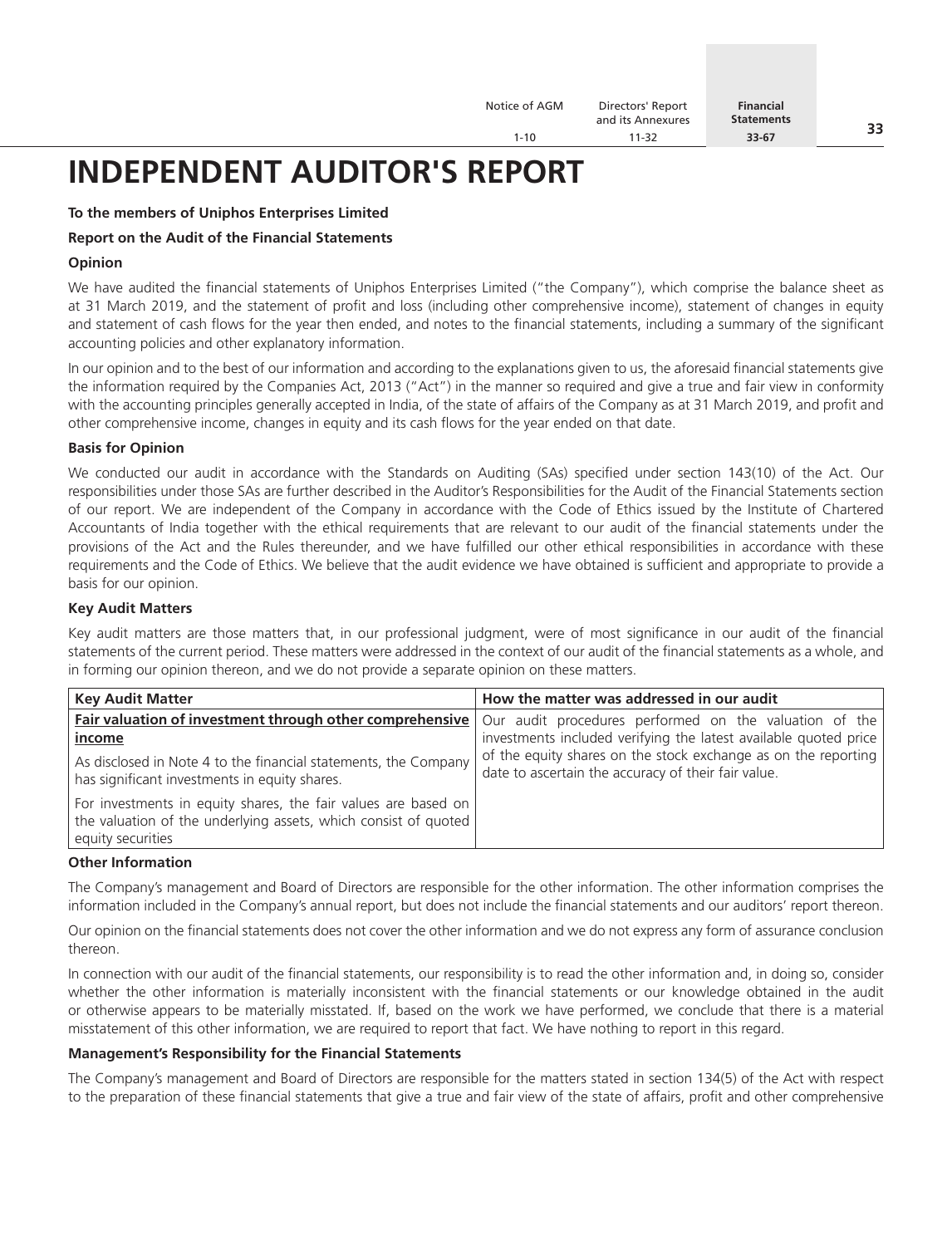# INDEPENDENT AUDITOR'S REPORT

**To the members of Uniphos Enterprises Limited**

**Report on the Audit of the Financial Statements**

**Opinion**

We have audited the financial statements of Uniphos Enterprises Limited ("the Company"), which comprise the balance sheet as at 31 March 2019, and the statement of profit and loss (including other comprehensive income), statement of changes in equity and statement of cash flows for the year then ended, and notes to the financial statements, including a summary of the significant accounting policies and other explanatory information.

In our opinion and to the best of our information and according to the explanations given to us, the aforesaid financial statements give the information required by the Companies Act, 2013 ("Act") in the manner so required and give a true and fair view in conformity with the accounting principles generally accepted in India, of the state of affairs of the Company as at 31 March 2019, and profit and other comprehensive income, changes in equity and its cash flows for the year ended on that date.

**Basis for Opinion**

We conducted our audit in accordance with the Standards on Auditing (SAs) specified under section 143(10) of the Act. Our responsibilities under those SAs are further described in the Auditor's Responsibilities for the Audit of the Financial Statements section of our report. We are independent of the Company in accordance with the Code of Ethics issued by the Institute of Chartered Accountants of India together with the ethical requirements that are relevant to our audit of the financial statements under the provisions of the Act and the Rules thereunder, and we have fulfilled our other ethical responsibilities in accordance with these requirements and the Code of Ethics. We believe that the audit evidence we have obtained is sufficient and appropriate to provide a basis for our opinion.

**Key Audit Matters**

Key audit matters are those matters that, in our professional judgment, were of most significance in our audit of the financial statements of the current period. These matters were addressed in the context of our audit of the financial statements as a whole, and in forming our opinion thereon, and we do not provide a separate opinion on these matters.

| Key Audit Matter | How the matter was addressed in our audit |
|---|---|
| **Fair valuation of investment through other comprehensive income**<br><br>As disclosed in Note 4 to the financial statements, the Company has significant investments in equity shares.<br><br>For investments in equity shares, the fair values are based on the valuation of the underlying assets, which consist of quoted equity securities | Our audit procedures performed on the valuation of the investments included verifying the latest available quoted price of the equity shares on the stock exchange as on the reporting date to ascertain the accuracy of their fair value. |

**Other Information**

The Company's management and Board of Directors are responsible for the other information. The other information comprises the information included in the Company's annual report, but does not include the financial statements and our auditors' report thereon.

Our opinion on the financial statements does not cover the other information and we do not express any form of assurance conclusion thereon.

In connection with our audit of the financial statements, our responsibility is to read the other information and, in doing so, consider whether the other information is materially inconsistent with the financial statements or our knowledge obtained in the audit or otherwise appears to be materially misstated. If, based on the work we have performed, we conclude that there is a material misstatement of this other information, we are required to report that fact. We have nothing to report in this regard.

**Management's Responsibility for the Financial Statements**

The Company's management and Board of Directors are responsible for the matters stated in section 134(5) of the Act with respect to the preparation of these financial statements that give a true and fair view of the state of affairs, profit and other comprehensive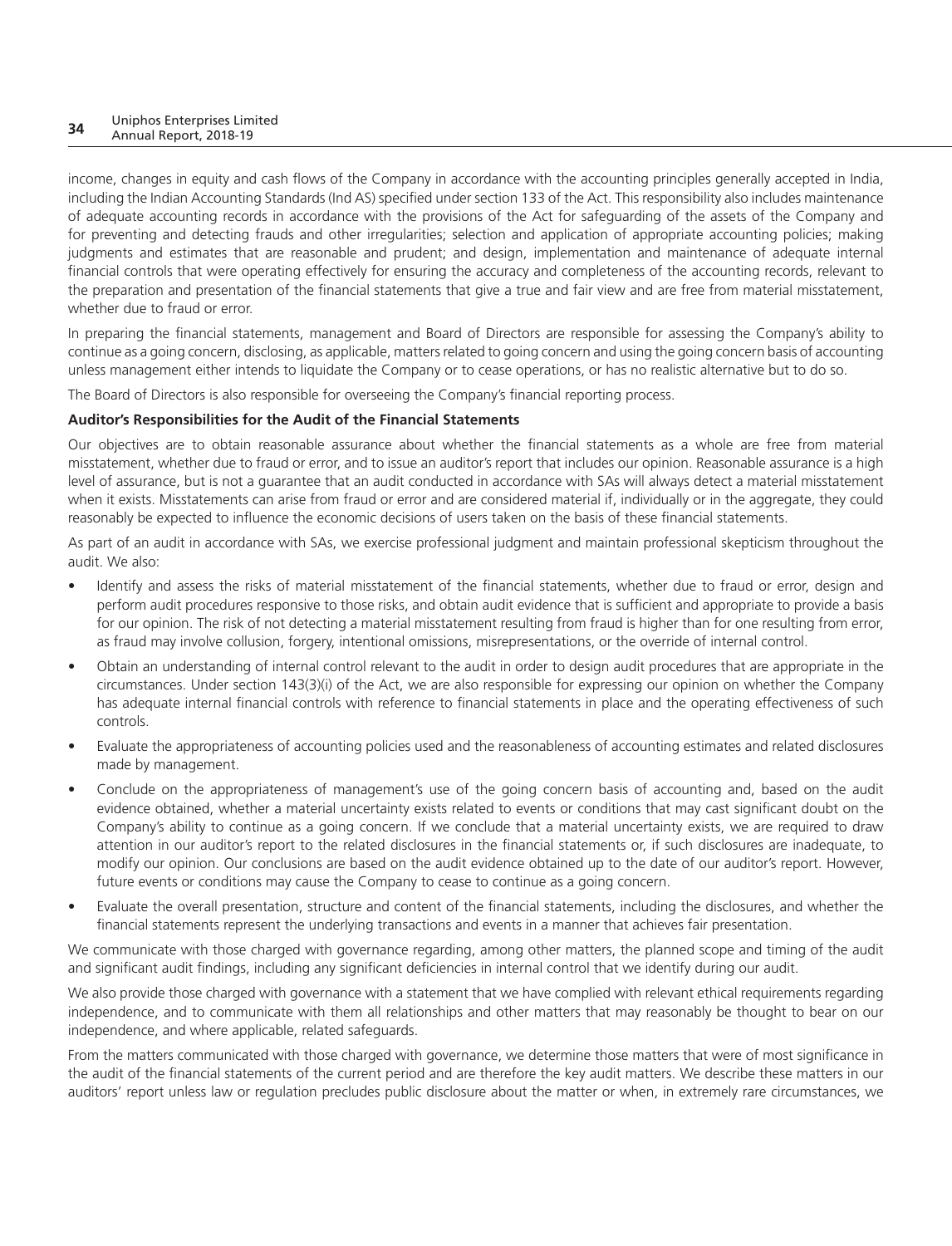income, changes in equity and cash flows of the Company in accordance with the accounting principles generally accepted in India, including the Indian Accounting Standards (Ind AS) specified under section 133 of the Act. This responsibility also includes maintenance of adequate accounting records in accordance with the provisions of the Act for safeguarding of the assets of the Company and for preventing and detecting frauds and other irregularities; selection and application of appropriate accounting policies; making judgments and estimates that are reasonable and prudent; and design, implementation and maintenance of adequate internal financial controls that were operating effectively for ensuring the accuracy and completeness of the accounting records, relevant to the preparation and presentation of the financial statements that give a true and fair view and are free from material misstatement, whether due to fraud or error.

In preparing the financial statements, management and Board of Directors are responsible for assessing the Company's ability to continue as a going concern, disclosing, as applicable, matters related to going concern and using the going concern basis of accounting unless management either intends to liquidate the Company or to cease operations, or has no realistic alternative but to do so.

The Board of Directors is also responsible for overseeing the Company's financial reporting process.

**Auditor's Responsibilities for the Audit of the Financial Statements**

Our objectives are to obtain reasonable assurance about whether the financial statements as a whole are free from material misstatement, whether due to fraud or error, and to issue an auditor's report that includes our opinion. Reasonable assurance is a high level of assurance, but is not a guarantee that an audit conducted in accordance with SAs will always detect a material misstatement when it exists. Misstatements can arise from fraud or error and are considered material if, individually or in the aggregate, they could reasonably be expected to influence the economic decisions of users taken on the basis of these financial statements.

As part of an audit in accordance with SAs, we exercise professional judgment and maintain professional skepticism throughout the audit. We also:

- Identify and assess the risks of material misstatement of the financial statements, whether due to fraud or error, design and perform audit procedures responsive to those risks, and obtain audit evidence that is sufficient and appropriate to provide a basis for our opinion. The risk of not detecting a material misstatement resulting from fraud is higher than for one resulting from error, as fraud may involve collusion, forgery, intentional omissions, misrepresentations, or the override of internal control.
- Obtain an understanding of internal control relevant to the audit in order to design audit procedures that are appropriate in the circumstances. Under section 143(3)(i) of the Act, we are also responsible for expressing our opinion on whether the Company has adequate internal financial controls with reference to financial statements in place and the operating effectiveness of such controls.
- Evaluate the appropriateness of accounting policies used and the reasonableness of accounting estimates and related disclosures made by management.
- Conclude on the appropriateness of management's use of the going concern basis of accounting and, based on the audit evidence obtained, whether a material uncertainty exists related to events or conditions that may cast significant doubt on the Company's ability to continue as a going concern. If we conclude that a material uncertainty exists, we are required to draw attention in our auditor's report to the related disclosures in the financial statements or, if such disclosures are inadequate, to modify our opinion. Our conclusions are based on the audit evidence obtained up to the date of our auditor's report. However, future events or conditions may cause the Company to cease to continue as a going concern.
- Evaluate the overall presentation, structure and content of the financial statements, including the disclosures, and whether the financial statements represent the underlying transactions and events in a manner that achieves fair presentation.

We communicate with those charged with governance regarding, among other matters, the planned scope and timing of the audit and significant audit findings, including any significant deficiencies in internal control that we identify during our audit.

We also provide those charged with governance with a statement that we have complied with relevant ethical requirements regarding independence, and to communicate with them all relationships and other matters that may reasonably be thought to bear on our independence, and where applicable, related safeguards.

From the matters communicated with those charged with governance, we determine those matters that were of most significance in the audit of the financial statements of the current period and are therefore the key audit matters. We describe these matters in our auditors' report unless law or regulation precludes public disclosure about the matter or when, in extremely rare circumstances, we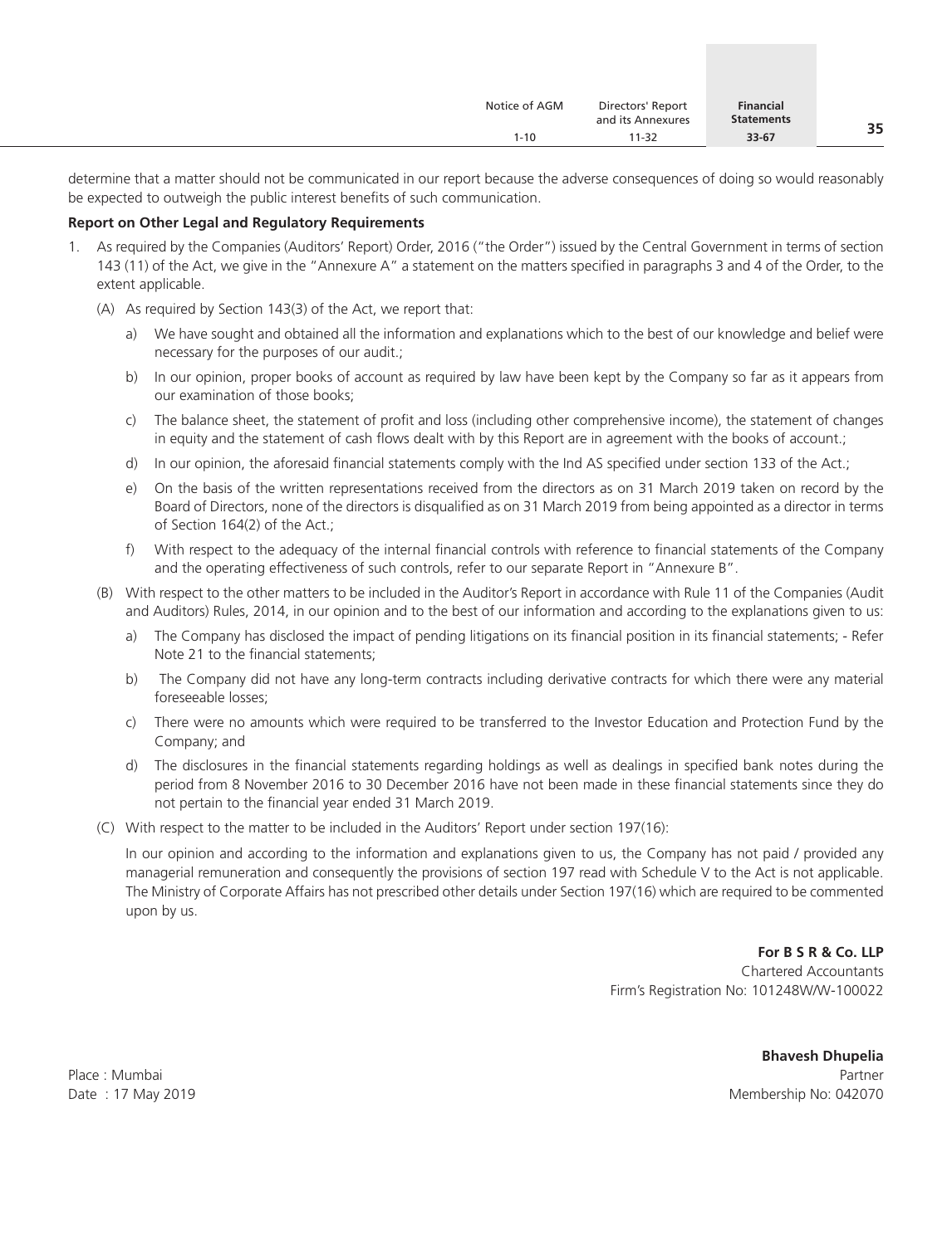determine that a matter should not be communicated in our report because the adverse consequences of doing so would reasonably be expected to outweigh the public interest benefits of such communication.

**Report on Other Legal and Regulatory Requirements**

1. As required by the Companies (Auditors' Report) Order, 2016 ("the Order") issued by the Central Government in terms of section 143 (11) of the Act, we give in the "Annexure A" a statement on the matters specified in paragraphs 3 and 4 of the Order, to the extent applicable.

   (A) As required by Section 143(3) of the Act, we report that:

   a) We have sought and obtained all the information and explanations which to the best of our knowledge and belief were necessary for the purposes of our audit.;

   b) In our opinion, proper books of account as required by law have been kept by the Company so far as it appears from our examination of those books;

   c) The balance sheet, the statement of profit and loss (including other comprehensive income), the statement of changes in equity and the statement of cash flows dealt with by this Report are in agreement with the books of account.;

   d) In our opinion, the aforesaid financial statements comply with the Ind AS specified under section 133 of the Act.;

   e) On the basis of the written representations received from the directors as on 31 March 2019 taken on record by the Board of Directors, none of the directors is disqualified as on 31 March 2019 from being appointed as a director in terms of Section 164(2) of the Act.;

   f) With respect to the adequacy of the internal financial controls with reference to financial statements of the Company and the operating effectiveness of such controls, refer to our separate Report in "Annexure B".

   (B) With respect to the other matters to be included in the Auditor's Report in accordance with Rule 11 of the Companies (Audit and Auditors) Rules, 2014, in our opinion and to the best of our information and according to the explanations given to us:

   a) The Company has disclosed the impact of pending litigations on its financial position in its financial statements; - Refer Note 21 to the financial statements;

   b) The Company did not have any long-term contracts including derivative contracts for which there were any material foreseeable losses;

   c) There were no amounts which were required to be transferred to the Investor Education and Protection Fund by the Company; and

   d) The disclosures in the financial statements regarding holdings as well as dealings in specified bank notes during the period from 8 November 2016 to 30 December 2016 have not been made in these financial statements since they do not pertain to the financial year ended 31 March 2019.

   (C) With respect to the matter to be included in the Auditors' Report under section 197(16):

   In our opinion and according to the information and explanations given to us, the Company has not paid / provided any managerial remuneration and consequently the provisions of section 197 read with Schedule V to the Act is not applicable. The Ministry of Corporate Affairs has not prescribed other details under Section 197(16) which are required to be commented upon by us.

**For B S R & Co. LLP**
Chartered Accountants
Firm's Registration No: 101248W/W-100022

**Bhavesh Dhupelia**
Partner
Membership No: 042070

Place : Mumbai
Date : 17 May 2019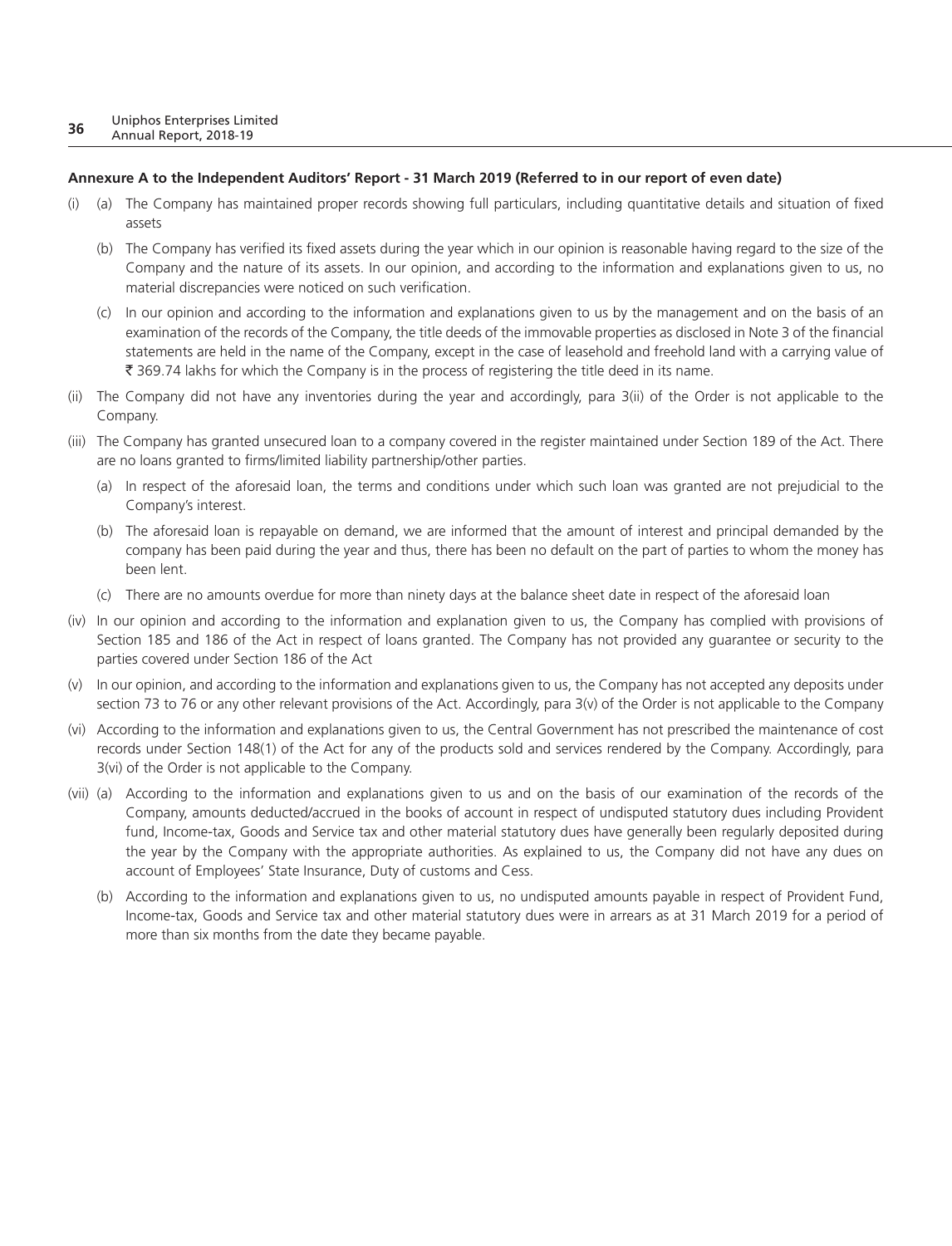**Annexure A to the Independent Auditors' Report - 31 March 2019 (Referred to in our report of even date)**

(i) (a) The Company has maintained proper records showing full particulars, including quantitative details and situation of fixed assets

(b) The Company has verified its fixed assets during the year which in our opinion is reasonable having regard to the size of the Company and the nature of its assets. In our opinion, and according to the information and explanations given to us, no material discrepancies were noticed on such verification.

(c) In our opinion and according to the information and explanations given to us by the management and on the basis of an examination of the records of the Company, the title deeds of the immovable properties as disclosed in Note 3 of the financial statements are held in the name of the Company, except in the case of leasehold and freehold land with a carrying value of ₹ 369.74 lakhs for which the Company is in the process of registering the title deed in its name.

(ii) The Company did not have any inventories during the year and accordingly, para 3(ii) of the Order is not applicable to the Company.

(iii) The Company has granted unsecured loan to a company covered in the register maintained under Section 189 of the Act. There are no loans granted to firms/limited liability partnership/other parties.

(a) In respect of the aforesaid loan, the terms and conditions under which such loan was granted are not prejudicial to the Company's interest.

(b) The aforesaid loan is repayable on demand, we are informed that the amount of interest and principal demanded by the company has been paid during the year and thus, there has been no default on the part of parties to whom the money has been lent.

(c) There are no amounts overdue for more than ninety days at the balance sheet date in respect of the aforesaid loan

(iv) In our opinion and according to the information and explanation given to us, the Company has complied with provisions of Section 185 and 186 of the Act in respect of loans granted. The Company has not provided any guarantee or security to the parties covered under Section 186 of the Act

(v) In our opinion, and according to the information and explanations given to us, the Company has not accepted any deposits under section 73 to 76 or any other relevant provisions of the Act. Accordingly, para 3(v) of the Order is not applicable to the Company

(vi) According to the information and explanations given to us, the Central Government has not prescribed the maintenance of cost records under Section 148(1) of the Act for any of the products sold and services rendered by the Company. Accordingly, para 3(vi) of the Order is not applicable to the Company.

(vii) (a) According to the information and explanations given to us and on the basis of our examination of the records of the Company, amounts deducted/accrued in the books of account in respect of undisputed statutory dues including Provident fund, Income-tax, Goods and Service tax and other material statutory dues have generally been regularly deposited during the year by the Company with the appropriate authorities. As explained to us, the Company did not have any dues on account of Employees' State Insurance, Duty of customs and Cess.

(b) According to the information and explanations given to us, no undisputed amounts payable in respect of Provident Fund, Income-tax, Goods and Service tax and other material statutory dues were in arrears as at 31 March 2019 for a period of more than six months from the date they became payable.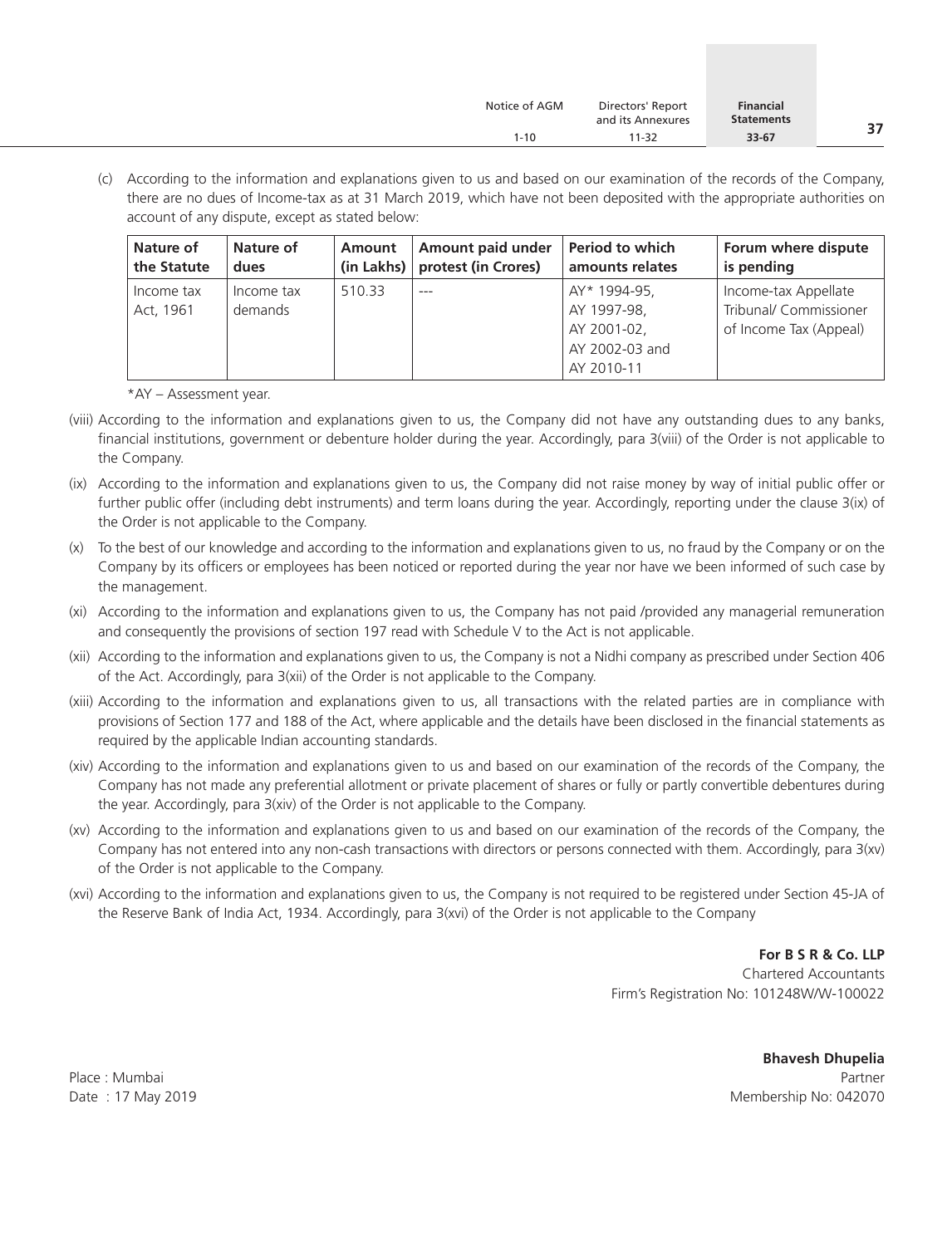(c) According to the information and explanations given to us and based on our examination of the records of the Company, there are no dues of Income-tax as at 31 March 2019, which have not been deposited with the appropriate authorities on account of any dispute, except as stated below:

| Nature of the Statute | Nature of dues | Amount (in Lakhs) | Amount paid under protest (in Crores) | Period to which amounts relates | Forum where dispute is pending |
|---|---|---|---|---|---|
| Income tax Act, 1961 | Income tax demands | 510.33 | --- | AY* 1994-95, AY 1997-98, AY 2001-02, AY 2002-03 and AY 2010-11 | Income-tax Appellate Tribunal/ Commissioner of Income Tax (Appeal) |

*AY – Assessment year.

(viii) According to the information and explanations given to us, the Company did not have any outstanding dues to any banks, financial institutions, government or debenture holder during the year. Accordingly, para 3(viii) of the Order is not applicable to the Company.

(ix) According to the information and explanations given to us, the Company did not raise money by way of initial public offer or further public offer (including debt instruments) and term loans during the year. Accordingly, reporting under the clause 3(ix) of the Order is not applicable to the Company.

(x) To the best of our knowledge and according to the information and explanations given to us, no fraud by the Company or on the Company by its officers or employees has been noticed or reported during the year nor have we been informed of such case by the management.

(xi) According to the information and explanations given to us, the Company has not paid /provided any managerial remuneration and consequently the provisions of section 197 read with Schedule V to the Act is not applicable.

(xii) According to the information and explanations given to us, the Company is not a Nidhi company as prescribed under Section 406 of the Act. Accordingly, para 3(xii) of the Order is not applicable to the Company.

(xiii) According to the information and explanations given to us, all transactions with the related parties are in compliance with provisions of Section 177 and 188 of the Act, where applicable and the details have been disclosed in the financial statements as required by the applicable Indian accounting standards.

(xiv) According to the information and explanations given to us and based on our examination of the records of the Company, the Company has not made any preferential allotment or private placement of shares or fully or partly convertible debentures during the year. Accordingly, para 3(xiv) of the Order is not applicable to the Company.

(xv) According to the information and explanations given to us and based on our examination of the records of the Company, the Company has not entered into any non-cash transactions with directors or persons connected with them. Accordingly, para 3(xv) of the Order is not applicable to the Company.

(xvi) According to the information and explanations given to us, the Company is not required to be registered under Section 45-JA of the Reserve Bank of India Act, 1934. Accordingly, para 3(xvi) of the Order is not applicable to the Company

**For B S R & Co. LLP**
Chartered Accountants
Firm's Registration No: 101248W/W-100022

**Bhavesh Dhupelia**
Partner
Membership No: 042070

Place : Mumbai
Date : 17 May 2019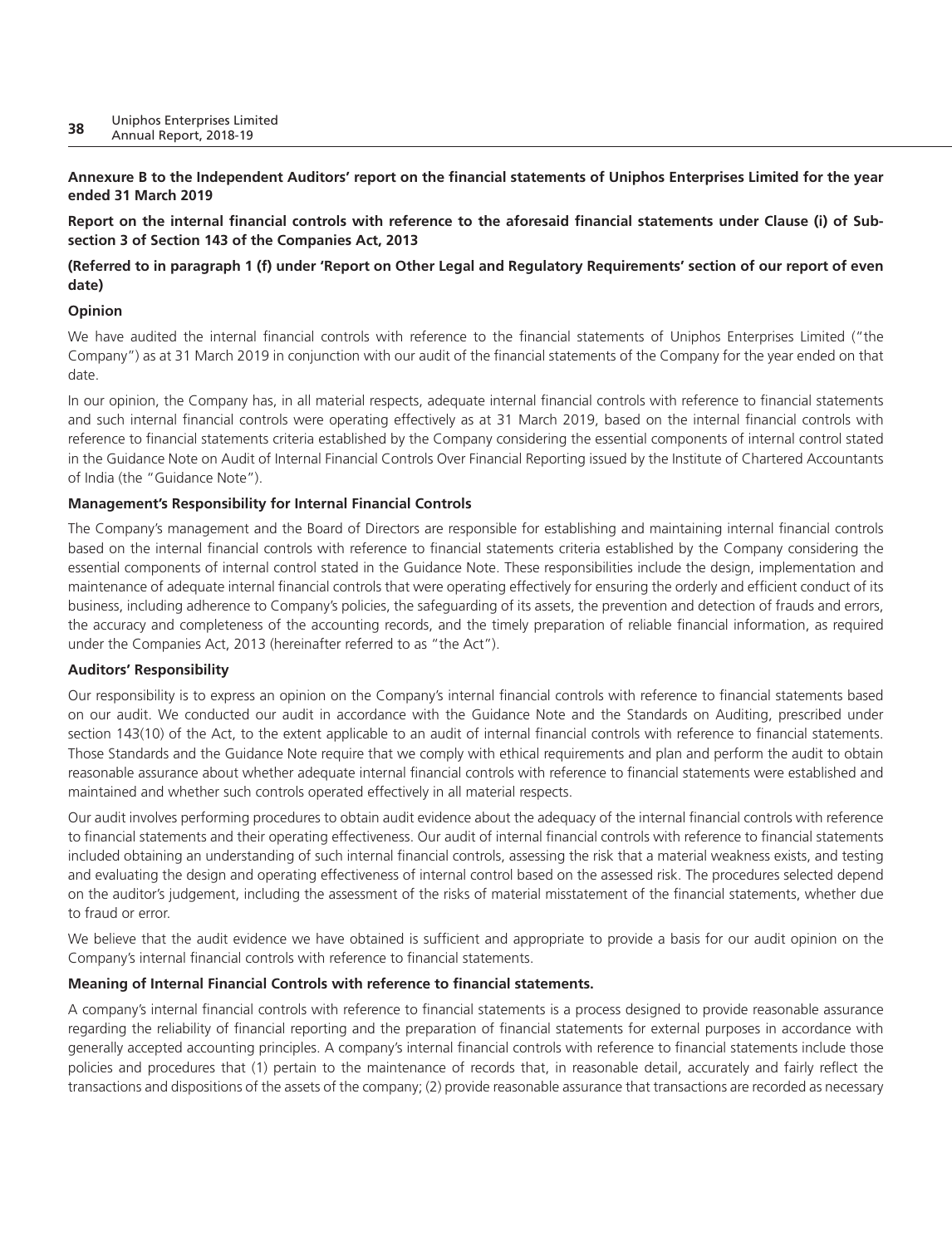**Annexure B to the Independent Auditors' report on the financial statements of Uniphos Enterprises Limited for the year ended 31 March 2019**

**Report on the internal financial controls with reference to the aforesaid financial statements under Clause (i) of Sub-section 3 of Section 143 of the Companies Act, 2013**

**(Referred to in paragraph 1 (f) under 'Report on Other Legal and Regulatory Requirements' section of our report of even date)**

**Opinion**

We have audited the internal financial controls with reference to the financial statements of Uniphos Enterprises Limited ("the Company") as at 31 March 2019 in conjunction with our audit of the financial statements of the Company for the year ended on that date.

In our opinion, the Company has, in all material respects, adequate internal financial controls with reference to financial statements and such internal financial controls were operating effectively as at 31 March 2019, based on the internal financial controls with reference to financial statements criteria established by the Company considering the essential components of internal control stated in the Guidance Note on Audit of Internal Financial Controls Over Financial Reporting issued by the Institute of Chartered Accountants of India (the "Guidance Note").

**Management's Responsibility for Internal Financial Controls**

The Company's management and the Board of Directors are responsible for establishing and maintaining internal financial controls based on the internal financial controls with reference to financial statements criteria established by the Company considering the essential components of internal control stated in the Guidance Note. These responsibilities include the design, implementation and maintenance of adequate internal financial controls that were operating effectively for ensuring the orderly and efficient conduct of its business, including adherence to Company's policies, the safeguarding of its assets, the prevention and detection of frauds and errors, the accuracy and completeness of the accounting records, and the timely preparation of reliable financial information, as required under the Companies Act, 2013 (hereinafter referred to as "the Act").

**Auditors' Responsibility**

Our responsibility is to express an opinion on the Company's internal financial controls with reference to financial statements based on our audit. We conducted our audit in accordance with the Guidance Note and the Standards on Auditing, prescribed under section 143(10) of the Act, to the extent applicable to an audit of internal financial controls with reference to financial statements. Those Standards and the Guidance Note require that we comply with ethical requirements and plan and perform the audit to obtain reasonable assurance about whether adequate internal financial controls with reference to financial statements were established and maintained and whether such controls operated effectively in all material respects.

Our audit involves performing procedures to obtain audit evidence about the adequacy of the internal financial controls with reference to financial statements and their operating effectiveness. Our audit of internal financial controls with reference to financial statements included obtaining an understanding of such internal financial controls, assessing the risk that a material weakness exists, and testing and evaluating the design and operating effectiveness of internal control based on the assessed risk. The procedures selected depend on the auditor's judgement, including the assessment of the risks of material misstatement of the financial statements, whether due to fraud or error.

We believe that the audit evidence we have obtained is sufficient and appropriate to provide a basis for our audit opinion on the Company's internal financial controls with reference to financial statements.

**Meaning of Internal Financial Controls with reference to financial statements.**

A company's internal financial controls with reference to financial statements is a process designed to provide reasonable assurance regarding the reliability of financial reporting and the preparation of financial statements for external purposes in accordance with generally accepted accounting principles. A company's internal financial controls with reference to financial statements include those policies and procedures that (1) pertain to the maintenance of records that, in reasonable detail, accurately and fairly reflect the transactions and dispositions of the assets of the company; (2) provide reasonable assurance that transactions are recorded as necessary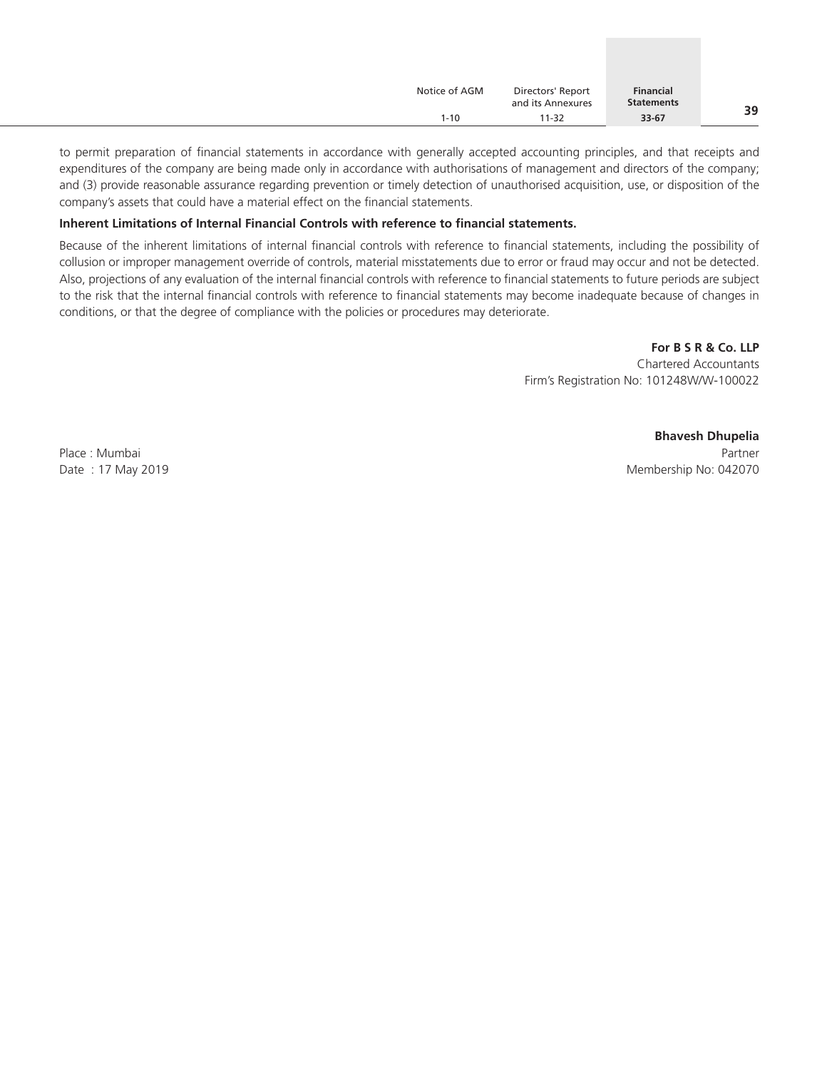to permit preparation of financial statements in accordance with generally accepted accounting principles, and that receipts and expenditures of the company are being made only in accordance with authorisations of management and directors of the company; and (3) provide reasonable assurance regarding prevention or timely detection of unauthorised acquisition, use, or disposition of the company's assets that could have a material effect on the financial statements.

**Inherent Limitations of Internal Financial Controls with reference to financial statements.**

Because of the inherent limitations of internal financial controls with reference to financial statements, including the possibility of collusion or improper management override of controls, material misstatements due to error or fraud may occur and not be detected. Also, projections of any evaluation of the internal financial controls with reference to financial statements to future periods are subject to the risk that the internal financial controls with reference to financial statements may become inadequate because of changes in conditions, or that the degree of compliance with the policies or procedures may deteriorate.

**For B S R & Co. LLP**
Chartered Accountants
Firm's Registration No: 101248W/W-100022

**Bhavesh Dhupelia**
Partner
Membership No: 042070

Place : Mumbai
Date : 17 May 2019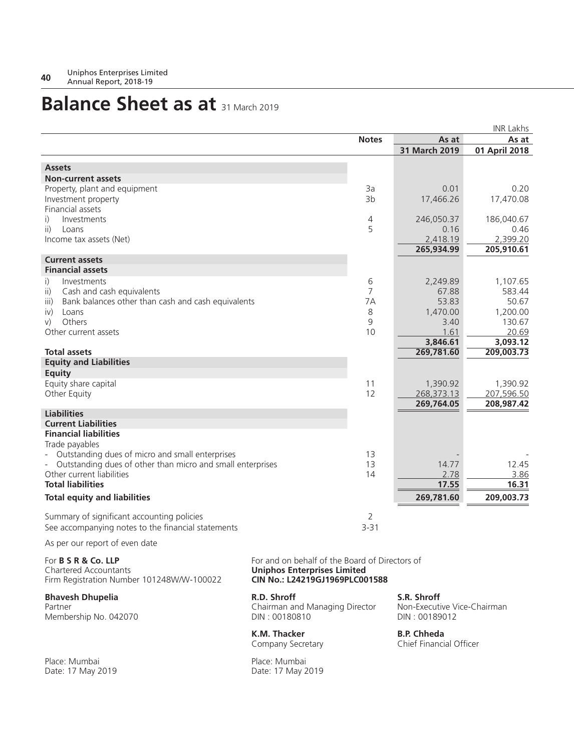# Balance Sheet as at 31 March 2019

INR Lakhs

| | Notes | As at 31 March 2019 | As at 01 April 2018 |
|---|---|---|---|
| **Assets** | | | |
| **Non-current assets** | | | |
| Property, plant and equipment | 3a | 0.01 | 0.20 |
| Investment property | 3b | 17,466.26 | 17,470.08 |
| Financial assets | | | |
| i) Investments | 4 | 246,050.37 | 186,040.67 |
| ii) Loans | 5 | 0.16 | 0.46 |
| Income tax assets (Net) | | 2,418.19 | 2,399.20 |
| | | **265,934.99** | **205,910.61** |
| **Current assets** | | | |
| **Financial assets** | | | |
| i) Investments | 6 | 2,249.89 | 1,107.65 |
| ii) Cash and cash equivalents | 7 | 67.88 | 583.44 |
| iii) Bank balances other than cash and cash equivalents | 7A | 53.83 | 50.67 |
| iv) Loans | 8 | 1,470.00 | 1,200.00 |
| v) Others | 9 | 3.40 | 130.67 |
| Other current assets | 10 | 1.61 | 20.69 |
| | | **3,846.61** | **3,093.12** |
| **Total assets** | | **269,781.60** | **209,003.73** |
| **Equity and Liabilities** | | | |
| **Equity** | | | |
| Equity share capital | 11 | 1,390.92 | 1,390.92 |
| Other Equity | 12 | 268,373.13 | 207,596.50 |
| | | **269,764.05** | **208,987.42** |
| **Liabilities** | | | |
| **Current Liabilities** | | | |
| **Financial liabilities** | | | |
| Trade payables | | | |
| - Outstanding dues of micro and small enterprises | 13 | - | - |
| - Outstanding dues of other than micro and small enterprises | 13 | 14.77 | 12.45 |
| Other current liabilities | 14 | 2.78 | 3.86 |
| **Total liabilities** | | **17.55** | **16.31** |
| **Total equity and liabilities** | | **269,781.60** | **209,003.73** |

Summary of significant accounting policies — 2

See accompanying notes to the financial statements — 3-31

As per our report of even date

For **B S R & Co. LLP**
Chartered Accountants
Firm Registration Number 101248W/W-100022

**Bhavesh Dhupelia**
Partner
Membership No. 042070

Place: Mumbai
Date: 17 May 2019

For and on behalf of the Board of Directors of
**Uniphos Enterprises Limited**
**CIN No.: L24219GJ1969PLC001588**

**R.D. Shroff**
Chairman and Managing Director
DIN : 00180810

**S.R. Shroff**
Non-Executive Vice-Chairman
DIN : 00189012

**K.M. Thacker**
Company Secretary

**B.P. Chheda**
Chief Financial Officer

Place: Mumbai
Date: 17 May 2019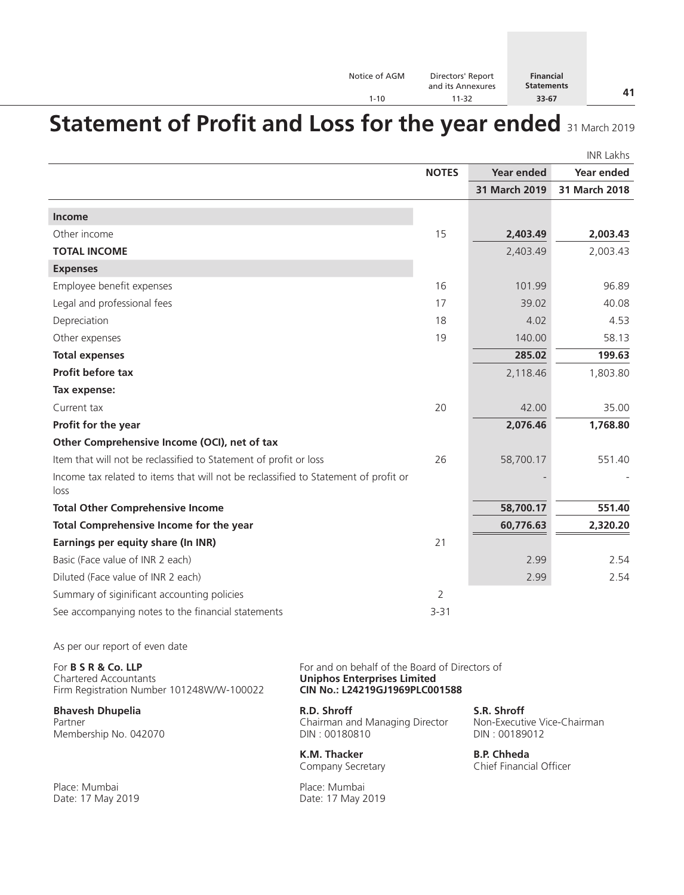# Statement of Profit and Loss for the year ended 31 March 2019

INR Lakhs

| | NOTES | Year ended 31 March 2019 | Year ended 31 March 2018 |
|---|---|---|---|
| **Income** | | | |
| Other income | 15 | **2,403.49** | **2,003.43** |
| **TOTAL INCOME** | | 2,403.49 | 2,003.43 |
| **Expenses** | | | |
| Employee benefit expenses | 16 | 101.99 | 96.89 |
| Legal and professional fees | 17 | 39.02 | 40.08 |
| Depreciation | 18 | 4.02 | 4.53 |
| Other expenses | 19 | 140.00 | 58.13 |
| **Total expenses** | | **285.02** | **199.63** |
| **Profit before tax** | | 2,118.46 | 1,803.80 |
| **Tax expense:** | | | |
| Current tax | 20 | 42.00 | 35.00 |
| **Profit for the year** | | **2,076.46** | **1,768.80** |
| **Other Comprehensive Income (OCI), net of tax** | | | |
| Item that will not be reclassified to Statement of profit or loss | 26 | 58,700.17 | 551.40 |
| Income tax related to items that will not be reclassified to Statement of profit or loss | | - | - |
| **Total Other Comprehensive Income** | | **58,700.17** | **551.40** |
| **Total Comprehensive Income for the year** | | **60,776.63** | **2,320.20** |
| **Earnings per equity share (In INR)** | 21 | | |
| Basic (Face value of INR 2 each) | | 2.99 | 2.54 |
| Diluted (Face value of INR 2 each) | | 2.99 | 2.54 |
| Summary of siginificant accounting policies | 2 | | |
| See accompanying notes to the financial statements | 3-31 | | |

As per our report of even date

For **B S R & Co. LLP**
Chartered Accountants
Firm Registration Number 101248W/W-100022

**Bhavesh Dhupelia**
Partner
Membership No. 042070

Place: Mumbai
Date: 17 May 2019

For and on behalf of the Board of Directors of
**Uniphos Enterprises Limited**
**CIN No.: L24219GJ1969PLC001588**

**R.D. Shroff**
Chairman and Managing Director
DIN : 00180810

**S.R. Shroff**
Non-Executive Vice-Chairman
DIN : 00189012

**K.M. Thacker**
Company Secretary

**B.P. Chheda**
Chief Financial Officer

Place: Mumbai
Date: 17 May 2019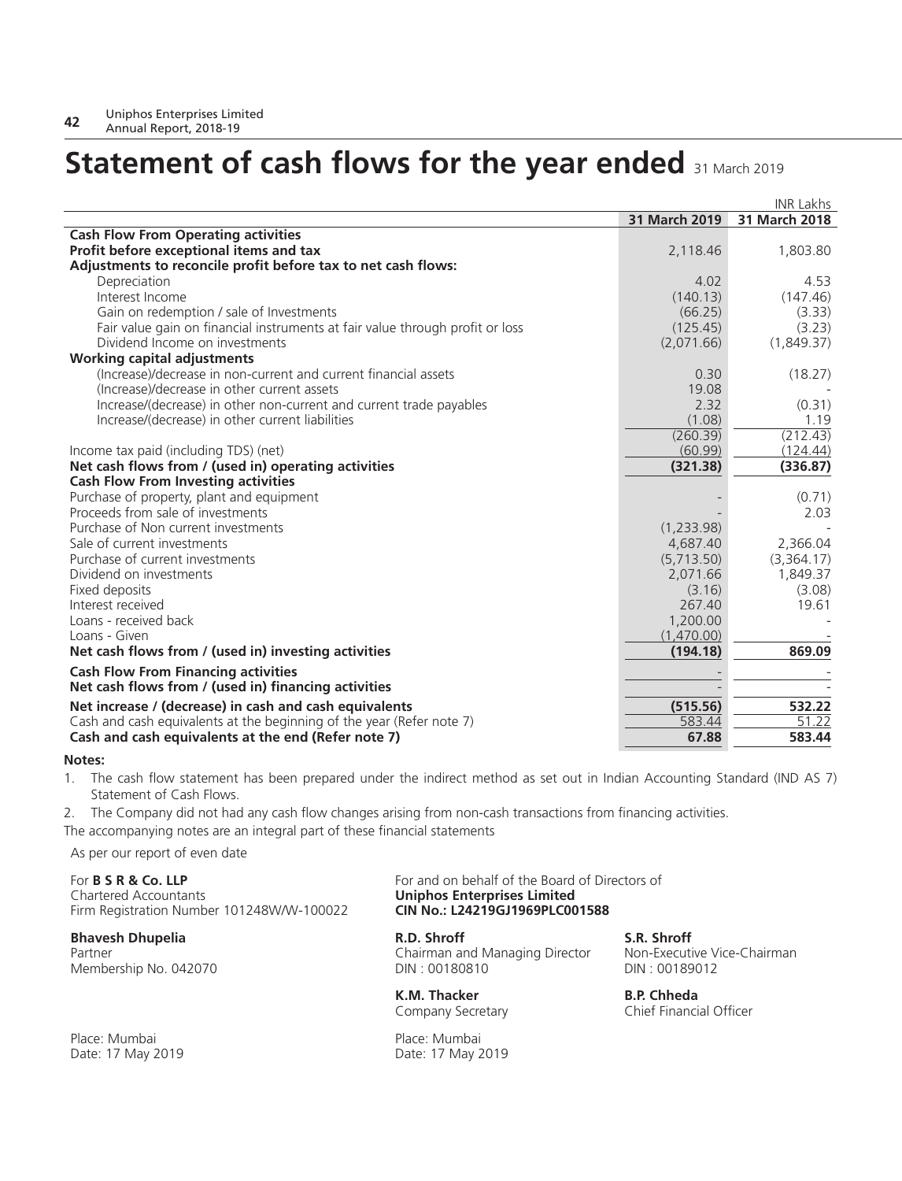# Statement of cash flows for the year ended 31 March 2019

| | 31 March 2019 | 31 March 2018 |
|---|---|---|
| | | INR Lakhs |
| **Cash Flow From Operating activities** | | |
| **Profit before exceptional items and tax** | 2,118.46 | 1,803.80 |
| **Adjustments to reconcile profit before tax to net cash flows:** | | |
| Depreciation | 4.02 | 4.53 |
| Interest Income | (140.13) | (147.46) |
| Gain on redemption / sale of Investments | (66.25) | (3.33) |
| Fair value gain on financial instruments at fair value through profit or loss | (125.45) | (3.23) |
| Dividend Income on investments | (2,071.66) | (1,849.37) |
| **Working capital adjustments** | | |
| (Increase)/decrease in non-current and current financial assets | 0.30 | (18.27) |
| (Increase)/decrease in other current assets | 19.08 | - |
| Increase/(decrease) in other non-current and current trade payables | 2.32 | (0.31) |
| Increase/(decrease) in other current liabilities | (1.08) | 1.19 |
| | (260.39) | (212.43) |
| Income tax paid (including TDS) (net) | (60.99) | (124.44) |
| **Net cash flows from / (used in) operating activities** | **(321.38)** | **(336.87)** |
| **Cash Flow From Investing activities** | | |
| Purchase of property, plant and equipment | - | (0.71) |
| Proceeds from sale of investments | - | 2.03 |
| Purchase of Non current investments | (1,233.98) | - |
| Sale of current investments | 4,687.40 | 2,366.04 |
| Purchase of current investments | (5,713.50) | (3,364.17) |
| Dividend on investments | 2,071.66 | 1,849.37 |
| Fixed deposits | (3.16) | (3.08) |
| Interest received | 267.40 | 19.61 |
| Loans - received back | 1,200.00 | - |
| Loans - Given | (1,470.00) | - |
| **Net cash flows from / (used in) investing activities** | **(194.18)** | **869.09** |
| **Cash Flow From Financing activities** | - | - |
| **Net cash flows from / (used in) financing activities** | - | - |
| **Net increase / (decrease) in cash and cash equivalents** | **(515.56)** | **532.22** |
| Cash and cash equivalents at the beginning of the year (Refer note 7) | 583.44 | 51.22 |
| **Cash and cash equivalents at the end (Refer note 7)** | **67.88** | **583.44** |

**Notes:**

1. The cash flow statement has been prepared under the indirect method as set out in Indian Accounting Standard (IND AS 7) Statement of Cash Flows.
2. The Company did not had any cash flow changes arising from non-cash transactions from financing activities.

The accompanying notes are an integral part of these financial statements

As per our report of even date

For **B S R & Co. LLP**
Chartered Accountants
Firm Registration Number 101248W/W-100022

**Bhavesh Dhupelia**
Partner
Membership No. 042070

Place: Mumbai
Date: 17 May 2019

For and on behalf of the Board of Directors of
**Uniphos Enterprises Limited**
**CIN No.: L24219GJ1969PLC001588**

**R.D. Shroff**
Chairman and Managing Director
DIN : 00180810

**S.R. Shroff**
Non-Executive Vice-Chairman
DIN : 00189012

**K.M. Thacker**
Company Secretary

**B.P. Chheda**
Chief Financial Officer

Place: Mumbai
Date: 17 May 2019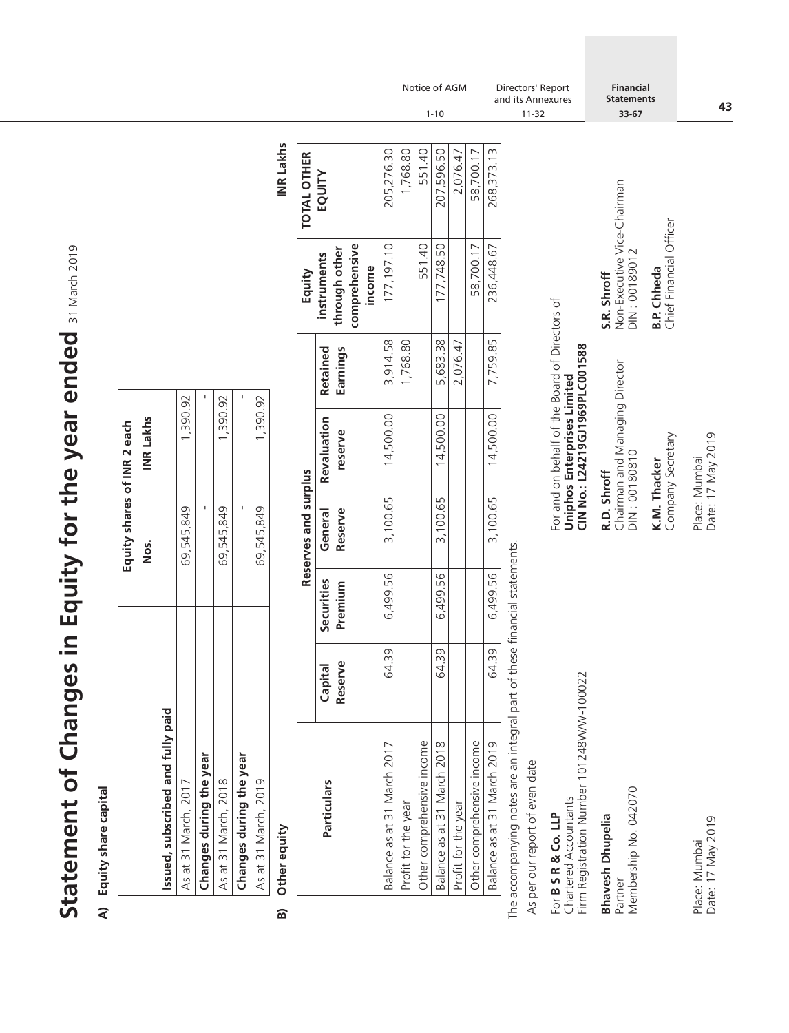# Statement of Changes in Equity for the year ended 31 March 2019

## A) Equity share capital

| | Equity shares of INR 2 each | |
|---|---|---|
| | Nos. | INR Lakhs |
| **Issued, subscribed and fully paid** | | |
| As at 31 March, 2017 | 69,545,849 | 1,390.92 |
| **Changes during the year** | - | - |
| As at 31 March, 2018 | 69,545,849 | 1,390.92 |
| **Changes during the year** | - | - |
| As at 31 March, 2019 | 69,545,849 | 1,390.92 |

## B) Other equity

**INR Lakhs**

| Particulars | Reserves and surplus | | | | | Equity instruments through other comprehensive income | TOTAL OTHER EQUITY |
|---|---|---|---|---|---|---|---|
| | Capital Reserve | Securities Premium | General Reserve | Revaluation reserve | Retained Earnings | | |
| Balance as at 31 March 2017 | 64.39 | 6,499.56 | 3,100.65 | 14,500.00 | 3,914.58 | 177,197.10 | 205,276.30 |
| Profit for the year | | | | | 1,768.80 | | 1,768.80 |
| Other comprehensive income | | | | | | 551.40 | 551.40 |
| Balance as at 31 March 2018 | 64.39 | 6,499.56 | 3,100.65 | 14,500.00 | 5,683.38 | 177,748.50 | 207,596.50 |
| Profit for the year | | | | | 2,076.47 | | 2,076.47 |
| Other comprehensive income | | | | | | 58,700.17 | 58,700.17 |
| Balance as at 31 March 2019 | 64.39 | 6,499.56 | 3,100.65 | 14,500.00 | 7,759.85 | 236,448.67 | 268,373.13 |

The accompanying notes are an integral part of these financial statements.

As per our report of even date

For **B S R & Co. LLP**
Chartered Accountants
Firm Registration Number 101248W/W-100022

**Bhavesh Dhupelia**
Partner
Membership No. 042070

Place: Mumbai
Date: 17 May 2019

For and on behalf of the Board of Directors of
**Uniphos Enterprises Limited**
**CIN No.: L24219GJ1969PLC001588**

**R.D. Shroff**
Chairman and Managing Director
DIN : 00180810

**S.R. Shroff**
Non-Executive Vice-Chairman
DIN : 00189012

**K.M. Thacker**
Company Secretary

**B.P. Chheda**
Chief Financial Officer

Place: Mumbai
Date: 17 May 2019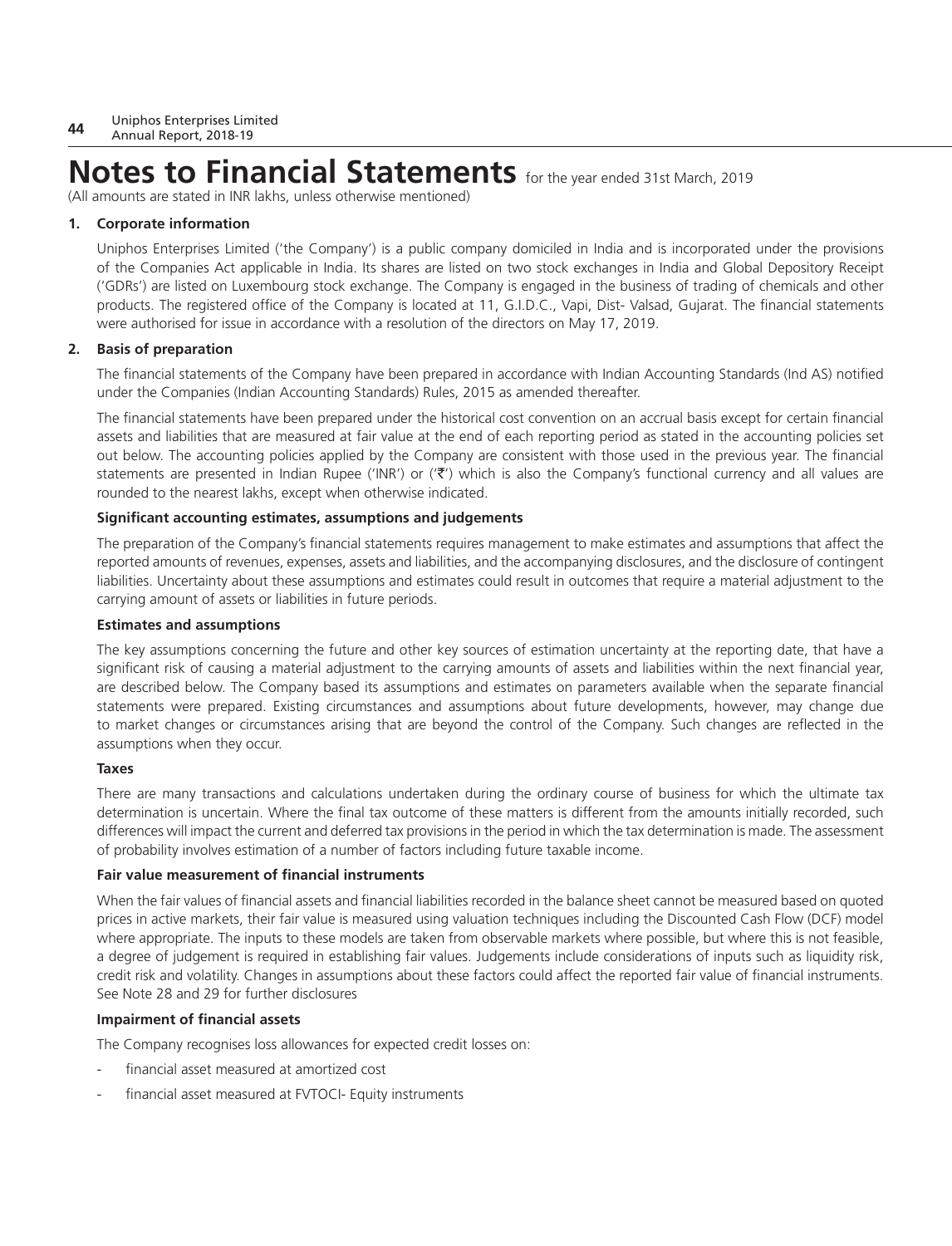# Notes to Financial Statements for the year ended 31st March, 2019

(All amounts are stated in INR lakhs, unless otherwise mentioned)

**1. Corporate information**

Uniphos Enterprises Limited ('the Company') is a public company domiciled in India and is incorporated under the provisions of the Companies Act applicable in India. Its shares are listed on two stock exchanges in India and Global Depository Receipt ('GDRs') are listed on Luxembourg stock exchange. The Company is engaged in the business of trading of chemicals and other products. The registered office of the Company is located at 11, G.I.D.C., Vapi, Dist- Valsad, Gujarat. The financial statements were authorised for issue in accordance with a resolution of the directors on May 17, 2019.

**2. Basis of preparation**

The financial statements of the Company have been prepared in accordance with Indian Accounting Standards (Ind AS) notified under the Companies (Indian Accounting Standards) Rules, 2015 as amended thereafter.

The financial statements have been prepared under the historical cost convention on an accrual basis except for certain financial assets and liabilities that are measured at fair value at the end of each reporting period as stated in the accounting policies set out below. The accounting policies applied by the Company are consistent with those used in the previous year. The financial statements are presented in Indian Rupee ('INR') or ('₹') which is also the Company's functional currency and all values are rounded to the nearest lakhs, except when otherwise indicated.

**Significant accounting estimates, assumptions and judgements**

The preparation of the Company's financial statements requires management to make estimates and assumptions that affect the reported amounts of revenues, expenses, assets and liabilities, and the accompanying disclosures, and the disclosure of contingent liabilities. Uncertainty about these assumptions and estimates could result in outcomes that require a material adjustment to the carrying amount of assets or liabilities in future periods.

**Estimates and assumptions**

The key assumptions concerning the future and other key sources of estimation uncertainty at the reporting date, that have a significant risk of causing a material adjustment to the carrying amounts of assets and liabilities within the next financial year, are described below. The Company based its assumptions and estimates on parameters available when the separate financial statements were prepared. Existing circumstances and assumptions about future developments, however, may change due to market changes or circumstances arising that are beyond the control of the Company. Such changes are reflected in the assumptions when they occur.

**Taxes**

There are many transactions and calculations undertaken during the ordinary course of business for which the ultimate tax determination is uncertain. Where the final tax outcome of these matters is different from the amounts initially recorded, such differences will impact the current and deferred tax provisions in the period in which the tax determination is made. The assessment of probability involves estimation of a number of factors including future taxable income.

**Fair value measurement of financial instruments**

When the fair values of financial assets and financial liabilities recorded in the balance sheet cannot be measured based on quoted prices in active markets, their fair value is measured using valuation techniques including the Discounted Cash Flow (DCF) model where appropriate. The inputs to these models are taken from observable markets where possible, but where this is not feasible, a degree of judgement is required in establishing fair values. Judgements include considerations of inputs such as liquidity risk, credit risk and volatility. Changes in assumptions about these factors could affect the reported fair value of financial instruments. See Note 28 and 29 for further disclosures

**Impairment of financial assets**

The Company recognises loss allowances for expected credit losses on:

- financial asset measured at amortized cost
- financial asset measured at FVTOCI- Equity instruments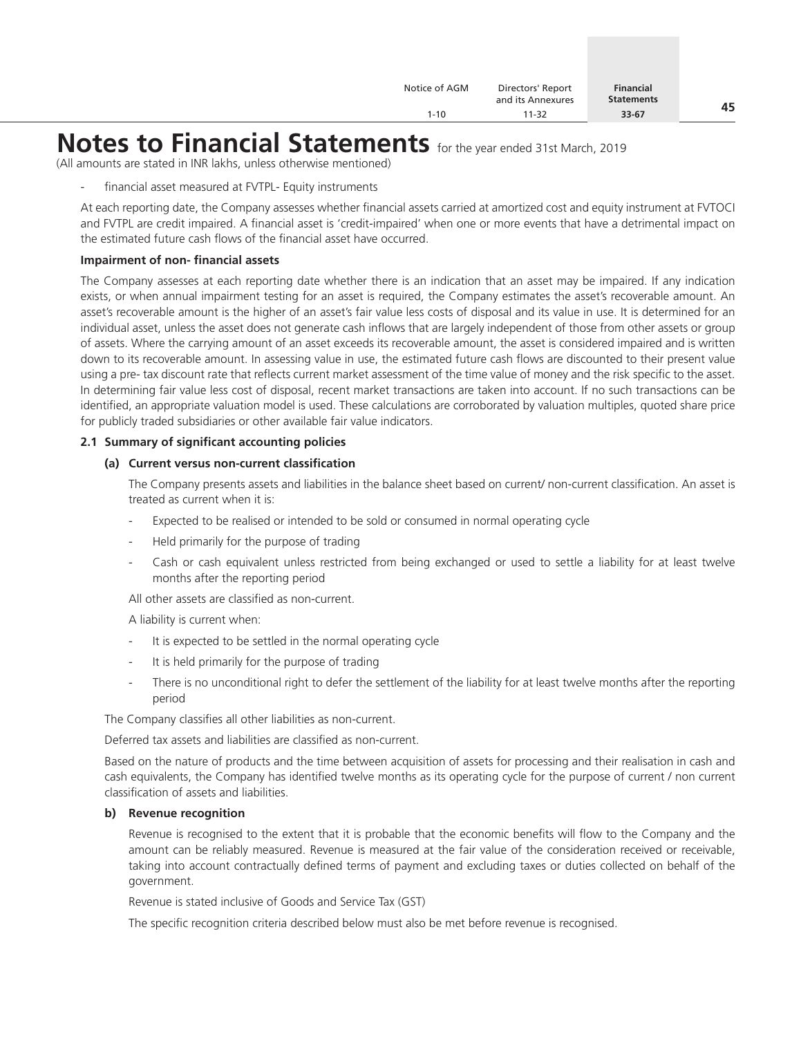# Notes to Financial Statements for the year ended 31st March, 2019

(All amounts are stated in INR lakhs, unless otherwise mentioned)

- financial asset measured at FVTPL- Equity instruments

At each reporting date, the Company assesses whether financial assets carried at amortized cost and equity instrument at FVTOCI and FVTPL are credit impaired. A financial asset is 'credit-impaired' when one or more events that have a detrimental impact on the estimated future cash flows of the financial asset have occurred.

**Impairment of non- financial assets**

The Company assesses at each reporting date whether there is an indication that an asset may be impaired. If any indication exists, or when annual impairment testing for an asset is required, the Company estimates the asset's recoverable amount. An asset's recoverable amount is the higher of an asset's fair value less costs of disposal and its value in use. It is determined for an individual asset, unless the asset does not generate cash inflows that are largely independent of those from other assets or group of assets. Where the carrying amount of an asset exceeds its recoverable amount, the asset is considered impaired and is written down to its recoverable amount. In assessing value in use, the estimated future cash flows are discounted to their present value using a pre- tax discount rate that reflects current market assessment of the time value of money and the risk specific to the asset. In determining fair value less cost of disposal, recent market transactions are taken into account. If no such transactions can be identified, an appropriate valuation model is used. These calculations are corroborated by valuation multiples, quoted share price for publicly traded subsidiaries or other available fair value indicators.

**2.1 Summary of significant accounting policies**

**(a) Current versus non-current classification**

The Company presents assets and liabilities in the balance sheet based on current/ non-current classification. An asset is treated as current when it is:

- Expected to be realised or intended to be sold or consumed in normal operating cycle
- Held primarily for the purpose of trading
- Cash or cash equivalent unless restricted from being exchanged or used to settle a liability for at least twelve months after the reporting period

All other assets are classified as non-current.

A liability is current when:

- It is expected to be settled in the normal operating cycle
- It is held primarily for the purpose of trading
- There is no unconditional right to defer the settlement of the liability for at least twelve months after the reporting period

The Company classifies all other liabilities as non-current.

Deferred tax assets and liabilities are classified as non-current.

Based on the nature of products and the time between acquisition of assets for processing and their realisation in cash and cash equivalents, the Company has identified twelve months as its operating cycle for the purpose of current / non current classification of assets and liabilities.

**b) Revenue recognition**

Revenue is recognised to the extent that it is probable that the economic benefits will flow to the Company and the amount can be reliably measured. Revenue is measured at the fair value of the consideration received or receivable, taking into account contractually defined terms of payment and excluding taxes or duties collected on behalf of the government.

Revenue is stated inclusive of Goods and Service Tax (GST)

The specific recognition criteria described below must also be met before revenue is recognised.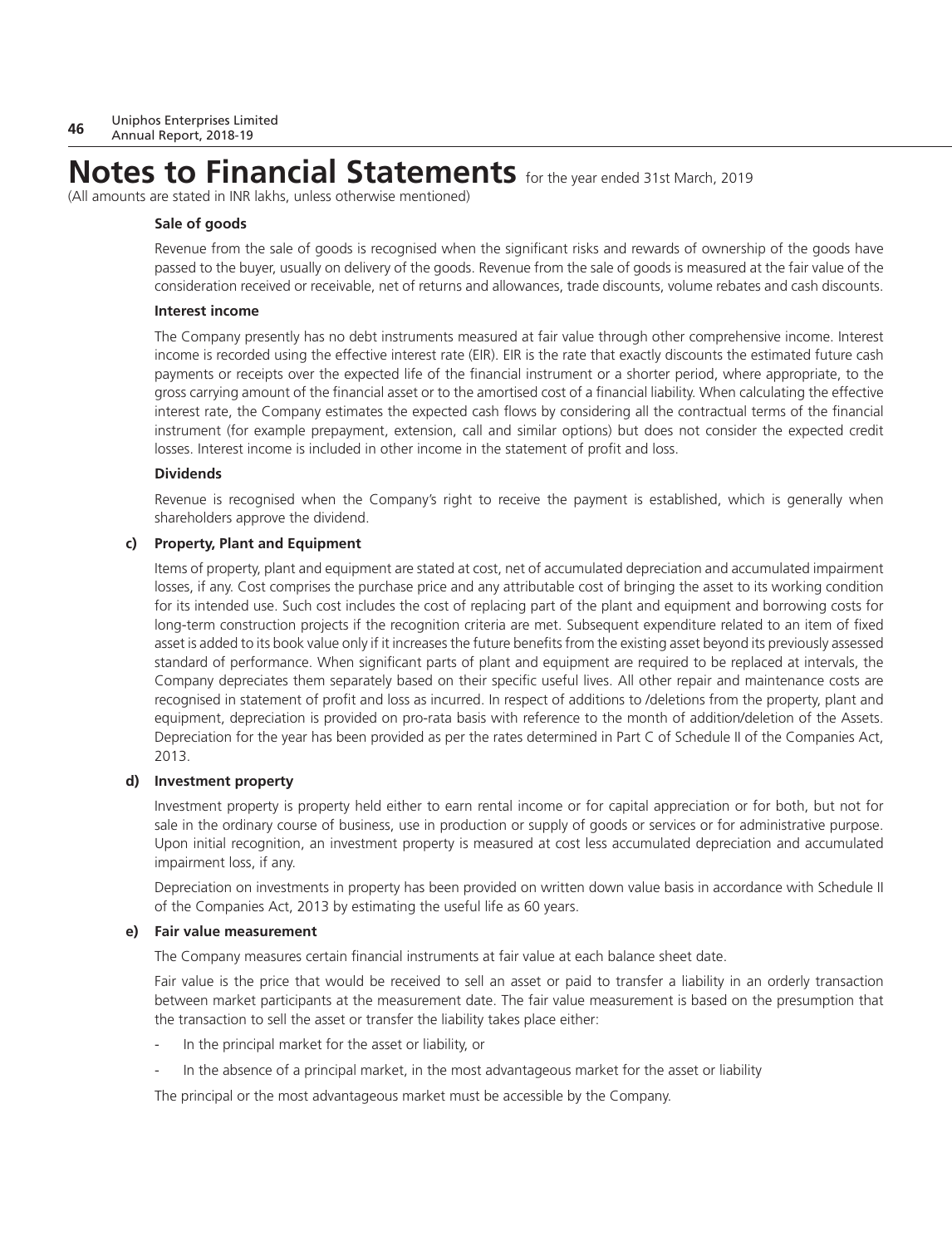# Notes to Financial Statements for the year ended 31st March, 2019

(All amounts are stated in INR lakhs, unless otherwise mentioned)

**Sale of goods**

Revenue from the sale of goods is recognised when the significant risks and rewards of ownership of the goods have passed to the buyer, usually on delivery of the goods. Revenue from the sale of goods is measured at the fair value of the consideration received or receivable, net of returns and allowances, trade discounts, volume rebates and cash discounts.

**Interest income**

The Company presently has no debt instruments measured at fair value through other comprehensive income. Interest income is recorded using the effective interest rate (EIR). EIR is the rate that exactly discounts the estimated future cash payments or receipts over the expected life of the financial instrument or a shorter period, where appropriate, to the gross carrying amount of the financial asset or to the amortised cost of a financial liability. When calculating the effective interest rate, the Company estimates the expected cash flows by considering all the contractual terms of the financial instrument (for example prepayment, extension, call and similar options) but does not consider the expected credit losses. Interest income is included in other income in the statement of profit and loss.

**Dividends**

Revenue is recognised when the Company's right to receive the payment is established, which is generally when shareholders approve the dividend.

**c) Property, Plant and Equipment**

Items of property, plant and equipment are stated at cost, net of accumulated depreciation and accumulated impairment losses, if any. Cost comprises the purchase price and any attributable cost of bringing the asset to its working condition for its intended use. Such cost includes the cost of replacing part of the plant and equipment and borrowing costs for long-term construction projects if the recognition criteria are met. Subsequent expenditure related to an item of fixed asset is added to its book value only if it increases the future benefits from the existing asset beyond its previously assessed standard of performance. When significant parts of plant and equipment are required to be replaced at intervals, the Company depreciates them separately based on their specific useful lives. All other repair and maintenance costs are recognised in statement of profit and loss as incurred. In respect of additions to /deletions from the property, plant and equipment, depreciation is provided on pro-rata basis with reference to the month of addition/deletion of the Assets. Depreciation for the year has been provided as per the rates determined in Part C of Schedule II of the Companies Act, 2013.

**d) Investment property**

Investment property is property held either to earn rental income or for capital appreciation or for both, but not for sale in the ordinary course of business, use in production or supply of goods or services or for administrative purpose. Upon initial recognition, an investment property is measured at cost less accumulated depreciation and accumulated impairment loss, if any.

Depreciation on investments in property has been provided on written down value basis in accordance with Schedule II of the Companies Act, 2013 by estimating the useful life as 60 years.

**e) Fair value measurement**

The Company measures certain financial instruments at fair value at each balance sheet date.

Fair value is the price that would be received to sell an asset or paid to transfer a liability in an orderly transaction between market participants at the measurement date. The fair value measurement is based on the presumption that the transaction to sell the asset or transfer the liability takes place either:

- In the principal market for the asset or liability, or
- In the absence of a principal market, in the most advantageous market for the asset or liability

The principal or the most advantageous market must be accessible by the Company.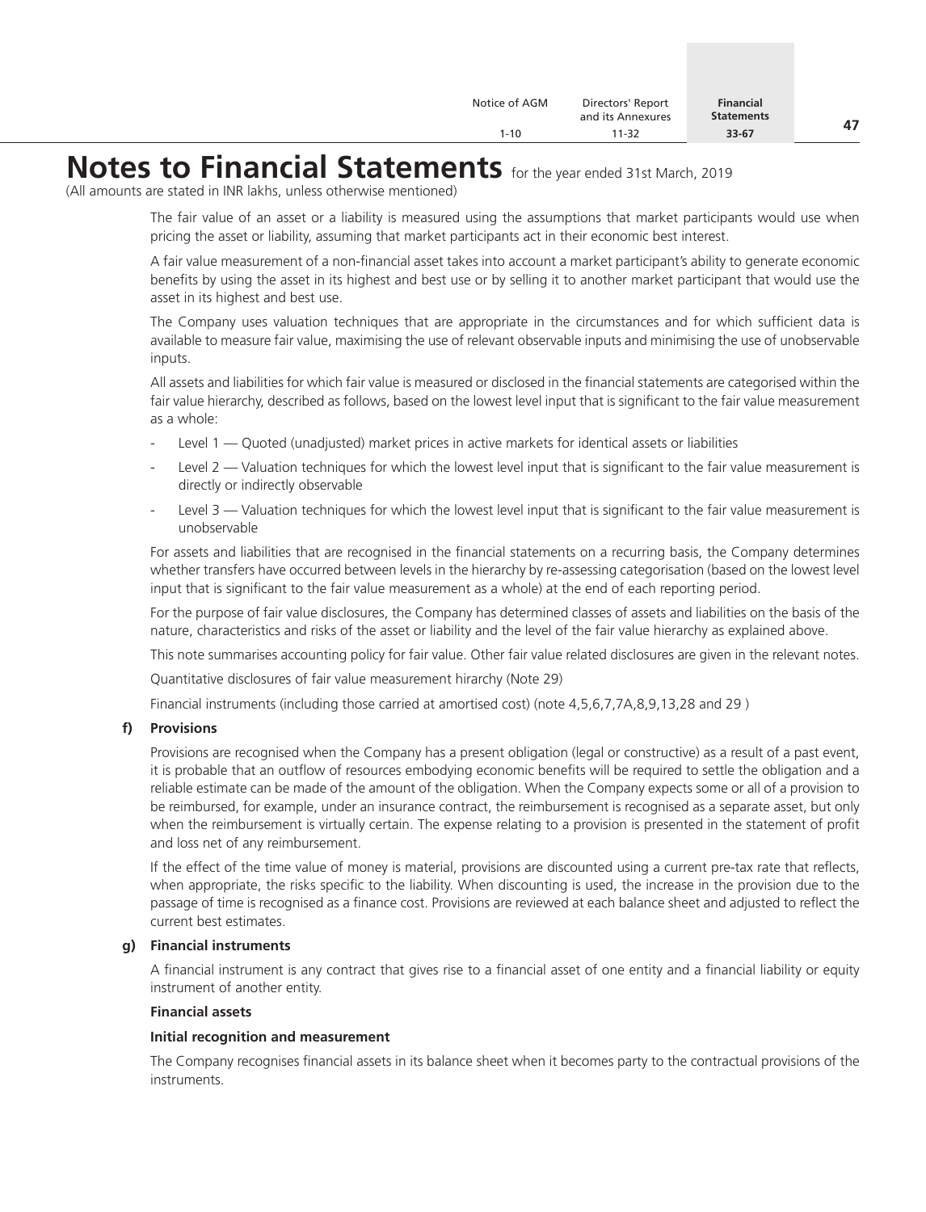# Notes to Financial Statements for the year ended 31st March, 2019

(All amounts are stated in INR lakhs, unless otherwise mentioned)

The fair value of an asset or a liability is measured using the assumptions that market participants would use when pricing the asset or liability, assuming that market participants act in their economic best interest.

A fair value measurement of a non-financial asset takes into account a market participant's ability to generate economic benefits by using the asset in its highest and best use or by selling it to another market participant that would use the asset in its highest and best use.

The Company uses valuation techniques that are appropriate in the circumstances and for which sufficient data is available to measure fair value, maximising the use of relevant observable inputs and minimising the use of unobservable inputs.

All assets and liabilities for which fair value is measured or disclosed in the financial statements are categorised within the fair value hierarchy, described as follows, based on the lowest level input that is significant to the fair value measurement as a whole:

- Level 1 — Quoted (unadjusted) market prices in active markets for identical assets or liabilities
- Level 2 — Valuation techniques for which the lowest level input that is significant to the fair value measurement is directly or indirectly observable
- Level 3 — Valuation techniques for which the lowest level input that is significant to the fair value measurement is unobservable

For assets and liabilities that are recognised in the financial statements on a recurring basis, the Company determines whether transfers have occurred between levels in the hierarchy by re-assessing categorisation (based on the lowest level input that is significant to the fair value measurement as a whole) at the end of each reporting period.

For the purpose of fair value disclosures, the Company has determined classes of assets and liabilities on the basis of the nature, characteristics and risks of the asset or liability and the level of the fair value hierarchy as explained above.

This note summarises accounting policy for fair value. Other fair value related disclosures are given in the relevant notes.

Quantitative disclosures of fair value measurement hirarchy (Note 29)

Financial instruments (including those carried at amortised cost) (note 4,5,6,7,7A,8,9,13,28 and 29 )

**f) Provisions**

Provisions are recognised when the Company has a present obligation (legal or constructive) as a result of a past event, it is probable that an outflow of resources embodying economic benefits will be required to settle the obligation and a reliable estimate can be made of the amount of the obligation. When the Company expects some or all of a provision to be reimbursed, for example, under an insurance contract, the reimbursement is recognised as a separate asset, but only when the reimbursement is virtually certain. The expense relating to a provision is presented in the statement of profit and loss net of any reimbursement.

If the effect of the time value of money is material, provisions are discounted using a current pre-tax rate that reflects, when appropriate, the risks specific to the liability. When discounting is used, the increase in the provision due to the passage of time is recognised as a finance cost. Provisions are reviewed at each balance sheet and adjusted to reflect the current best estimates.

**g) Financial instruments**

A financial instrument is any contract that gives rise to a financial asset of one entity and a financial liability or equity instrument of another entity.

**Financial assets**

**Initial recognition and measurement**

The Company recognises financial assets in its balance sheet when it becomes party to the contractual provisions of the instruments.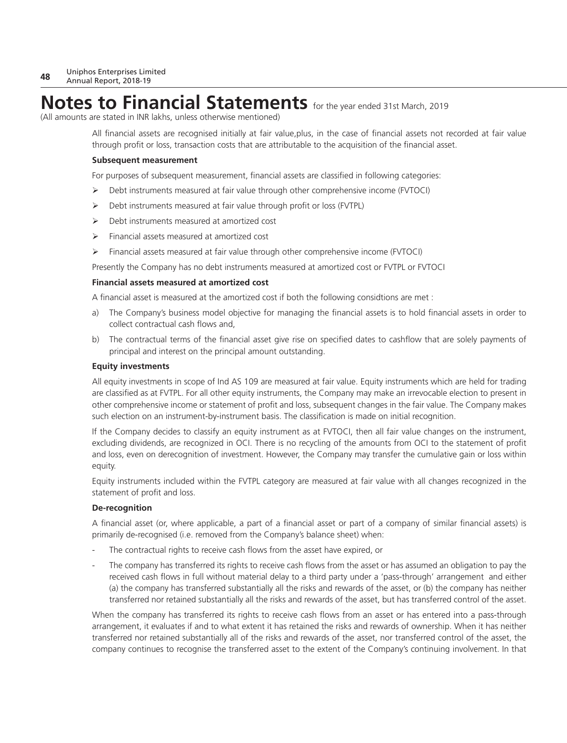# Notes to Financial Statements for the year ended 31st March, 2019

(All amounts are stated in INR lakhs, unless otherwise mentioned)

All financial assets are recognised initially at fair value,plus, in the case of financial assets not recorded at fair value through profit or loss, transaction costs that are attributable to the acquisition of the financial asset.

**Subsequent measurement**

For purposes of subsequent measurement, financial assets are classified in following categories:

- Debt instruments measured at fair value through other comprehensive income (FVTOCI)
- Debt instruments measured at fair value through profit or loss (FVTPL)
- Debt instruments measured at amortized cost
- Financial assets measured at amortized cost
- Financial assets measured at fair value through other comprehensive income (FVTOCI)

Presently the Company has no debt instruments measured at amortized cost or FVTPL or FVTOCI

**Financial assets measured at amortized cost**

A financial asset is measured at the amortized cost if both the following considtions are met :

a) The Company's business model objective for managing the financial assets is to hold financial assets in order to collect contractual cash flows and,

b) The contractual terms of the financial asset give rise on specified dates to cashflow that are solely payments of principal and interest on the principal amount outstanding.

**Equity investments**

All equity investments in scope of Ind AS 109 are measured at fair value. Equity instruments which are held for trading are classified as at FVTPL. For all other equity instruments, the Company may make an irrevocable election to present in other comprehensive income or statement of profit and loss, subsequent changes in the fair value. The Company makes such election on an instrument-by-instrument basis. The classification is made on initial recognition.

If the Company decides to classify an equity instrument as at FVTOCI, then all fair value changes on the instrument, excluding dividends, are recognized in OCI. There is no recycling of the amounts from OCI to the statement of profit and loss, even on derecognition of investment. However, the Company may transfer the cumulative gain or loss within equity.

Equity instruments included within the FVTPL category are measured at fair value with all changes recognized in the statement of profit and loss.

**De-recognition**

A financial asset (or, where applicable, a part of a financial asset or part of a company of similar financial assets) is primarily de-recognised (i.e. removed from the Company's balance sheet) when:

- The contractual rights to receive cash flows from the asset have expired, or
- The company has transferred its rights to receive cash flows from the asset or has assumed an obligation to pay the received cash flows in full without material delay to a third party under a 'pass-through' arrangement and either (a) the company has transferred substantially all the risks and rewards of the asset, or (b) the company has neither transferred nor retained substantially all the risks and rewards of the asset, but has transferred control of the asset.

When the company has transferred its rights to receive cash flows from an asset or has entered into a pass-through arrangement, it evaluates if and to what extent it has retained the risks and rewards of ownership. When it has neither transferred nor retained substantially all of the risks and rewards of the asset, nor transferred control of the asset, the company continues to recognise the transferred asset to the extent of the Company's continuing involvement. In that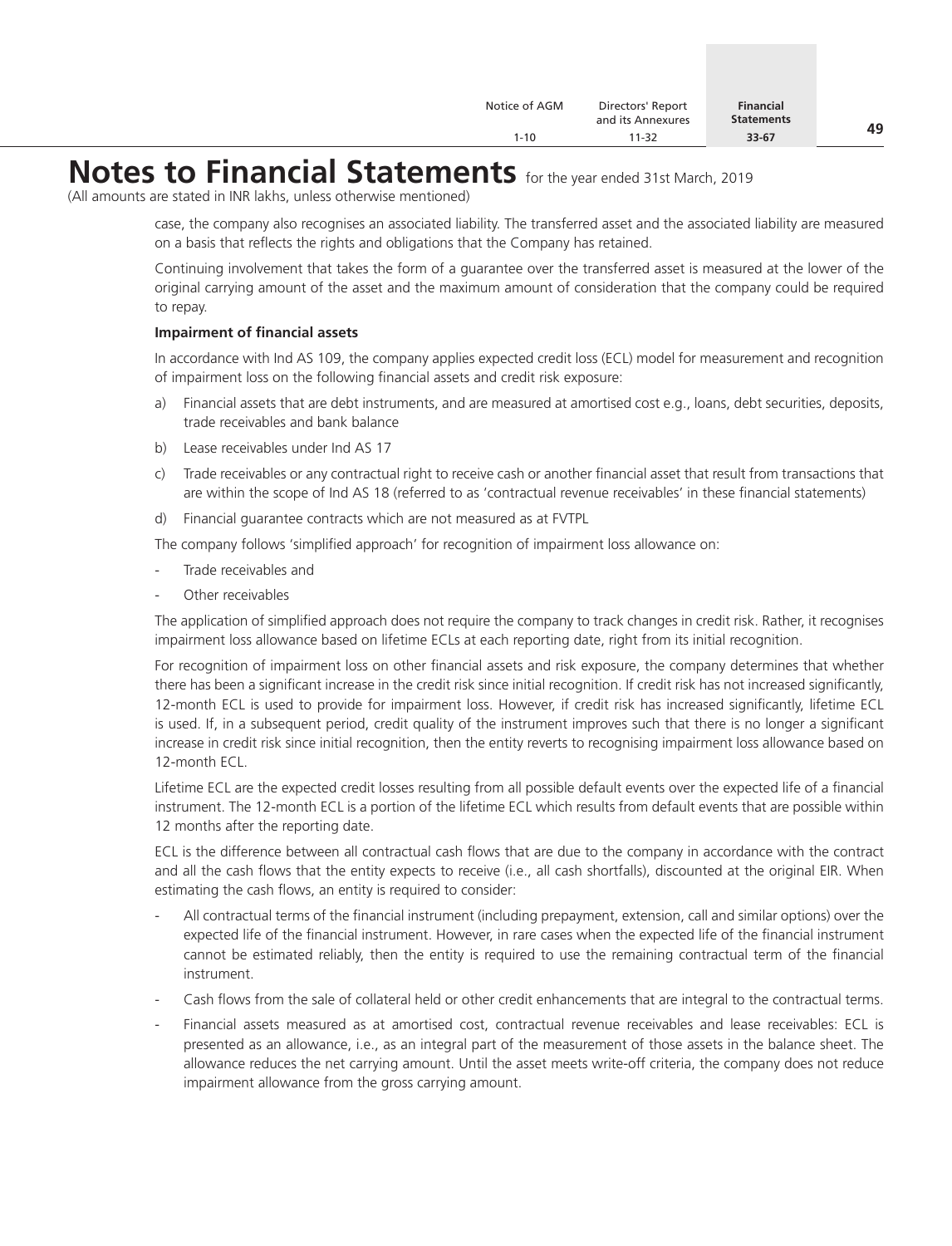case, the company also recognises an associated liability. The transferred asset and the associated liability are measured on a basis that reflects the rights and obligations that the Company has retained.

Continuing involvement that takes the form of a guarantee over the transferred asset is measured at the lower of the original carrying amount of the asset and the maximum amount of consideration that the company could be required to repay.

**Impairment of financial assets**

In accordance with Ind AS 109, the company applies expected credit loss (ECL) model for measurement and recognition of impairment loss on the following financial assets and credit risk exposure:

a) Financial assets that are debt instruments, and are measured at amortised cost e.g., loans, debt securities, deposits, trade receivables and bank balance

b) Lease receivables under Ind AS 17

c) Trade receivables or any contractual right to receive cash or another financial asset that result from transactions that are within the scope of Ind AS 18 (referred to as 'contractual revenue receivables' in these financial statements)

d) Financial guarantee contracts which are not measured as at FVTPL

The company follows 'simplified approach' for recognition of impairment loss allowance on:

- Trade receivables and
- Other receivables

The application of simplified approach does not require the company to track changes in credit risk. Rather, it recognises impairment loss allowance based on lifetime ECLs at each reporting date, right from its initial recognition.

For recognition of impairment loss on other financial assets and risk exposure, the company determines that whether there has been a significant increase in the credit risk since initial recognition. If credit risk has not increased significantly, 12-month ECL is used to provide for impairment loss. However, if credit risk has increased significantly, lifetime ECL is used. If, in a subsequent period, credit quality of the instrument improves such that there is no longer a significant increase in credit risk since initial recognition, then the entity reverts to recognising impairment loss allowance based on 12-month ECL.

Lifetime ECL are the expected credit losses resulting from all possible default events over the expected life of a financial instrument. The 12-month ECL is a portion of the lifetime ECL which results from default events that are possible within 12 months after the reporting date.

ECL is the difference between all contractual cash flows that are due to the company in accordance with the contract and all the cash flows that the entity expects to receive (i.e., all cash shortfalls), discounted at the original EIR. When estimating the cash flows, an entity is required to consider:

- All contractual terms of the financial instrument (including prepayment, extension, call and similar options) over the expected life of the financial instrument. However, in rare cases when the expected life of the financial instrument cannot be estimated reliably, then the entity is required to use the remaining contractual term of the financial instrument.
- Cash flows from the sale of collateral held or other credit enhancements that are integral to the contractual terms.
- Financial assets measured as at amortised cost, contractual revenue receivables and lease receivables: ECL is presented as an allowance, i.e., as an integral part of the measurement of those assets in the balance sheet. The allowance reduces the net carrying amount. Until the asset meets write-off criteria, the company does not reduce impairment allowance from the gross carrying amount.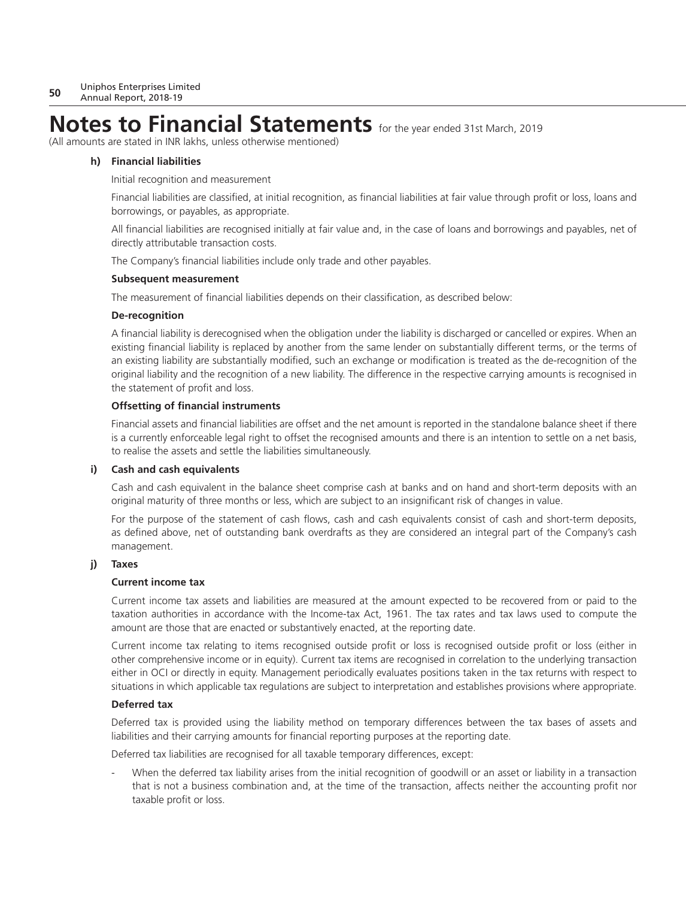# Notes to Financial Statements for the year ended 31st March, 2019

(All amounts are stated in INR lakhs, unless otherwise mentioned)

**h) Financial liabilities**

Initial recognition and measurement

Financial liabilities are classified, at initial recognition, as financial liabilities at fair value through profit or loss, loans and borrowings, or payables, as appropriate.

All financial liabilities are recognised initially at fair value and, in the case of loans and borrowings and payables, net of directly attributable transaction costs.

The Company's financial liabilities include only trade and other payables.

**Subsequent measurement**

The measurement of financial liabilities depends on their classification, as described below:

**De-recognition**

A financial liability is derecognised when the obligation under the liability is discharged or cancelled or expires. When an existing financial liability is replaced by another from the same lender on substantially different terms, or the terms of an existing liability are substantially modified, such an exchange or modification is treated as the de-recognition of the original liability and the recognition of a new liability. The difference in the respective carrying amounts is recognised in the statement of profit and loss.

**Offsetting of financial instruments**

Financial assets and financial liabilities are offset and the net amount is reported in the standalone balance sheet if there is a currently enforceable legal right to offset the recognised amounts and there is an intention to settle on a net basis, to realise the assets and settle the liabilities simultaneously.

**i) Cash and cash equivalents**

Cash and cash equivalent in the balance sheet comprise cash at banks and on hand and short-term deposits with an original maturity of three months or less, which are subject to an insignificant risk of changes in value.

For the purpose of the statement of cash flows, cash and cash equivalents consist of cash and short-term deposits, as defined above, net of outstanding bank overdrafts as they are considered an integral part of the Company's cash management.

**j) Taxes**

**Current income tax**

Current income tax assets and liabilities are measured at the amount expected to be recovered from or paid to the taxation authorities in accordance with the Income-tax Act, 1961. The tax rates and tax laws used to compute the amount are those that are enacted or substantively enacted, at the reporting date.

Current income tax relating to items recognised outside profit or loss is recognised outside profit or loss (either in other comprehensive income or in equity). Current tax items are recognised in correlation to the underlying transaction either in OCI or directly in equity. Management periodically evaluates positions taken in the tax returns with respect to situations in which applicable tax regulations are subject to interpretation and establishes provisions where appropriate.

**Deferred tax**

Deferred tax is provided using the liability method on temporary differences between the tax bases of assets and liabilities and their carrying amounts for financial reporting purposes at the reporting date.

Deferred tax liabilities are recognised for all taxable temporary differences, except:

- When the deferred tax liability arises from the initial recognition of goodwill or an asset or liability in a transaction that is not a business combination and, at the time of the transaction, affects neither the accounting profit nor taxable profit or loss.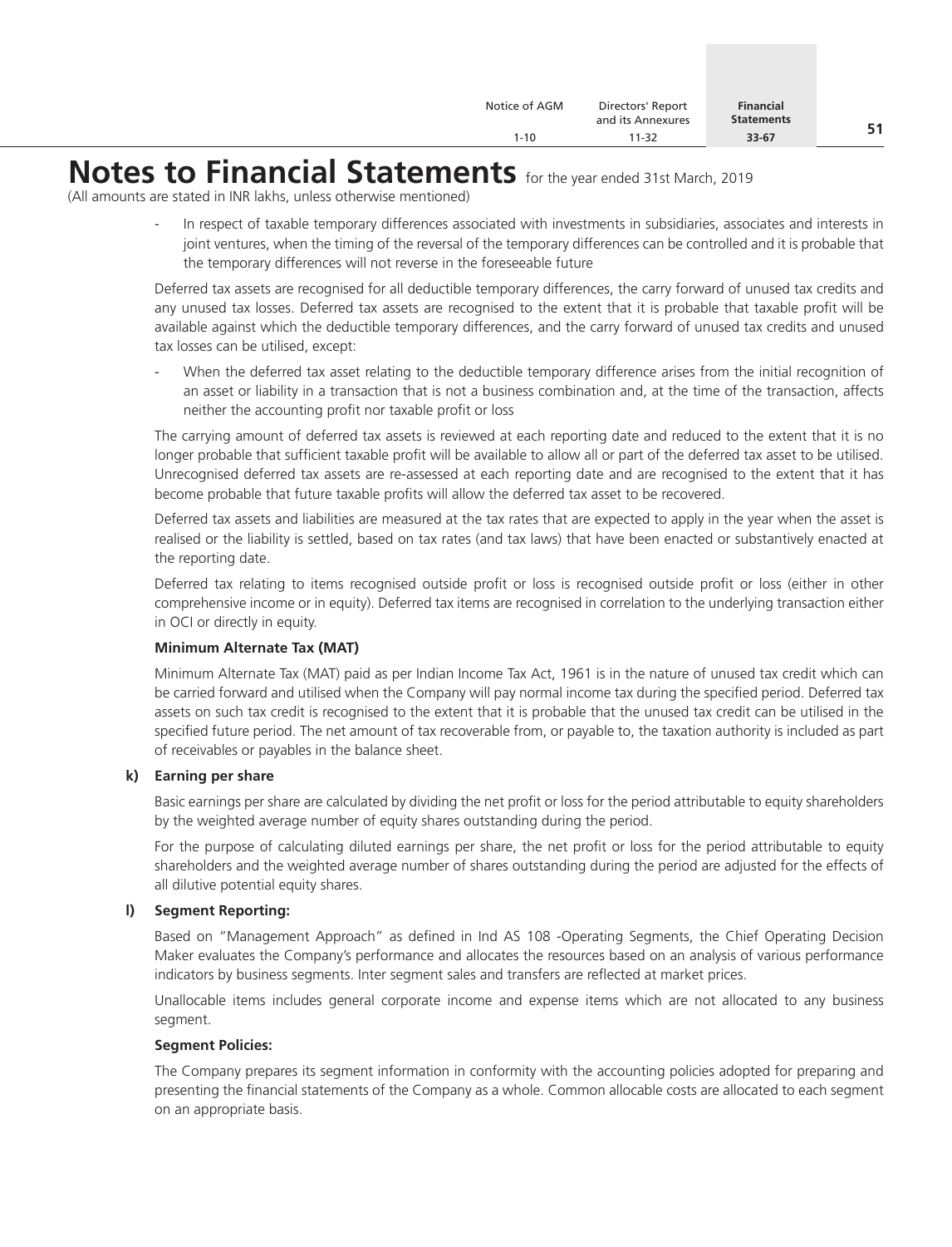# Notes to Financial Statements for the year ended 31st March, 2019

(All amounts are stated in INR lakhs, unless otherwise mentioned)

- In respect of taxable temporary differences associated with investments in subsidiaries, associates and interests in joint ventures, when the timing of the reversal of the temporary differences can be controlled and it is probable that the temporary differences will not reverse in the foreseeable future

Deferred tax assets are recognised for all deductible temporary differences, the carry forward of unused tax credits and any unused tax losses. Deferred tax assets are recognised to the extent that it is probable that taxable profit will be available against which the deductible temporary differences, and the carry forward of unused tax credits and unused tax losses can be utilised, except:

- When the deferred tax asset relating to the deductible temporary difference arises from the initial recognition of an asset or liability in a transaction that is not a business combination and, at the time of the transaction, affects neither the accounting profit nor taxable profit or loss

The carrying amount of deferred tax assets is reviewed at each reporting date and reduced to the extent that it is no longer probable that sufficient taxable profit will be available to allow all or part of the deferred tax asset to be utilised. Unrecognised deferred tax assets are re-assessed at each reporting date and are recognised to the extent that it has become probable that future taxable profits will allow the deferred tax asset to be recovered.

Deferred tax assets and liabilities are measured at the tax rates that are expected to apply in the year when the asset is realised or the liability is settled, based on tax rates (and tax laws) that have been enacted or substantively enacted at the reporting date.

Deferred tax relating to items recognised outside profit or loss is recognised outside profit or loss (either in other comprehensive income or in equity). Deferred tax items are recognised in correlation to the underlying transaction either in OCI or directly in equity.

**Minimum Alternate Tax (MAT)**

Minimum Alternate Tax (MAT) paid as per Indian Income Tax Act, 1961 is in the nature of unused tax credit which can be carried forward and utilised when the Company will pay normal income tax during the specified period. Deferred tax assets on such tax credit is recognised to the extent that it is probable that the unused tax credit can be utilised in the specified future period. The net amount of tax recoverable from, or payable to, the taxation authority is included as part of receivables or payables in the balance sheet.

**k) Earning per share**

Basic earnings per share are calculated by dividing the net profit or loss for the period attributable to equity shareholders by the weighted average number of equity shares outstanding during the period.

For the purpose of calculating diluted earnings per share, the net profit or loss for the period attributable to equity shareholders and the weighted average number of shares outstanding during the period are adjusted for the effects of all dilutive potential equity shares.

**l) Segment Reporting:**

Based on "Management Approach" as defined in Ind AS 108 -Operating Segments, the Chief Operating Decision Maker evaluates the Company's performance and allocates the resources based on an analysis of various performance indicators by business segments. Inter segment sales and transfers are reflected at market prices.

Unallocable items includes general corporate income and expense items which are not allocated to any business segment.

**Segment Policies:**

The Company prepares its segment information in conformity with the accounting policies adopted for preparing and presenting the financial statements of the Company as a whole. Common allocable costs are allocated to each segment on an appropriate basis.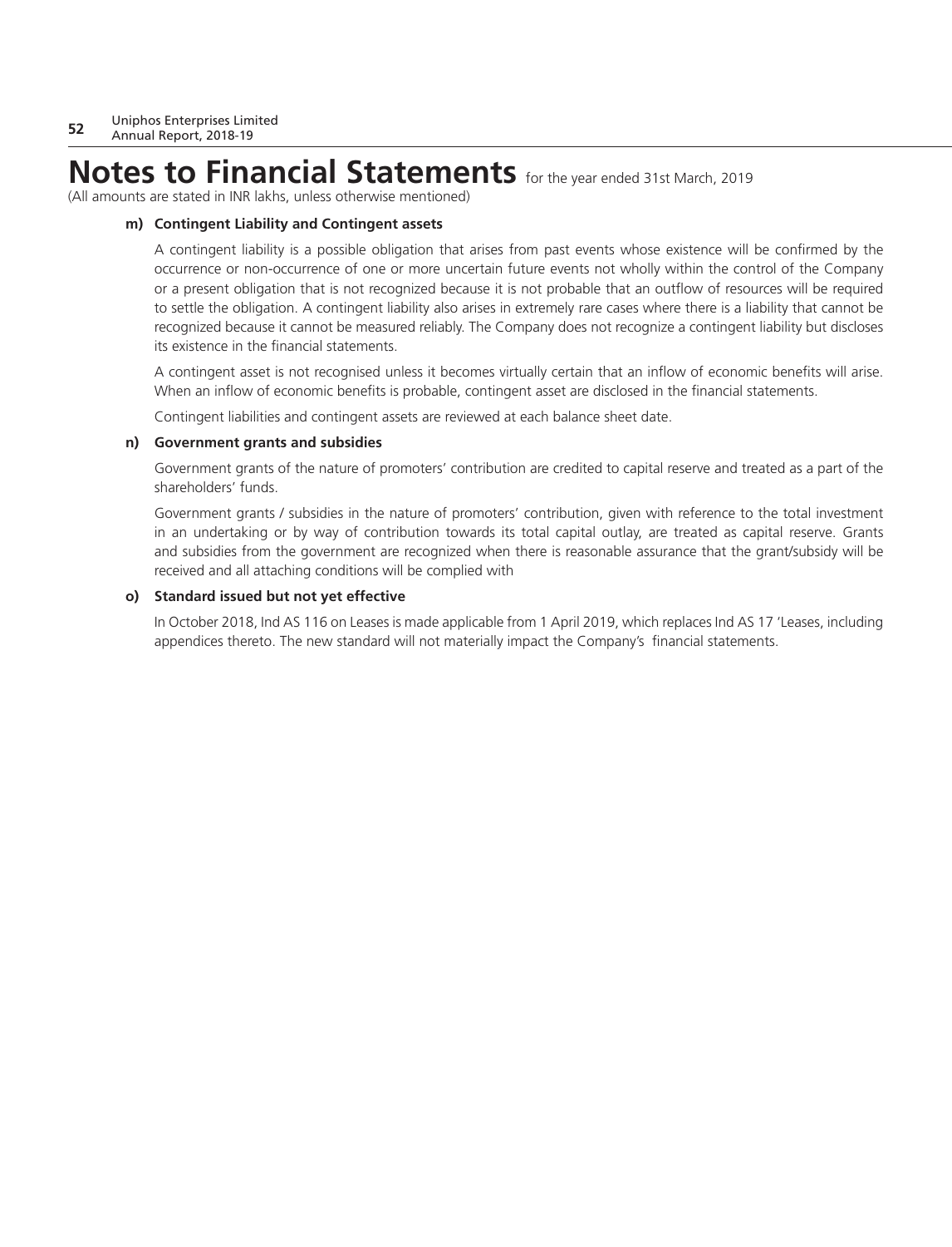# Notes to Financial Statements for the year ended 31st March, 2019

(All amounts are stated in INR lakhs, unless otherwise mentioned)

**m) Contingent Liability and Contingent assets**

A contingent liability is a possible obligation that arises from past events whose existence will be confirmed by the occurrence or non-occurrence of one or more uncertain future events not wholly within the control of the Company or a present obligation that is not recognized because it is not probable that an outflow of resources will be required to settle the obligation. A contingent liability also arises in extremely rare cases where there is a liability that cannot be recognized because it cannot be measured reliably. The Company does not recognize a contingent liability but discloses its existence in the financial statements.

A contingent asset is not recognised unless it becomes virtually certain that an inflow of economic benefits will arise. When an inflow of economic benefits is probable, contingent asset are disclosed in the financial statements.

Contingent liabilities and contingent assets are reviewed at each balance sheet date.

**n) Government grants and subsidies**

Government grants of the nature of promoters' contribution are credited to capital reserve and treated as a part of the shareholders' funds.

Government grants / subsidies in the nature of promoters' contribution, given with reference to the total investment in an undertaking or by way of contribution towards its total capital outlay, are treated as capital reserve. Grants and subsidies from the government are recognized when there is reasonable assurance that the grant/subsidy will be received and all attaching conditions will be complied with

**o) Standard issued but not yet effective**

In October 2018, Ind AS 116 on Leases is made applicable from 1 April 2019, which replaces Ind AS 17 'Leases, including appendices thereto. The new standard will not materially impact the Company's financial statements.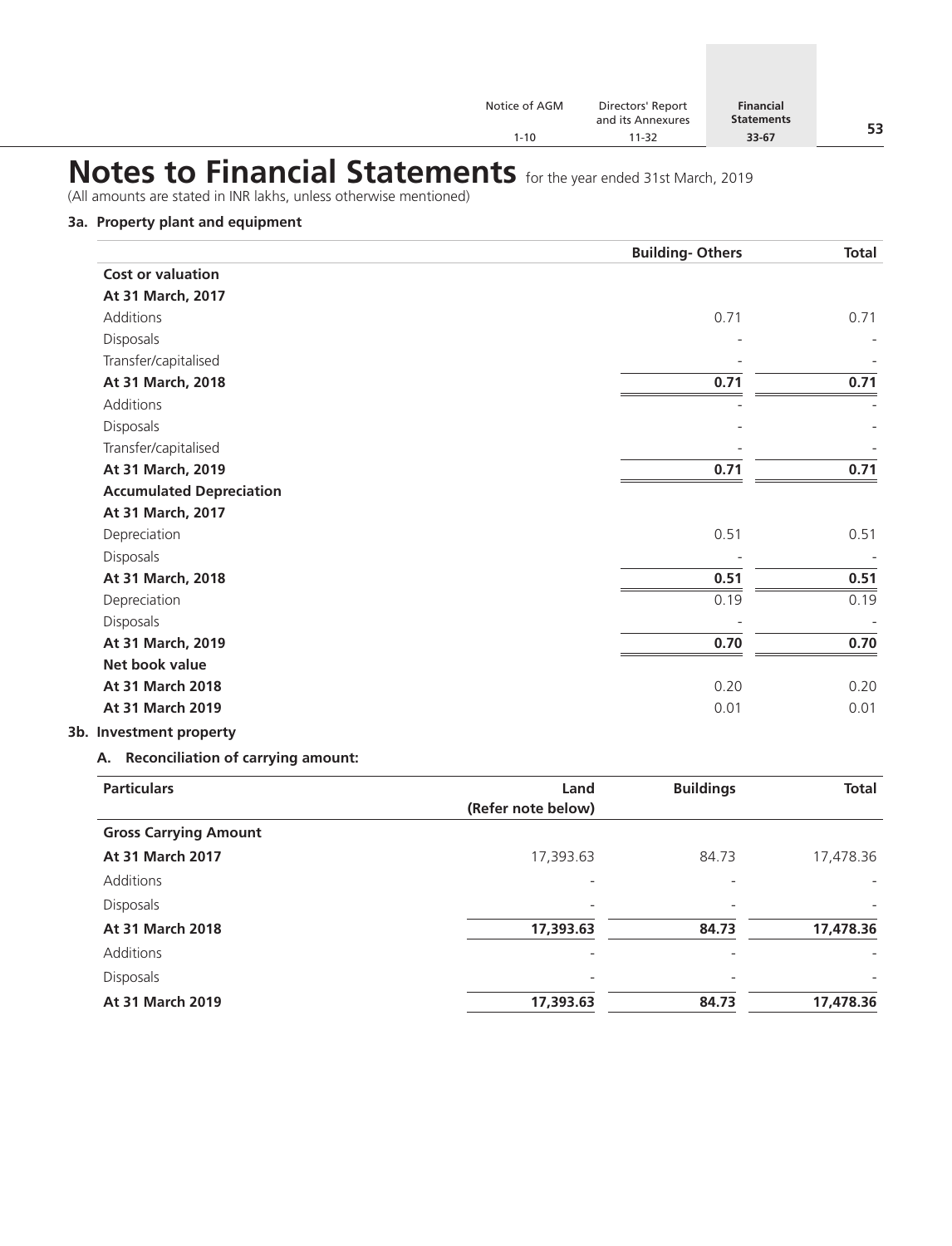# Notes to Financial Statements for the year ended 31st March, 2019

(All amounts are stated in INR lakhs, unless otherwise mentioned)

### 3a. Property plant and equipment

| | Building- Others | Total |
|---|---|---|
| **Cost or valuation** | | |
| **At 31 March, 2017** | | |
| Additions | 0.71 | 0.71 |
| Disposals | - | - |
| Transfer/capitalised | - | - |
| **At 31 March, 2018** | **0.71** | **0.71** |
| Additions | - | - |
| Disposals | - | - |
| Transfer/capitalised | - | - |
| **At 31 March, 2019** | **0.71** | **0.71** |
| **Accumulated Depreciation** | | |
| **At 31 March, 2017** | | |
| Depreciation | 0.51 | 0.51 |
| Disposals | - | - |
| **At 31 March, 2018** | **0.51** | **0.51** |
| Depreciation | 0.19 | 0.19 |
| Disposals | - | - |
| **At 31 March, 2019** | **0.70** | **0.70** |
| **Net book value** | | |
| **At 31 March 2018** | 0.20 | 0.20 |
| **At 31 March 2019** | 0.01 | 0.01 |

### 3b. Investment property

**A. Reconciliation of carrying amount:**

| Particulars | Land (Refer note below) | Buildings | Total |
|---|---|---|---|
| **Gross Carrying Amount** | | | |
| **At 31 March 2017** | 17,393.63 | 84.73 | 17,478.36 |
| Additions | - | - | - |
| Disposals | - | - | - |
| **At 31 March 2018** | **17,393.63** | **84.73** | **17,478.36** |
| Additions | - | - | - |
| Disposals | - | - | - |
| **At 31 March 2019** | **17,393.63** | **84.73** | **17,478.36** |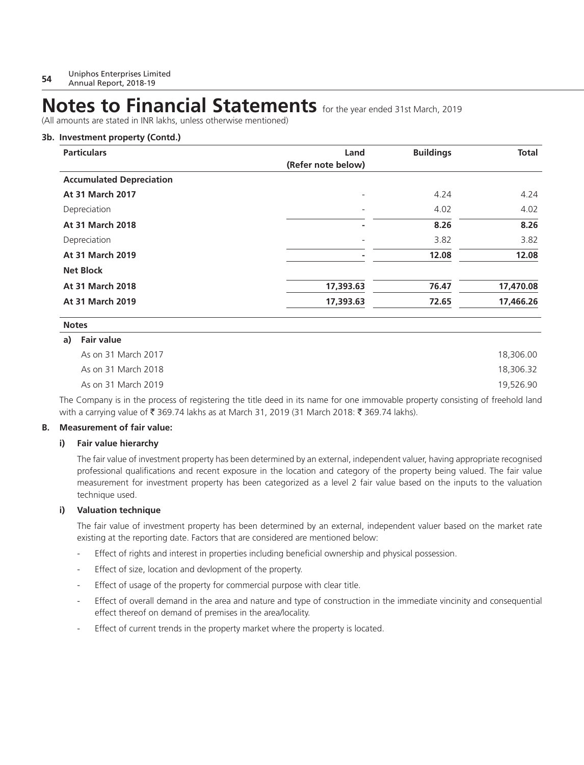# Notes to Financial Statements for the year ended 31st March, 2019

(All amounts are stated in INR lakhs, unless otherwise mentioned)

### 3b. Investment property (Contd.)

| Particulars | Land (Refer note below) | Buildings | Total |
|---|---|---|---|
| **Accumulated Depreciation** | | | |
| **At 31 March 2017** | - | 4.24 | 4.24 |
| Depreciation | - | 4.02 | 4.02 |
| **At 31 March 2018** | **-** | **8.26** | **8.26** |
| Depreciation | - | 3.82 | 3.82 |
| **At 31 March 2019** | **-** | **12.08** | **12.08** |
| **Net Block** | | | |
| **At 31 March 2018** | **17,393.63** | **76.47** | **17,470.08** |
| **At 31 March 2019** | **17,393.63** | **72.65** | **17,466.26** |

**Notes**

**a) Fair value**

| | |
|---|---|
| As on 31 March 2017 | 18,306.00 |
| As on 31 March 2018 | 18,306.32 |
| As on 31 March 2019 | 19,526.90 |

The Company is in the process of registering the title deed in its name for one immovable property consisting of freehold land with a carrying value of ₹ 369.74 lakhs as at March 31, 2019 (31 March 2018: ₹ 369.74 lakhs).

**B. Measurement of fair value:**

**i) Fair value hierarchy**

The fair value of investment property has been determined by an external, independent valuer, having appropriate recognised professional qualifications and recent exposure in the location and category of the property being valued. The fair value measurement for investment property has been categorized as a level 2 fair value based on the inputs to the valuation technique used.

**i) Valuation technique**

The fair value of investment property has been determined by an external, independent valuer based on the market rate existing at the reporting date. Factors that are considered are mentioned below:

- Effect of rights and interest in properties including beneficial ownership and physical possession.
- Effect of size, location and devlopment of the property.
- Effect of usage of the property for commercial purpose with clear title.
- Effect of overall demand in the area and nature and type of construction in the immediate vincinity and consequential effect thereof on demand of premises in the area/locality.
- Effect of current trends in the property market where the property is located.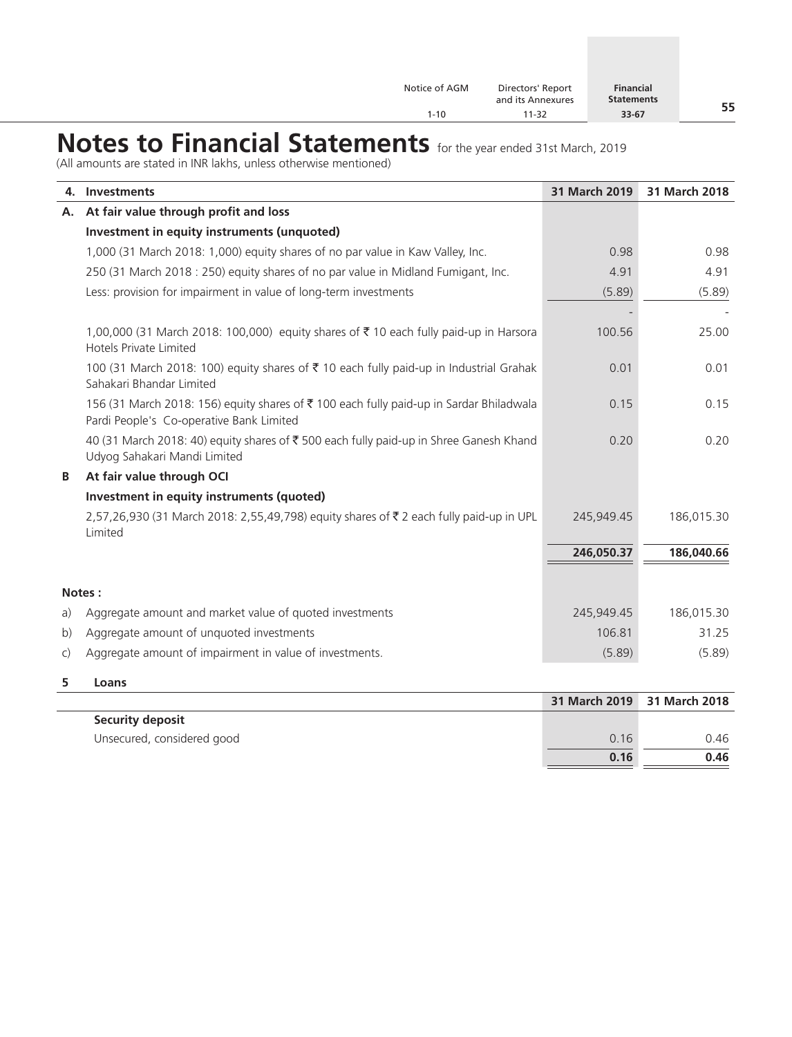# Notes to Financial Statements for the year ended 31st March, 2019

(All amounts are stated in INR lakhs, unless otherwise mentioned)

| 4. | Investments | 31 March 2019 | 31 March 2018 |
|---|---|---|---|
| A. | **At fair value through profit and loss** | | |
| | **Investment in equity instruments (unquoted)** | | |
| | 1,000 (31 March 2018: 1,000) equity shares of no par value in Kaw Valley, Inc. | 0.98 | 0.98 |
| | 250 (31 March 2018 : 250) equity shares of no par value in Midland Fumigant, Inc. | 4.91 | 4.91 |
| | Less: provision for impairment in value of long-term investments | (5.89) | (5.89) |
| | | - | - |
| | 1,00,000 (31 March 2018: 100,000) equity shares of ₹ 10 each fully paid-up in Harsora Hotels Private Limited | 100.56 | 25.00 |
| | 100 (31 March 2018: 100) equity shares of ₹ 10 each fully paid-up in Industrial Grahak Sahakari Bhandar Limited | 0.01 | 0.01 |
| | 156 (31 March 2018: 156) equity shares of ₹ 100 each fully paid-up in Sardar Bhiladwala Pardi People's Co-operative Bank Limited | 0.15 | 0.15 |
| | 40 (31 March 2018: 40) equity shares of ₹ 500 each fully paid-up in Shree Ganesh Khand Udyog Sahakari Mandi Limited | 0.20 | 0.20 |
| B | **At fair value through OCI** | | |
| | **Investment in equity instruments (quoted)** | | |
| | 2,57,26,930 (31 March 2018: 2,55,49,798) equity shares of ₹ 2 each fully paid-up in UPL Limited | 245,949.45 | 186,015.30 |
| | | **246,050.37** | **186,040.66** |

**Notes :**

| | | 31 March 2019 | 31 March 2018 |
|---|---|---|---|
| a) | Aggregate amount and market value of quoted investments | 245,949.45 | 186,015.30 |
| b) | Aggregate amount of unquoted investments | 106.81 | 31.25 |
| c) | Aggregate amount of impairment in value of investments. | (5.89) | (5.89) |

**5 Loans**

| | 31 March 2019 | 31 March 2018 |
|---|---|---|
| **Security deposit** | | |
| Unsecured, considered good | 0.16 | 0.46 |
| | **0.16** | **0.46** |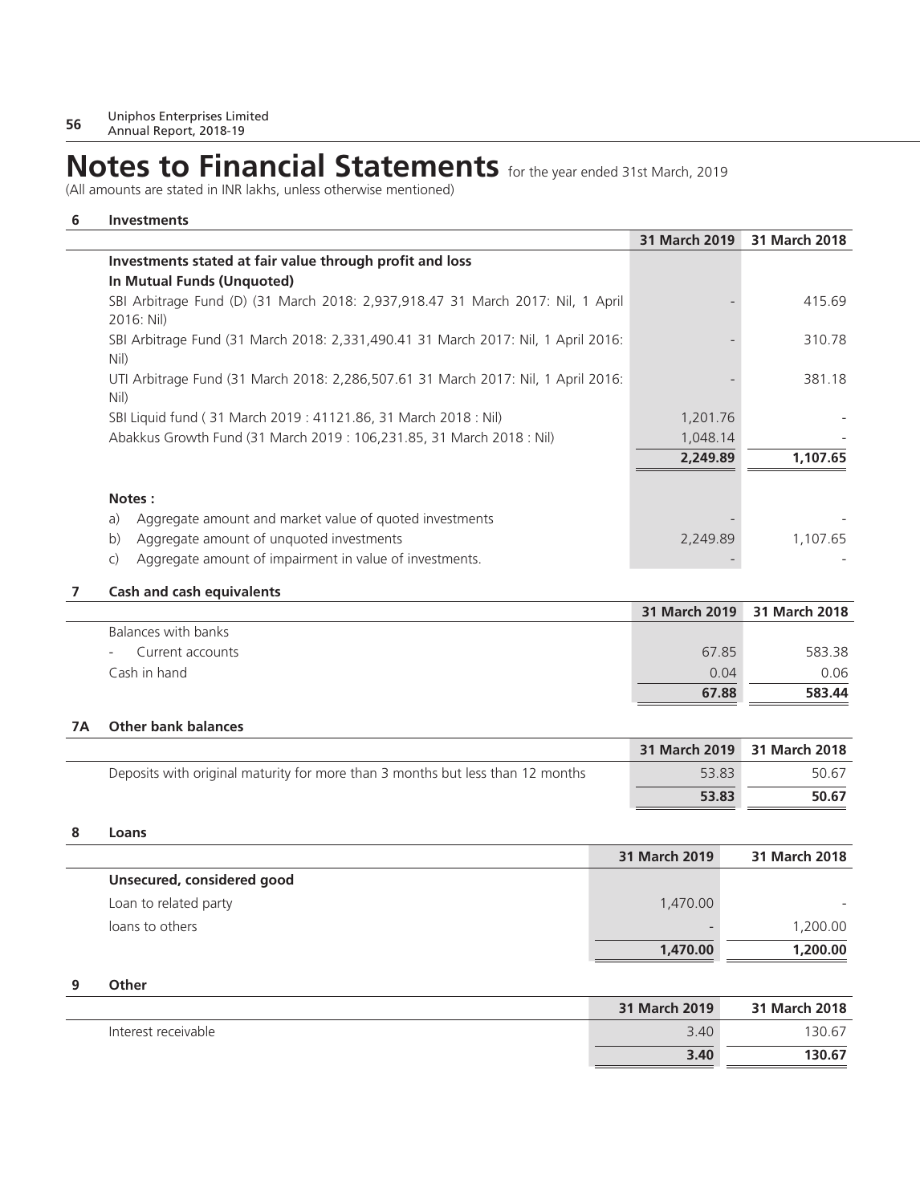# Notes to Financial Statements for the year ended 31st March, 2019

(All amounts are stated in INR lakhs, unless otherwise mentioned)

## 6 Investments

| | 31 March 2019 | 31 March 2018 |
|---|---|---|
| **Investments stated at fair value through profit and loss** | | |
| **In Mutual Funds (Unquoted)** | | |
| SBI Arbitrage Fund (D) (31 March 2018: 2,937,918.47 31 March 2017: Nil, 1 April 2016: Nil) | - | 415.69 |
| SBI Arbitrage Fund (31 March 2018: 2,331,490.41 31 March 2017: Nil, 1 April 2016: Nil) | - | 310.78 |
| UTI Arbitrage Fund (31 March 2018: 2,286,507.61 31 March 2017: Nil, 1 April 2016: Nil) | - | 381.18 |
| SBI Liquid fund ( 31 March 2019 : 41121.86, 31 March 2018 : Nil) | 1,201.76 | - |
| Abakkus Growth Fund (31 March 2019 : 106,231.85, 31 March 2018 : Nil) | 1,048.14 | - |
| | **2,249.89** | **1,107.65** |
| **Notes :** | | |
| a) Aggregate amount and market value of quoted investments | - | - |
| b) Aggregate amount of unquoted investments | 2,249.89 | 1,107.65 |
| c) Aggregate amount of impairment in value of investments. | - | - |

## 7 Cash and cash equivalents

| | 31 March 2019 | 31 March 2018 |
|---|---|---|
| Balances with banks | | |
| - Current accounts | 67.85 | 583.38 |
| Cash in hand | 0.04 | 0.06 |
| | **67.88** | **583.44** |

## 7A Other bank balances

| | 31 March 2019 | 31 March 2018 |
|---|---|---|
| Deposits with original maturity for more than 3 months but less than 12 months | 53.83 | 50.67 |
| | **53.83** | **50.67** |

## 8 Loans

| | 31 March 2019 | 31 March 2018 |
|---|---|---|
| **Unsecured, considered good** | | |
| Loan to related party | 1,470.00 | - |
| loans to others | - | 1,200.00 |
| | **1,470.00** | **1,200.00** |

## 9 Other

| | 31 March 2019 | 31 March 2018 |
|---|---|---|
| Interest receivable | 3.40 | 130.67 |
| | **3.40** | **130.67** |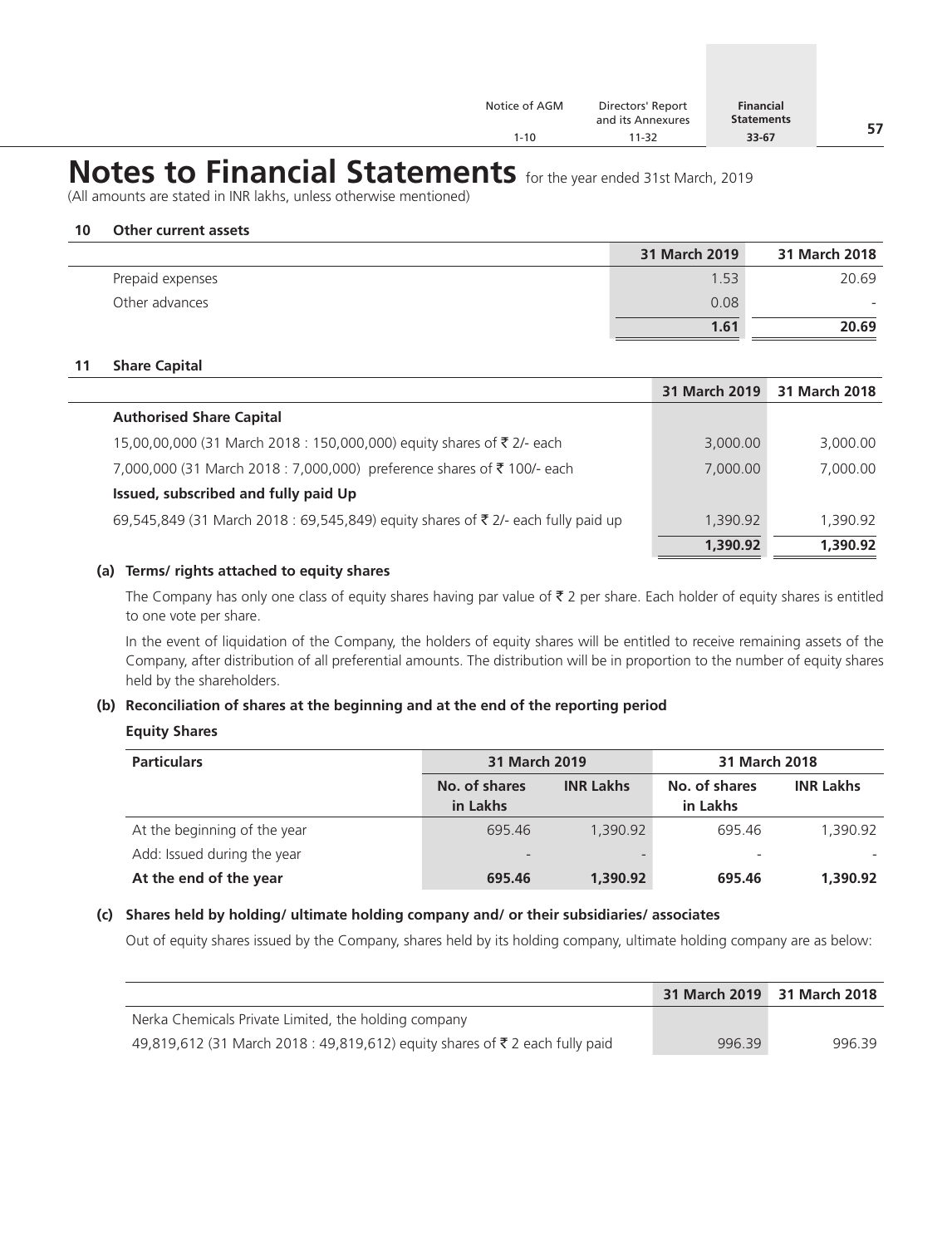# Notes to Financial Statements for the year ended 31st March, 2019

(All amounts are stated in INR lakhs, unless otherwise mentioned)

## 10 Other current assets

| | 31 March 2019 | 31 March 2018 |
|---|---|---|
| Prepaid expenses | 1.53 | 20.69 |
| Other advances | 0.08 | - |
| | **1.61** | **20.69** |

## 11 Share Capital

| | 31 March 2019 | 31 March 2018 |
|---|---|---|
| **Authorised Share Capital** | | |
| 15,00,00,000 (31 March 2018 : 150,000,000) equity shares of ₹ 2/- each | 3,000.00 | 3,000.00 |
| 7,000,000 (31 March 2018 : 7,000,000) preference shares of ₹ 100/- each | 7,000.00 | 7,000.00 |
| **Issued, subscribed and fully paid Up** | | |
| 69,545,849 (31 March 2018 : 69,545,849) equity shares of ₹ 2/- each fully paid up | 1,390.92 | 1,390.92 |
| | **1,390.92** | **1,390.92** |

### (a) Terms/ rights attached to equity shares

The Company has only one class of equity shares having par value of ₹ 2 per share. Each holder of equity shares is entitled to one vote per share.

In the event of liquidation of the Company, the holders of equity shares will be entitled to receive remaining assets of the Company, after distribution of all preferential amounts. The distribution will be in proportion to the number of equity shares held by the shareholders.

### (b) Reconciliation of shares at the beginning and at the end of the reporting period

**Equity Shares**

| Particulars | 31 March 2019 | | 31 March 2018 | |
|---|---|---|---|---|
| | No. of shares in Lakhs | INR Lakhs | No. of shares in Lakhs | INR Lakhs |
| At the beginning of the year | 695.46 | 1,390.92 | 695.46 | 1,390.92 |
| Add: Issued during the year | - | - | - | - |
| **At the end of the year** | **695.46** | **1,390.92** | **695.46** | **1,390.92** |

### (c) Shares held by holding/ ultimate holding company and/ or their subsidiaries/ associates

Out of equity shares issued by the Company, shares held by its holding company, ultimate holding company are as below:

| | 31 March 2019 | 31 March 2018 |
|---|---|---|
| Nerka Chemicals Private Limited, the holding company | | |
| 49,819,612 (31 March 2018 : 49,819,612) equity shares of ₹ 2 each fully paid | 996.39 | 996.39 |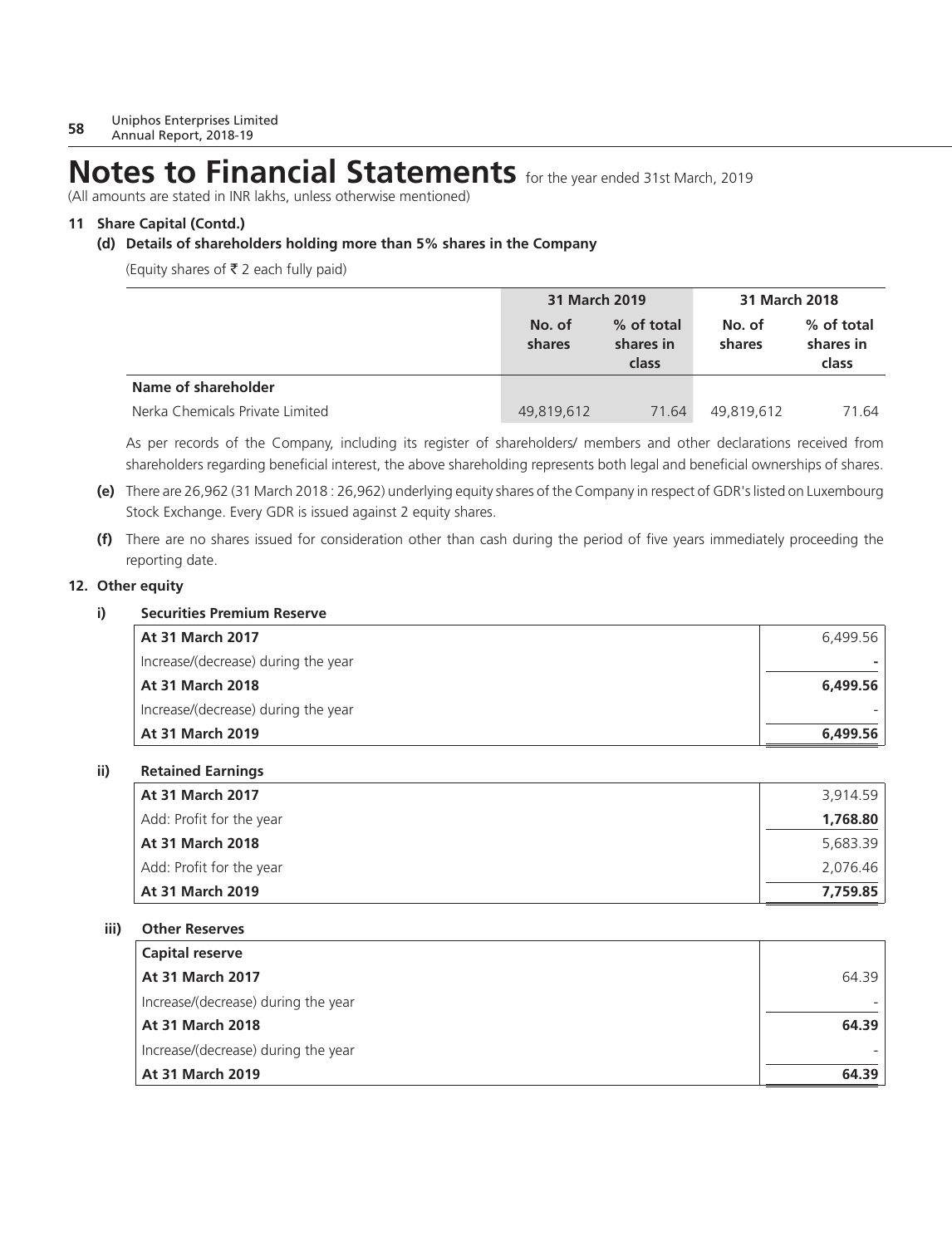# Notes to Financial Statements for the year ended 31st March, 2019

(All amounts are stated in INR lakhs, unless otherwise mentioned)

**11 Share Capital (Contd.)**

**(d) Details of shareholders holding more than 5% shares in the Company**

(Equity shares of ₹ 2 each fully paid)

| | 31 March 2019 | | 31 March 2018 | |
|---|---|---|---|---|
| | No. of shares | % of total shares in class | No. of shares | % of total shares in class |
| **Name of shareholder** | | | | |
| Nerka Chemicals Private Limited | 49,819,612 | 71.64 | 49,819,612 | 71.64 |

As per records of the Company, including its register of shareholders/ members and other declarations received from shareholders regarding beneficial interest, the above shareholding represents both legal and beneficial ownerships of shares.

**(e)** There are 26,962 (31 March 2018 : 26,962) underlying equity shares of the Company in respect of GDR's listed on Luxembourg Stock Exchange. Every GDR is issued against 2 equity shares.

**(f)** There are no shares issued for consideration other than cash during the period of five years immediately proceeding the reporting date.

**12. Other equity**

**i) Securities Premium Reserve**

| | |
|---|---|
| **At 31 March 2017** | 6,499.56 |
| Increase/(decrease) during the year | **-** |
| **At 31 March 2018** | **6,499.56** |
| Increase/(decrease) during the year | - |
| **At 31 March 2019** | **6,499.56** |

**ii) Retained Earnings**

| | |
|---|---|
| **At 31 March 2017** | 3,914.59 |
| Add: Profit for the year | **1,768.80** |
| **At 31 March 2018** | 5,683.39 |
| Add: Profit for the year | 2,076.46 |
| **At 31 March 2019** | **7,759.85** |

**iii) Other Reserves**

| | |
|---|---|
| **Capital reserve** | |
| **At 31 March 2017** | 64.39 |
| Increase/(decrease) during the year | - |
| **At 31 March 2018** | **64.39** |
| Increase/(decrease) during the year | - |
| **At 31 March 2019** | **64.39** |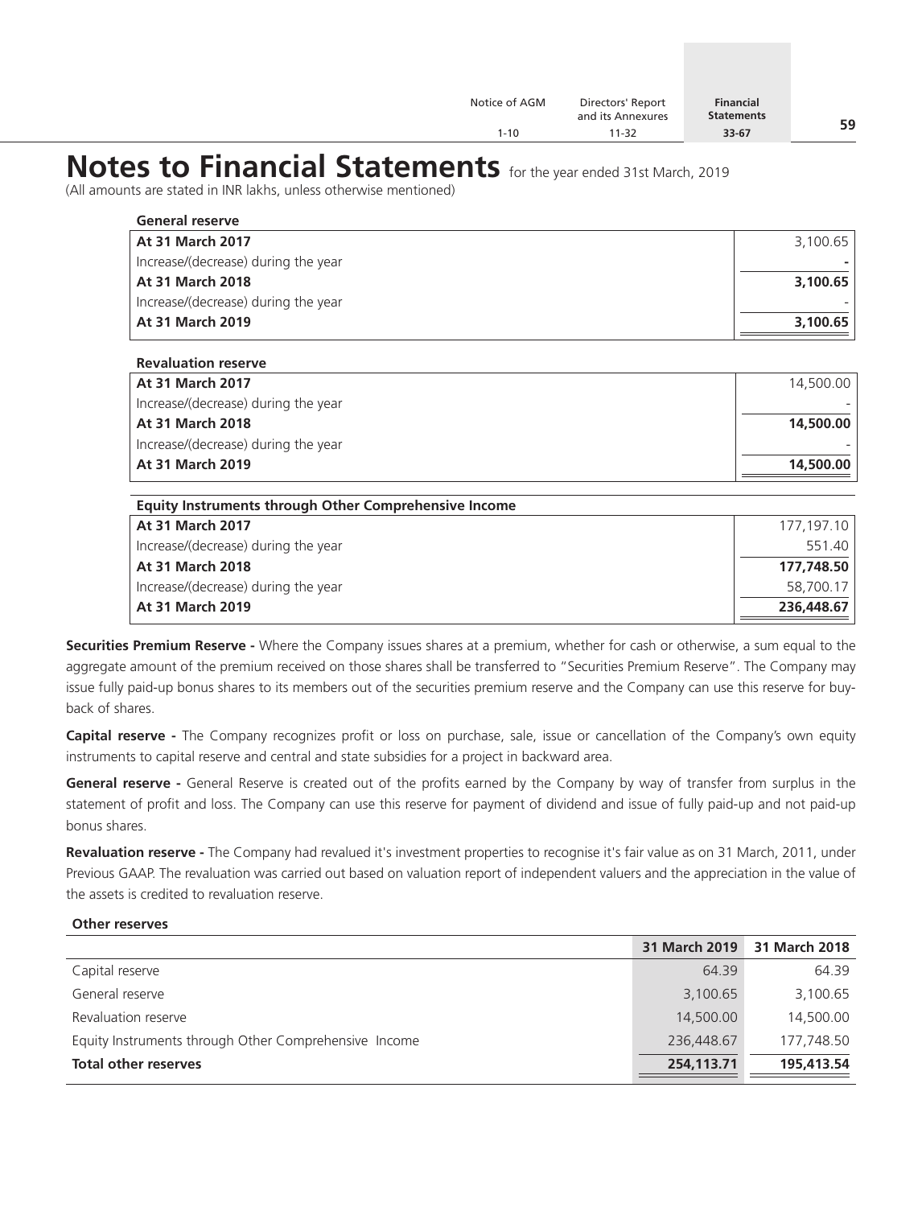# Notes to Financial Statements for the year ended 31st March, 2019

(All amounts are stated in INR lakhs, unless otherwise mentioned)

**General reserve**

| | |
|---|---|
| **At 31 March 2017** | 3,100.65 |
| Increase/(decrease) during the year | - |
| **At 31 March 2018** | **3,100.65** |
| Increase/(decrease) during the year | - |
| **At 31 March 2019** | **3,100.65** |

**Revaluation reserve**

| | |
|---|---|
| **At 31 March 2017** | 14,500.00 |
| Increase/(decrease) during the year | - |
| **At 31 March 2018** | **14,500.00** |
| Increase/(decrease) during the year | - |
| **At 31 March 2019** | **14,500.00** |

**Equity Instruments through Other Comprehensive Income**

| | |
|---|---|
| **At 31 March 2017** | 177,197.10 |
| Increase/(decrease) during the year | 551.40 |
| **At 31 March 2018** | **177,748.50** |
| Increase/(decrease) during the year | 58,700.17 |
| **At 31 March 2019** | **236,448.67** |

**Securities Premium Reserve -** Where the Company issues shares at a premium, whether for cash or otherwise, a sum equal to the aggregate amount of the premium received on those shares shall be transferred to "Securities Premium Reserve". The Company may issue fully paid-up bonus shares to its members out of the securities premium reserve and the Company can use this reserve for buy-back of shares.

**Capital reserve -** The Company recognizes profit or loss on purchase, sale, issue or cancellation of the Company's own equity instruments to capital reserve and central and state subsidies for a project in backward area.

**General reserve -** General Reserve is created out of the profits earned by the Company by way of transfer from surplus in the statement of profit and loss. The Company can use this reserve for payment of dividend and issue of fully paid-up and not paid-up bonus shares.

**Revaluation reserve -** The Company had revalued it's investment properties to recognise it's fair value as on 31 March, 2011, under Previous GAAP. The revaluation was carried out based on valuation report of independent valuers and the appreciation in the value of the assets is credited to revaluation reserve.

**Other reserves**

| | 31 March 2019 | 31 March 2018 |
|---|---|---|
| Capital reserve | 64.39 | 64.39 |
| General reserve | 3,100.65 | 3,100.65 |
| Revaluation reserve | 14,500.00 | 14,500.00 |
| Equity Instruments through Other Comprehensive Income | 236,448.67 | 177,748.50 |
| **Total other reserves** | **254,113.71** | **195,413.54** |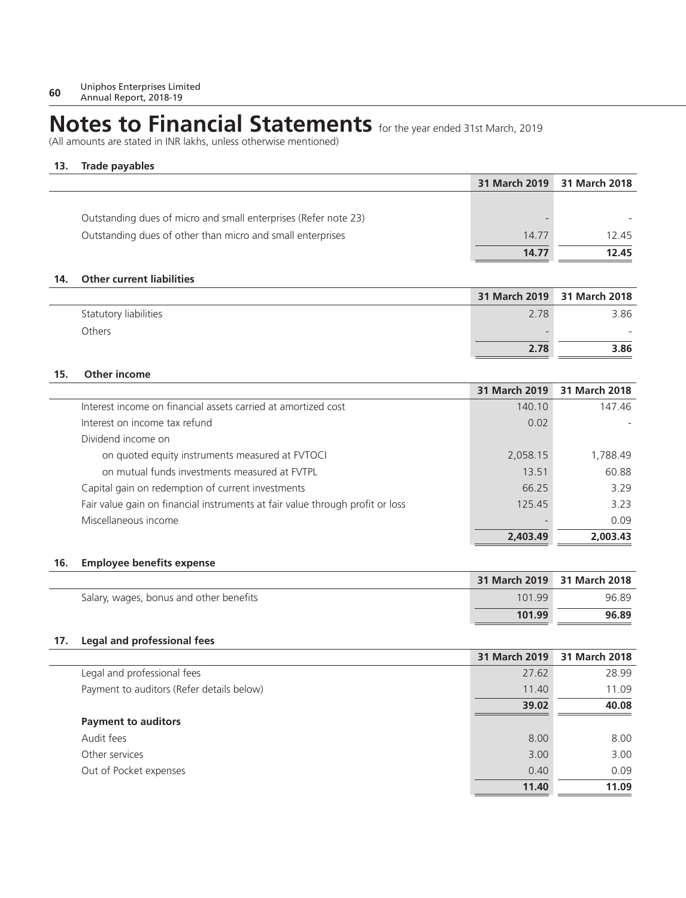# Notes to Financial Statements for the year ended 31st March, 2019

(All amounts are stated in INR lakhs, unless otherwise mentioned)

## 13. Trade payables

| | 31 March 2019 | 31 March 2018 |
|---|---|---|
| Outstanding dues of micro and small enterprises (Refer note 23) | - | - |
| Outstanding dues of other than micro and small enterprises | 14.77 | 12.45 |
| | **14.77** | **12.45** |

## 14. Other current liabilities

| | 31 March 2019 | 31 March 2018 |
|---|---|---|
| Statutory liabilities | 2.78 | 3.86 |
| Others | - | - |
| | **2.78** | **3.86** |

## 15. Other income

| | 31 March 2019 | 31 March 2018 |
|---|---|---|
| Interest income on financial assets carried at amortized cost | 140.10 | 147.46 |
| Interest on income tax refund | 0.02 | - |
| Dividend income on | | |
| on quoted equity instruments measured at FVTOCI | 2,058.15 | 1,788.49 |
| on mutual funds investments measured at FVTPL | 13.51 | 60.88 |
| Capital gain on redemption of current investments | 66.25 | 3.29 |
| Fair value gain on financial instruments at fair value through profit or loss | 125.45 | 3.23 |
| Miscellaneous income | - | 0.09 |
| | **2,403.49** | **2,003.43** |

## 16. Employee benefits expense

| | 31 March 2019 | 31 March 2018 |
|---|---|---|
| Salary, wages, bonus and other benefits | 101.99 | 96.89 |
| | **101.99** | **96.89** |

## 17. Legal and professional fees

| | 31 March 2019 | 31 March 2018 |
|---|---|---|
| Legal and professional fees | 27.62 | 28.99 |
| Payment to auditors (Refer details below) | 11.40 | 11.09 |
| | **39.02** | **40.08** |
| **Payment to auditors** | | |
| Audit fees | 8.00 | 8.00 |
| Other services | 3.00 | 3.00 |
| Out of Pocket expenses | 0.40 | 0.09 |
| | **11.40** | **11.09** |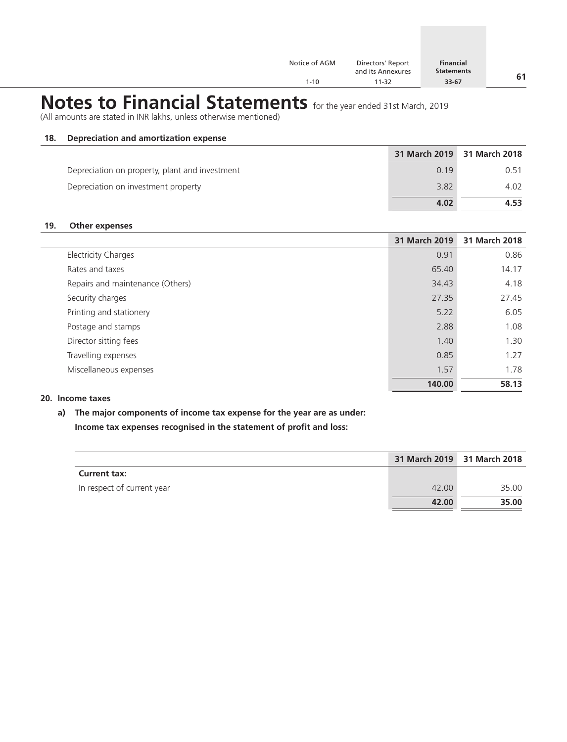# Notes to Financial Statements for the year ended 31st March, 2019

(All amounts are stated in INR lakhs, unless otherwise mentioned)

### 18. Depreciation and amortization expense

| | 31 March 2019 | 31 March 2018 |
|---|---|---|
| Depreciation on property, plant and investment | 0.19 | 0.51 |
| Depreciation on investment property | 3.82 | 4.02 |
| | **4.02** | **4.53** |

### 19. Other expenses

| | 31 March 2019 | 31 March 2018 |
|---|---|---|
| Electricity Charges | 0.91 | 0.86 |
| Rates and taxes | 65.40 | 14.17 |
| Repairs and maintenance (Others) | 34.43 | 4.18 |
| Security charges | 27.35 | 27.45 |
| Printing and stationery | 5.22 | 6.05 |
| Postage and stamps | 2.88 | 1.08 |
| Director sitting fees | 1.40 | 1.30 |
| Travelling expenses | 0.85 | 1.27 |
| Miscellaneous expenses | 1.57 | 1.78 |
| | **140.00** | **58.13** |

### 20. Income taxes

**a) The major components of income tax expense for the year are as under:**

**Income tax expenses recognised in the statement of profit and loss:**

| | 31 March 2019 | 31 March 2018 |
|---|---|---|
| **Current tax:** | | |
| In respect of current year | 42.00 | 35.00 |
| | **42.00** | **35.00** |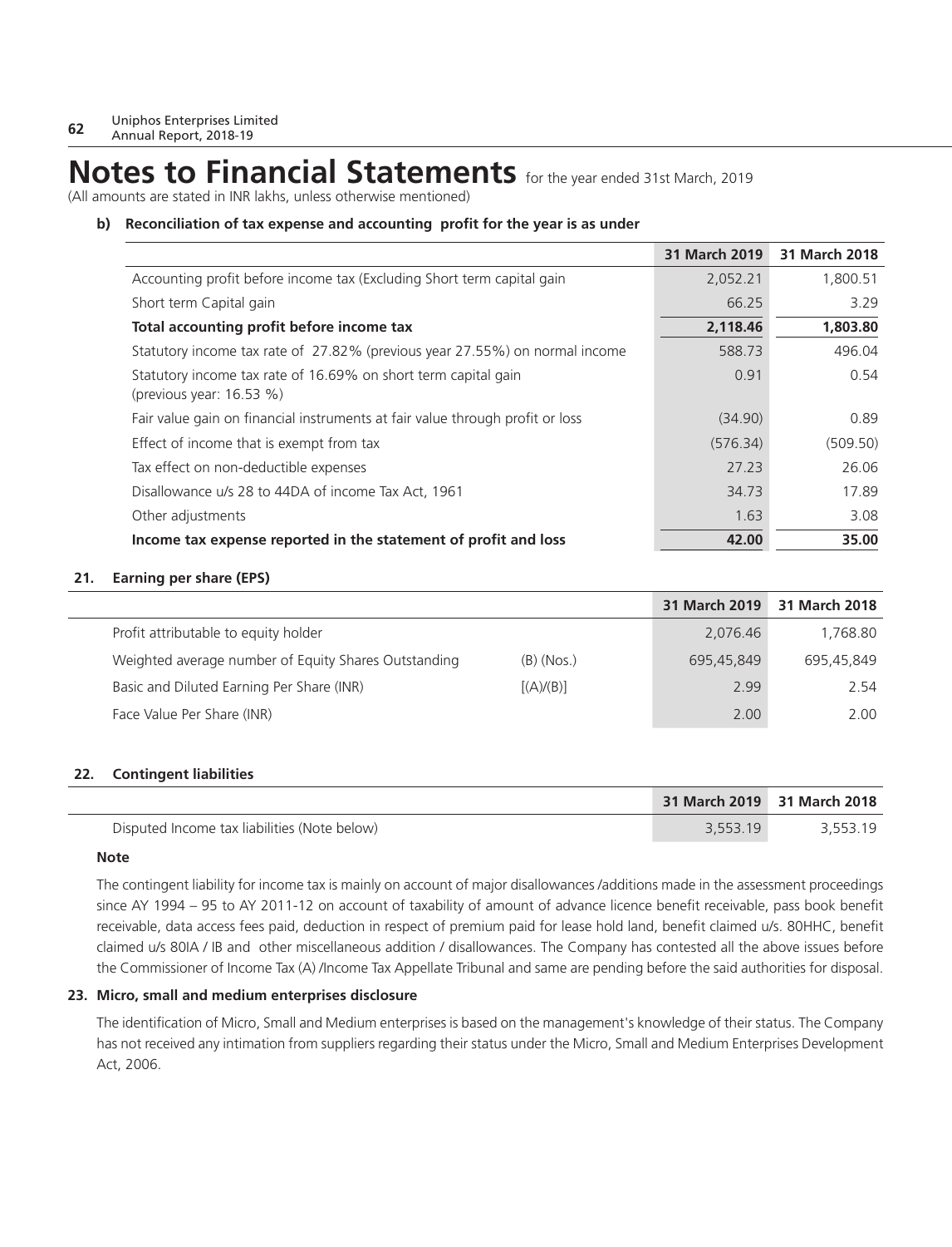# Notes to Financial Statements for the year ended 31st March, 2019

(All amounts are stated in INR lakhs, unless otherwise mentioned)

**b) Reconciliation of tax expense and accounting profit for the year is as under**

| | 31 March 2019 | 31 March 2018 |
|---|---|---|
| Accounting profit before income tax (Excluding Short term capital gain | 2,052.21 | 1,800.51 |
| Short term Capital gain | 66.25 | 3.29 |
| **Total accounting profit before income tax** | **2,118.46** | **1,803.80** |
| Statutory income tax rate of 27.82% (previous year 27.55%) on normal income | 588.73 | 496.04 |
| Statutory income tax rate of 16.69% on short term capital gain (previous year: 16.53 %) | 0.91 | 0.54 |
| Fair value gain on financial instruments at fair value through profit or loss | (34.90) | 0.89 |
| Effect of income that is exempt from tax | (576.34) | (509.50) |
| Tax effect on non-deductible expenses | 27.23 | 26.06 |
| Disallowance u/s 28 to 44DA of income Tax Act, 1961 | 34.73 | 17.89 |
| Other adjustments | 1.63 | 3.08 |
| **Income tax expense reported in the statement of profit and loss** | **42.00** | **35.00** |

**21. Earning per share (EPS)**

| | | 31 March 2019 | 31 March 2018 |
|---|---|---|---|
| Profit attributable to equity holder | | 2,076.46 | 1,768.80 |
| Weighted average number of Equity Shares Outstanding | (B) (Nos.) | 695,45,849 | 695,45,849 |
| Basic and Diluted Earning Per Share (INR) | [(A)/(B)] | 2.99 | 2.54 |
| Face Value Per Share (INR) | | 2.00 | 2.00 |

**22. Contingent liabilities**

| | 31 March 2019 | 31 March 2018 |
|---|---|---|
| Disputed Income tax liabilities (Note below) | 3,553.19 | 3,553.19 |

**Note**

The contingent liability for income tax is mainly on account of major disallowances /additions made in the assessment proceedings since AY 1994 – 95 to AY 2011-12 on account of taxability of amount of advance licence benefit receivable, pass book benefit receivable, data access fees paid, deduction in respect of premium paid for lease hold land, benefit claimed u/s. 80HHC, benefit claimed u/s 80IA / IB and other miscellaneous addition / disallowances. The Company has contested all the above issues before the Commissioner of Income Tax (A) /Income Tax Appellate Tribunal and same are pending before the said authorities for disposal.

**23. Micro, small and medium enterprises disclosure**

The identification of Micro, Small and Medium enterprises is based on the management's knowledge of their status. The Company has not received any intimation from suppliers regarding their status under the Micro, Small and Medium Enterprises Development Act, 2006.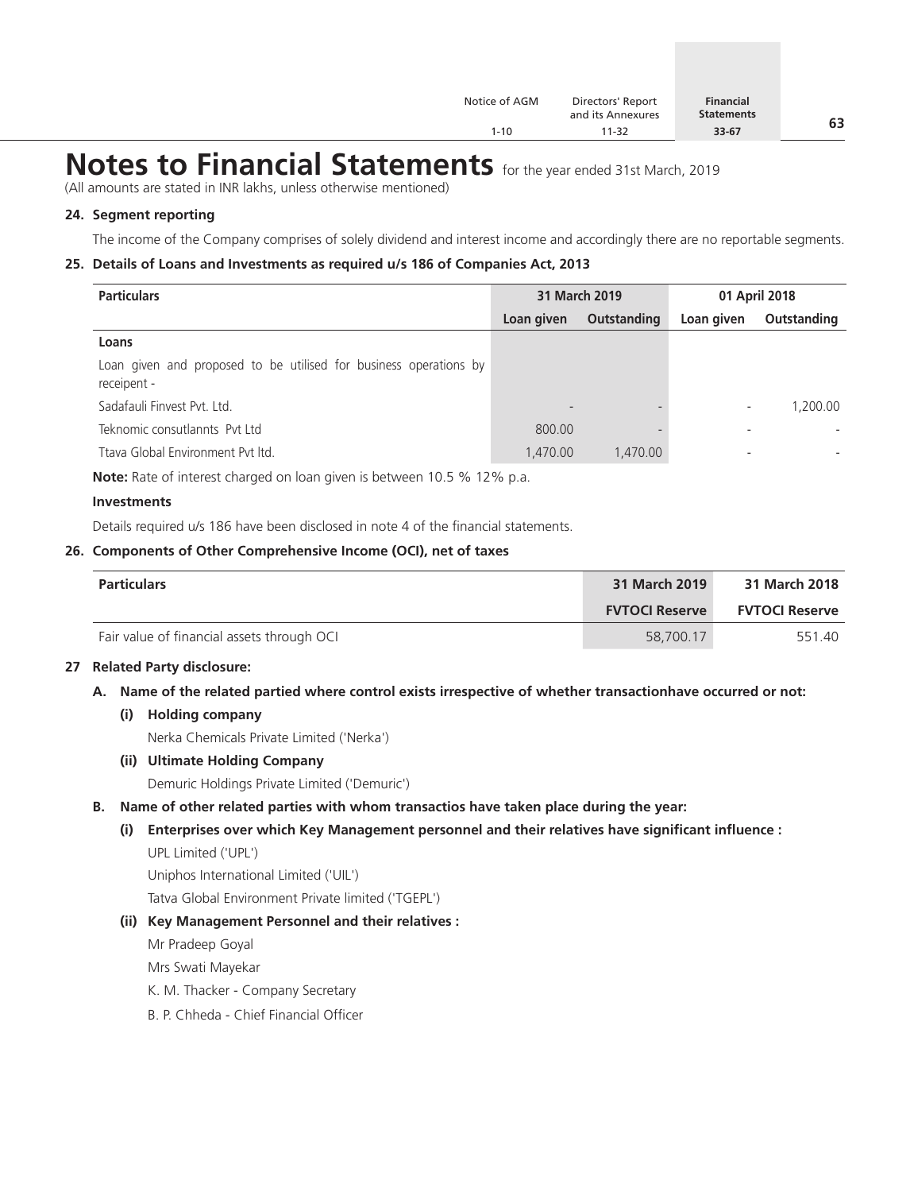# Notes to Financial Statements for the year ended 31st March, 2019

(All amounts are stated in INR lakhs, unless otherwise mentioned)

**24. Segment reporting**

The income of the Company comprises of solely dividend and interest income and accordingly there are no reportable segments.

**25. Details of Loans and Investments as required u/s 186 of Companies Act, 2013**

| Particulars | 31 March 2019 | | 01 April 2018 | |
|---|---|---|---|---|
| | Loan given | Outstanding | Loan given | Outstanding |
| **Loans** | | | | |
| Loan given and proposed to be utilised for business operations by receipent - | | | | |
| Sadafauli Finvest Pvt. Ltd. | - | - | - | 1,200.00 |
| Teknomic consutlannts Pvt Ltd | 800.00 | - | - | - |
| Ttava Global Environment Pvt ltd. | 1,470.00 | 1,470.00 | - | - |

**Note:** Rate of interest charged on loan given is between 10.5 % 12% p.a.

**Investments**

Details required u/s 186 have been disclosed in note 4 of the financial statements.

**26. Components of Other Comprehensive Income (OCI), net of taxes**

| Particulars | 31 March 2019 | 31 March 2018 |
|---|---|---|
| | FVTOCI Reserve | FVTOCI Reserve |
| Fair value of financial assets through OCI | 58,700.17 | 551.40 |

**27 Related Party disclosure:**

**A. Name of the related partied where control exists irrespective of whether transactionhave occurred or not:**

**(i) Holding company**

Nerka Chemicals Private Limited ('Nerka')

**(ii) Ultimate Holding Company**

Demuric Holdings Private Limited ('Demuric')

**B. Name of other related parties with whom transactios have taken place during the year:**

**(i) Enterprises over which Key Management personnel and their relatives have significant influence :**

UPL Limited ('UPL')

Uniphos International Limited ('UIL')

Tatva Global Environment Private limited ('TGEPL')

**(ii) Key Management Personnel and their relatives :**

Mr Pradeep Goyal

Mrs Swati Mayekar

K. M. Thacker - Company Secretary

B. P. Chheda - Chief Financial Officer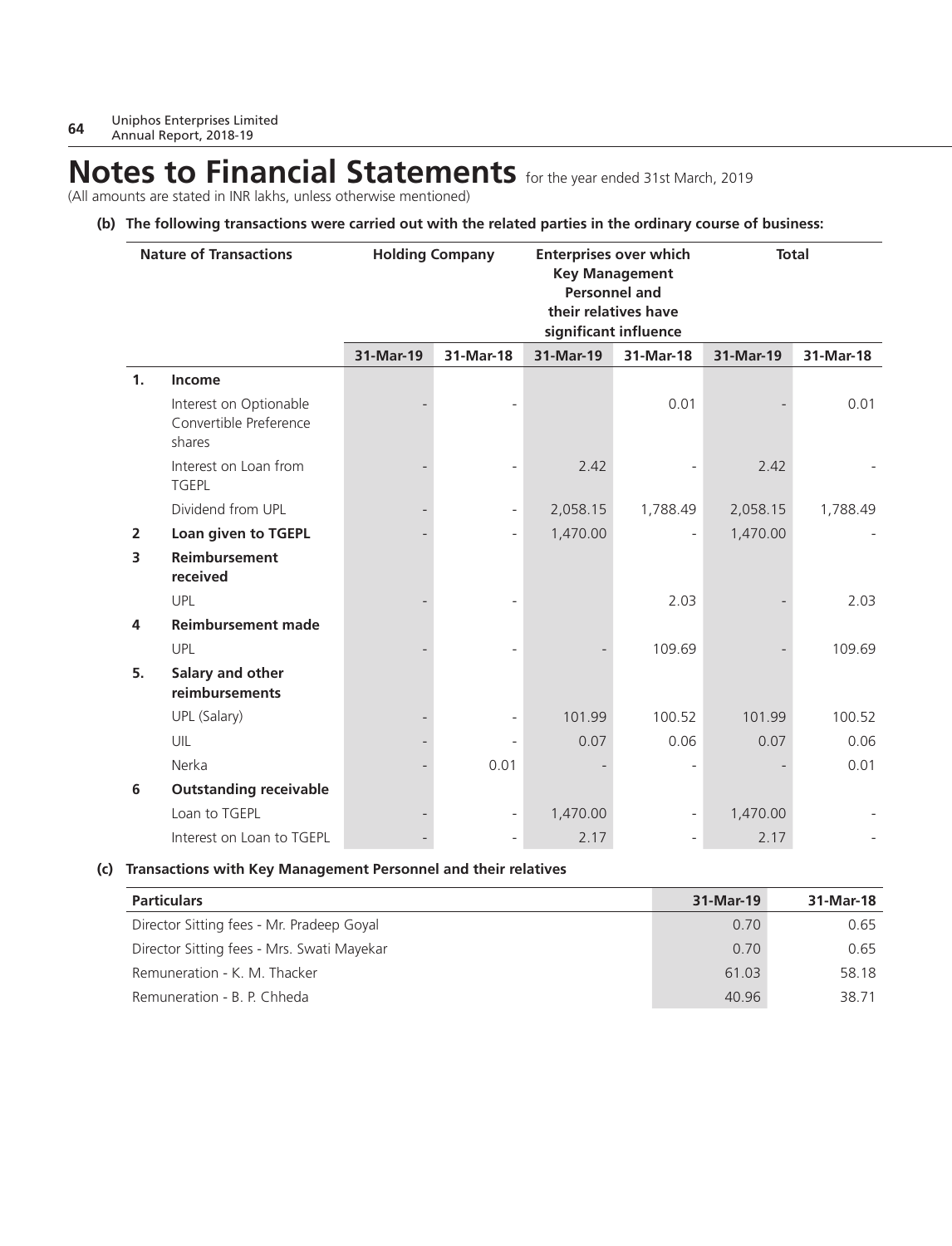# Notes to Financial Statements for the year ended 31st March, 2019

(All amounts are stated in INR lakhs, unless otherwise mentioned)

**(b) The following transactions were carried out with the related parties in the ordinary course of business:**

| | Nature of Transactions | Holding Company | | Enterprises over which Key Management Personnel and their relatives have significant influence | | Total | |
|---|---|---|---|---|---|---|---|
| | | 31-Mar-19 | 31-Mar-18 | 31-Mar-19 | 31-Mar-18 | 31-Mar-19 | 31-Mar-18 |
| **1.** | **Income** | | | | | | |
| | Interest on Optionable Convertible Preference shares | - | - | | 0.01 | - | 0.01 |
| | Interest on Loan from TGEPL | - | - | 2.42 | - | 2.42 | - |
| | Dividend from UPL | - | - | 2,058.15 | 1,788.49 | 2,058.15 | 1,788.49 |
| **2** | **Loan given to TGEPL** | - | - | 1,470.00 | - | 1,470.00 | - |
| **3** | **Reimbursement received** | | | | | | |
| | UPL | - | - | | 2.03 | - | 2.03 |
| **4** | **Reimbursement made** | | | | | | |
| | UPL | - | - | - | 109.69 | - | 109.69 |
| **5.** | **Salary and other reimbursements** | | | | | | |
| | UPL (Salary) | - | - | 101.99 | 100.52 | 101.99 | 100.52 |
| | UIL | - | - | 0.07 | 0.06 | 0.07 | 0.06 |
| | Nerka | - | 0.01 | - | - | - | 0.01 |
| **6** | **Outstanding receivable** | | | | | | |
| | Loan to TGEPL | - | - | 1,470.00 | - | 1,470.00 | - |
| | Interest on Loan to TGEPL | - | - | 2.17 | - | 2.17 | - |

**(c) Transactions with Key Management Personnel and their relatives**

| Particulars | 31-Mar-19 | 31-Mar-18 |
|---|---|---|
| Director Sitting fees - Mr. Pradeep Goyal | 0.70 | 0.65 |
| Director Sitting fees - Mrs. Swati Mayekar | 0.70 | 0.65 |
| Remuneration - K. M. Thacker | 61.03 | 58.18 |
| Remuneration - B. P. Chheda | 40.96 | 38.71 |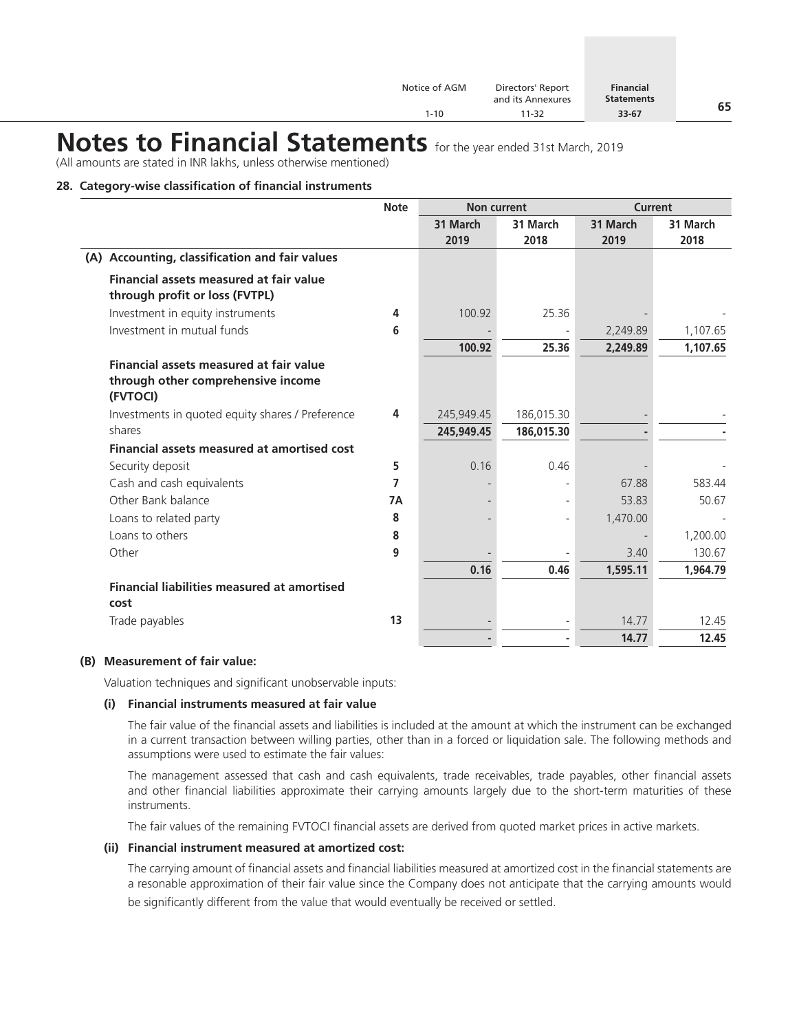# Notes to Financial Statements for the year ended 31st March, 2019

(All amounts are stated in INR lakhs, unless otherwise mentioned)

**28. Category-wise classification of financial instruments**

| | Note | Non current | | Current | |
|---|---|---|---|---|---|
| | | 31 March 2019 | 31 March 2018 | 31 March 2019 | 31 March 2018 |
| **(A) Accounting, classification and fair values** | | | | | |
| **Financial assets measured at fair value through profit or loss (FVTPL)** | | | | | |
| Investment in equity instruments | 4 | 100.92 | 25.36 | - | - |
| Investment in mutual funds | 6 | - | - | 2,249.89 | 1,107.65 |
| | | **100.92** | **25.36** | **2,249.89** | **1,107.65** |
| **Financial assets measured at fair value through other comprehensive income (FVTOCI)** | | | | | |
| Investments in quoted equity shares / Preference shares | 4 | 245,949.45 | 186,015.30 | - | - |
| | | **245,949.45** | **186,015.30** | **-** | **-** |
| **Financial assets measured at amortised cost** | | | | | |
| Security deposit | 5 | 0.16 | 0.46 | - | - |
| Cash and cash equivalents | 7 | - | - | 67.88 | 583.44 |
| Other Bank balance | 7A | - | - | 53.83 | 50.67 |
| Loans to related party | 8 | - | - | 1,470.00 | - |
| Loans to others | 8 | | | - | 1,200.00 |
| Other | 9 | - | - | 3.40 | 130.67 |
| | | **0.16** | **0.46** | **1,595.11** | **1,964.79** |
| **Financial liabilities measured at amortised cost** | | | | | |
| Trade payables | 13 | - | - | 14.77 | 12.45 |
| | | **-** | **-** | **14.77** | **12.45** |

**(B) Measurement of fair value:**

Valuation techniques and significant unobservable inputs:

**(i) Financial instruments measured at fair value**

The fair value of the financial assets and liabilities is included at the amount at which the instrument can be exchanged in a current transaction between willing parties, other than in a forced or liquidation sale. The following methods and assumptions were used to estimate the fair values:

The management assessed that cash and cash equivalents, trade receivables, trade payables, other financial assets and other financial liabilities approximate their carrying amounts largely due to the short-term maturities of these instruments.

The fair values of the remaining FVTOCI financial assets are derived from quoted market prices in active markets.

**(ii) Financial instrument measured at amortized cost:**

The carrying amount of financial assets and financial liabilities measured at amortized cost in the financial statements are a resonable approximation of their fair value since the Company does not anticipate that the carrying amounts would be significantly different from the value that would eventually be received or settled.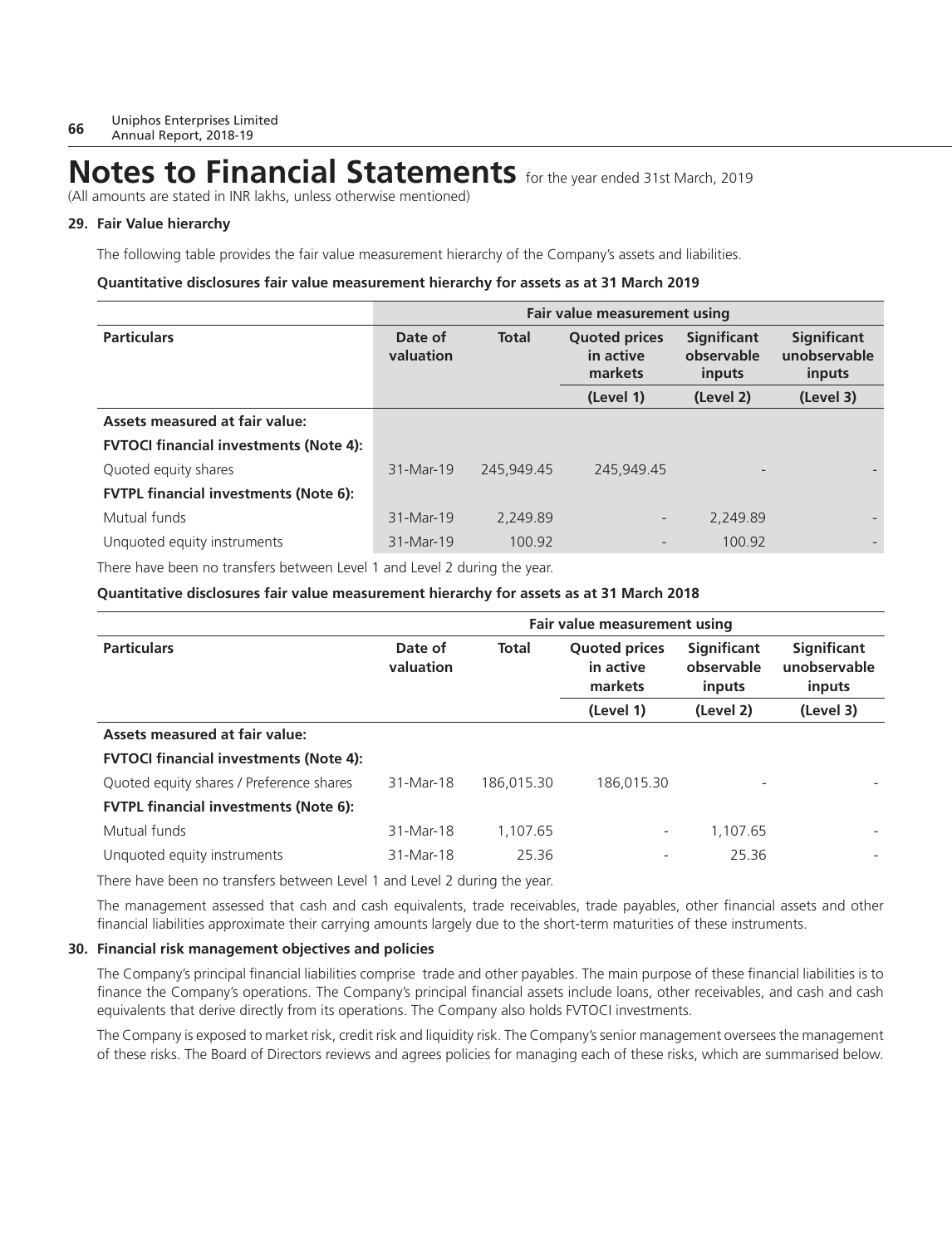# Notes to Financial Statements for the year ended 31st March, 2019

(All amounts are stated in INR lakhs, unless otherwise mentioned)

## 29. Fair Value hierarchy

The following table provides the fair value measurement hierarchy of the Company's assets and liabilities.

**Quantitative disclosures fair value measurement hierarchy for assets as at 31 March 2019**

| | Fair value measurement using | | | | |
|---|---|---|---|---|---|
| **Particulars** | **Date of valuation** | **Total** | **Quoted prices in active markets** | **Significant observable inputs** | **Significant unobservable inputs** |
| | | | **(Level 1)** | **(Level 2)** | **(Level 3)** |
| **Assets measured at fair value:** | | | | | |
| **FVTOCI financial investments (Note 4):** | | | | | |
| Quoted equity shares | 31-Mar-19 | 245,949.45 | 245,949.45 | - | - |
| **FVTPL financial investments (Note 6):** | | | | | |
| Mutual funds | 31-Mar-19 | 2,249.89 | - | 2,249.89 | - |
| Unquoted equity instruments | 31-Mar-19 | 100.92 | - | 100.92 | - |

There have been no transfers between Level 1 and Level 2 during the year.

**Quantitative disclosures fair value measurement hierarchy for assets as at 31 March 2018**

| | Fair value measurement using | | | | |
|---|---|---|---|---|---|
| **Particulars** | **Date of valuation** | **Total** | **Quoted prices in active markets** | **Significant observable inputs** | **Significant unobservable inputs** |
| | | | **(Level 1)** | **(Level 2)** | **(Level 3)** |
| **Assets measured at fair value:** | | | | | |
| **FVTOCI financial investments (Note 4):** | | | | | |
| Quoted equity shares / Preference shares | 31-Mar-18 | 186,015.30 | 186,015.30 | - | - |
| **FVTPL financial investments (Note 6):** | | | | | |
| Mutual funds | 31-Mar-18 | 1,107.65 | - | 1,107.65 | - |
| Unquoted equity instruments | 31-Mar-18 | 25.36 | - | 25.36 | - |

There have been no transfers between Level 1 and Level 2 during the year.

The management assessed that cash and cash equivalents, trade receivables, trade payables, other financial assets and other financial liabilities approximate their carrying amounts largely due to the short-term maturities of these instruments.

## 30. Financial risk management objectives and policies

The Company's principal financial liabilities comprise trade and other payables. The main purpose of these financial liabilities is to finance the Company's operations. The Company's principal financial assets include loans, other receivables, and cash and cash equivalents that derive directly from its operations. The Company also holds FVTOCI investments.

The Company is exposed to market risk, credit risk and liquidity risk. The Company's senior management oversees the management of these risks. The Board of Directors reviews and agrees policies for managing each of these risks, which are summarised below.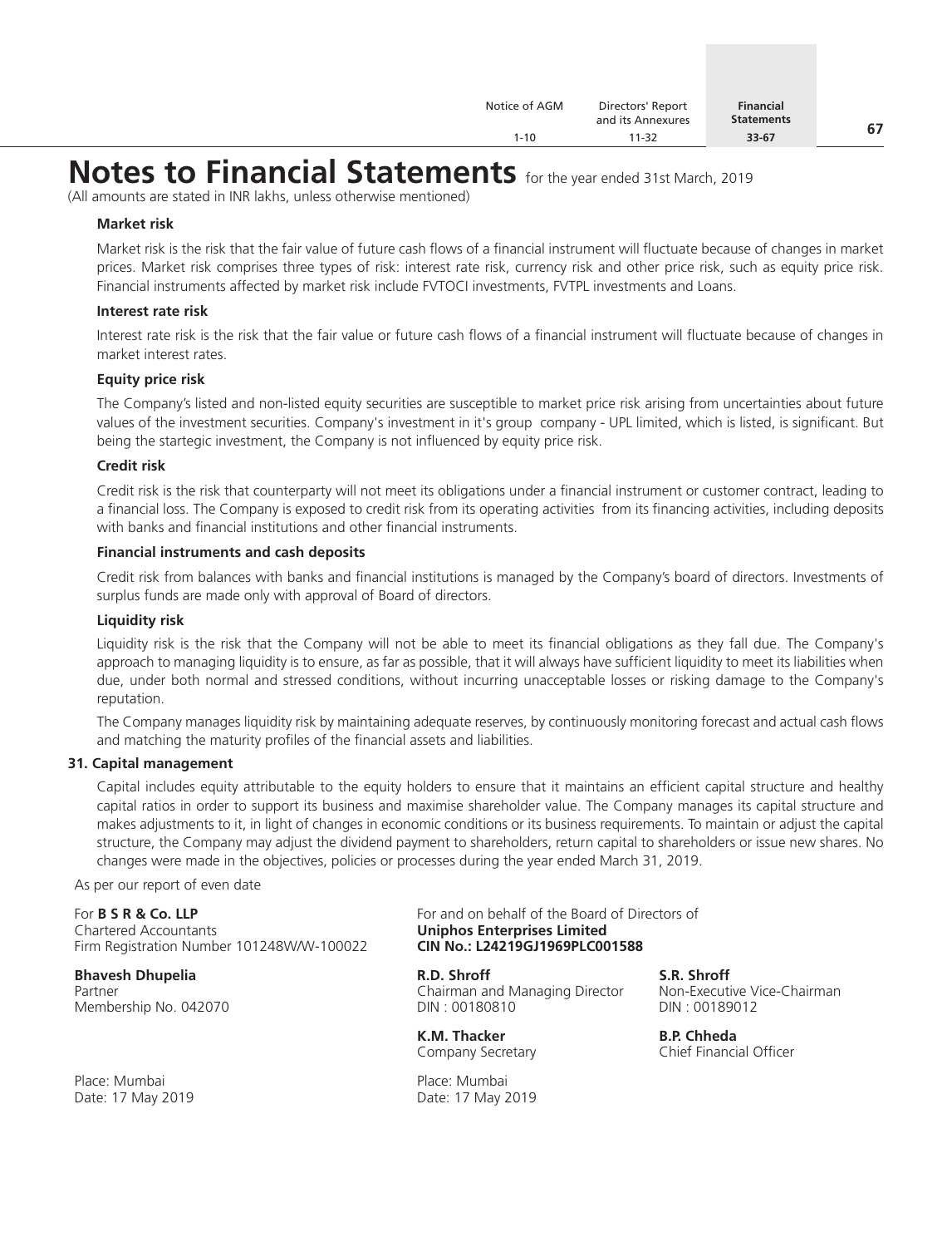# Notes to Financial Statements for the year ended 31st March, 2019

(All amounts are stated in INR lakhs, unless otherwise mentioned)

**Market risk**

Market risk is the risk that the fair value of future cash flows of a financial instrument will fluctuate because of changes in market prices. Market risk comprises three types of risk: interest rate risk, currency risk and other price risk, such as equity price risk. Financial instruments affected by market risk include FVTOCI investments, FVTPL investments and Loans.

**Interest rate risk**

Interest rate risk is the risk that the fair value or future cash flows of a financial instrument will fluctuate because of changes in market interest rates.

**Equity price risk**

The Company's listed and non-listed equity securities are susceptible to market price risk arising from uncertainties about future values of the investment securities. Company's investment in it's group company - UPL limited, which is listed, is significant. But being the startegic investment, the Company is not influenced by equity price risk.

**Credit risk**

Credit risk is the risk that counterparty will not meet its obligations under a financial instrument or customer contract, leading to a financial loss. The Company is exposed to credit risk from its operating activities from its financing activities, including deposits with banks and financial institutions and other financial instruments.

**Financial instruments and cash deposits**

Credit risk from balances with banks and financial institutions is managed by the Company's board of directors. Investments of surplus funds are made only with approval of Board of directors.

**Liquidity risk**

Liquidity risk is the risk that the Company will not be able to meet its financial obligations as they fall due. The Company's approach to managing liquidity is to ensure, as far as possible, that it will always have sufficient liquidity to meet its liabilities when due, under both normal and stressed conditions, without incurring unacceptable losses or risking damage to the Company's reputation.

The Company manages liquidity risk by maintaining adequate reserves, by continuously monitoring forecast and actual cash flows and matching the maturity profiles of the financial assets and liabilities.

**31. Capital management**

Capital includes equity attributable to the equity holders to ensure that it maintains an efficient capital structure and healthy capital ratios in order to support its business and maximise shareholder value. The Company manages its capital structure and makes adjustments to it, in light of changes in economic conditions or its business requirements. To maintain or adjust the capital structure, the Company may adjust the dividend payment to shareholders, return capital to shareholders or issue new shares. No changes were made in the objectives, policies or processes during the year ended March 31, 2019.

As per our report of even date

For **B S R & Co. LLP**
Chartered Accountants
Firm Registration Number 101248W/W-100022

**Bhavesh Dhupelia**
Partner
Membership No. 042070

Place: Mumbai
Date: 17 May 2019

For and on behalf of the Board of Directors of
**Uniphos Enterprises Limited**
**CIN No.: L24219GJ1969PLC001588**

**R.D. Shroff**
Chairman and Managing Director
DIN : 00180810

**S.R. Shroff**
Non-Executive Vice-Chairman
DIN : 00189012

**K.M. Thacker**
Company Secretary

**B.P. Chheda**
Chief Financial Officer

Place: Mumbai
Date: 17 May 2019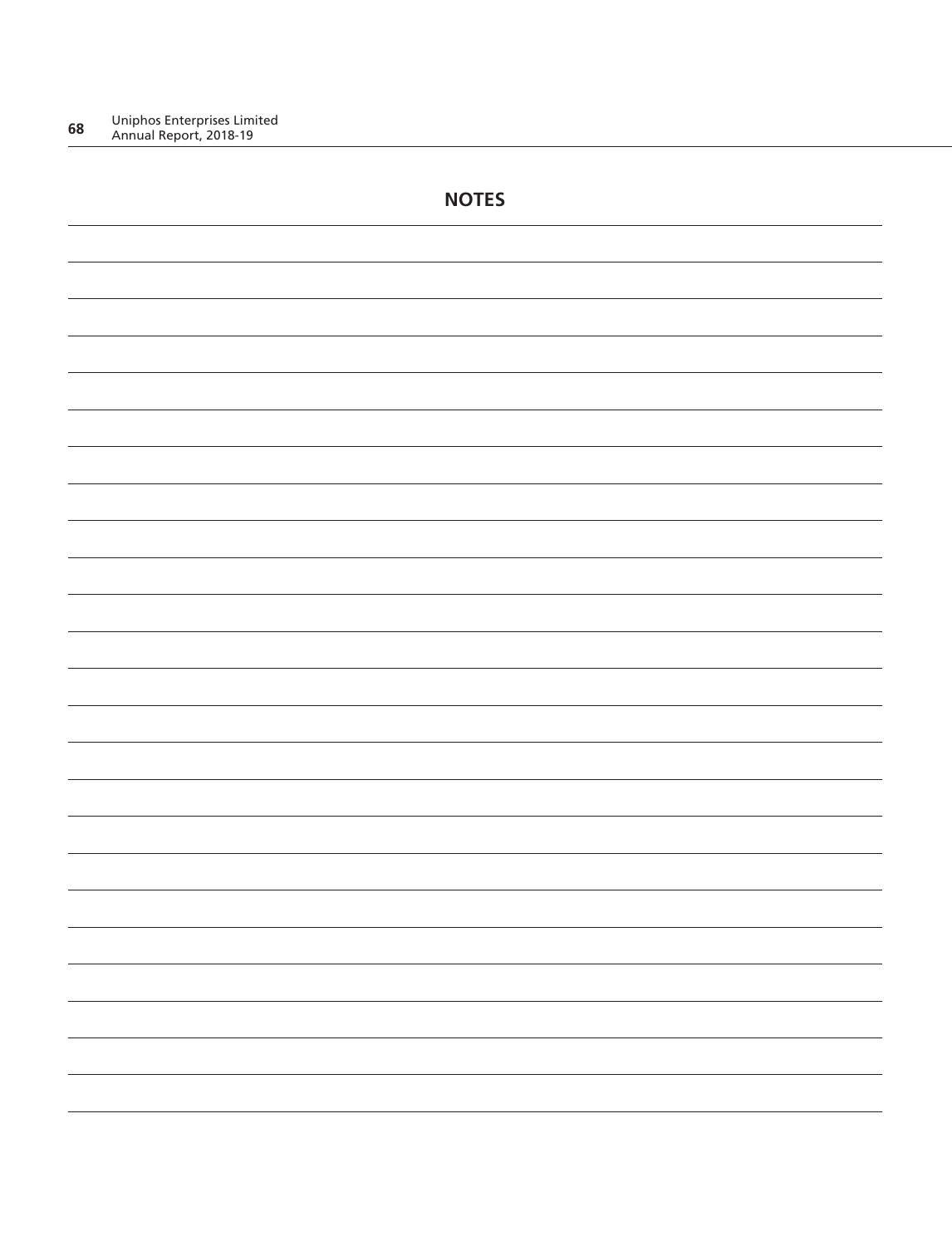# NOTES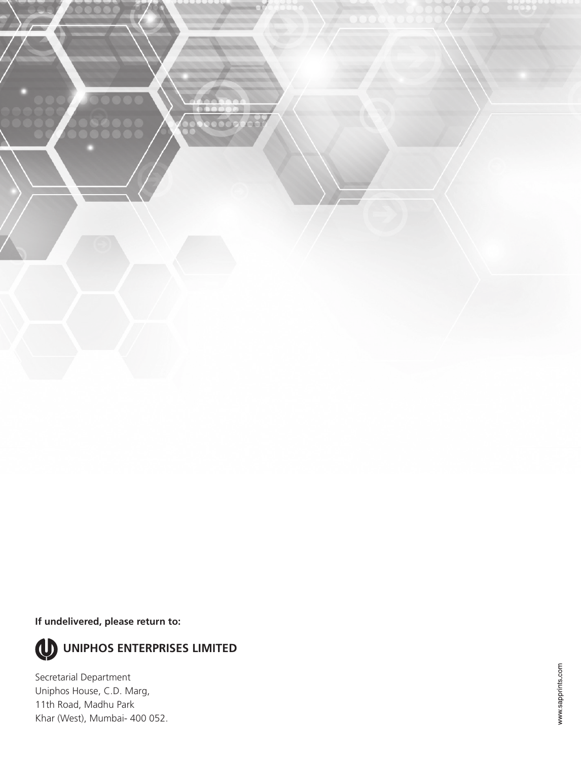**If undelivered, please return to:**

**UNIPHOS ENTERPRISES LIMITED**

Secretarial Department
Uniphos House, C.D. Marg,
11th Road, Madhu Park
Khar (West), Mumbai- 400 052.

www.sapprints.com